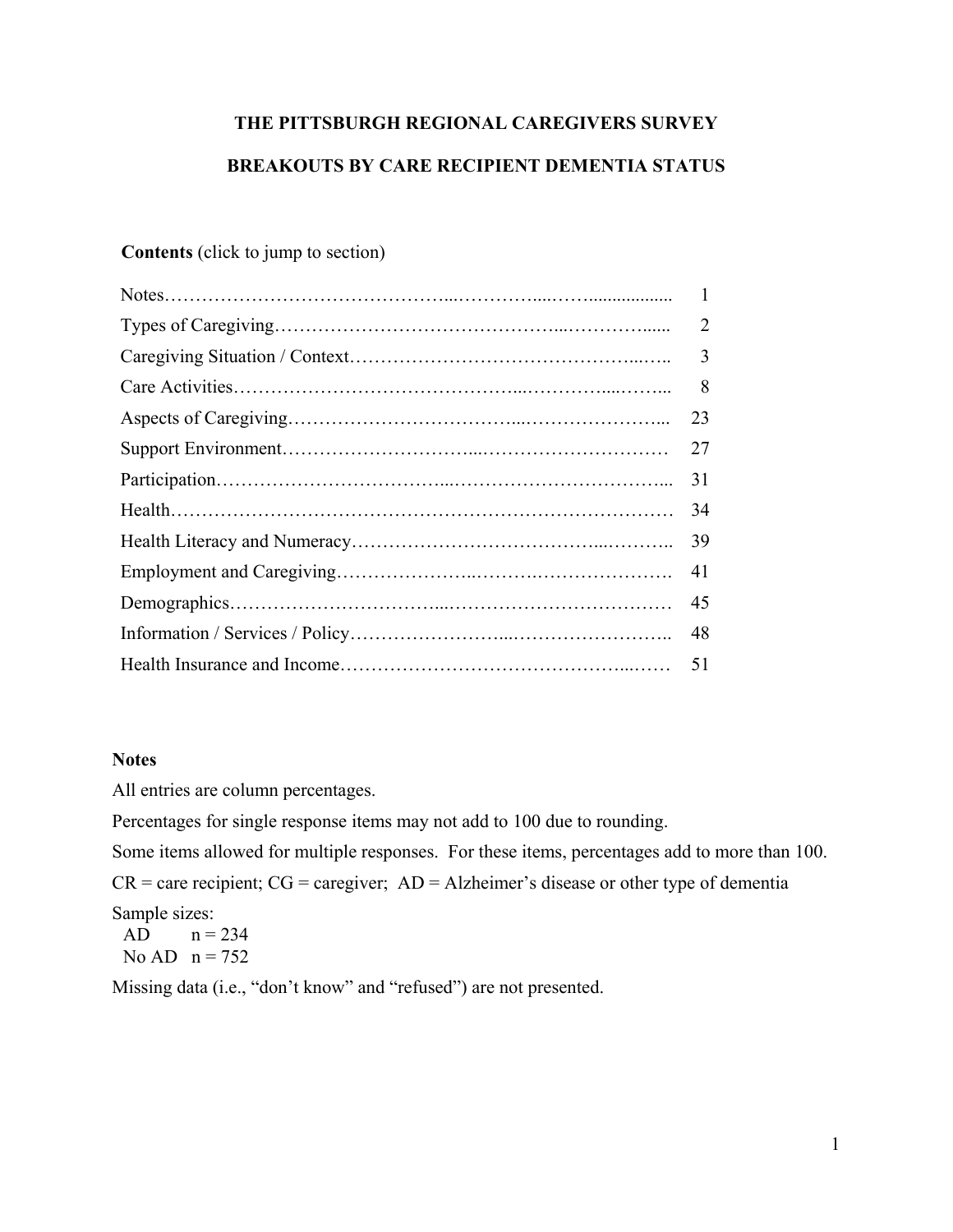# THE PITTSBURGH REGIONAL CAREGIVERS SURVEY

## BREAKOUTS BY CARE RECIPIENT DEMENTIA STATUS

**Contents** (click to jump to section)

| Section | Page |
|---|---|
| Notes | 1 |
| Types of Caregiving | 2 |
| Caregiving Situation / Context | 3 |
| Care Activities | 8 |
| Aspects of Caregiving | 23 |
| Support Environment | 27 |
| Participation | 31 |
| Health | 34 |
| Health Literacy and Numeracy | 39 |
| Employment and Caregiving | 41 |
| Demographics | 45 |
| Information / Services / Policy | 48 |
| Health Insurance and Income | 51 |

### Notes

All entries are column percentages.

Percentages for single response items may not add to 100 due to rounding.

Some items allowed for multiple responses. For these items, percentages add to more than 100.

CR = care recipient; CG = caregiver; AD = Alzheimer's disease or other type of dementia

Sample sizes:
- AD n = 234
- No AD n = 752

Missing data (i.e., "don't know" and "refused") are not presented.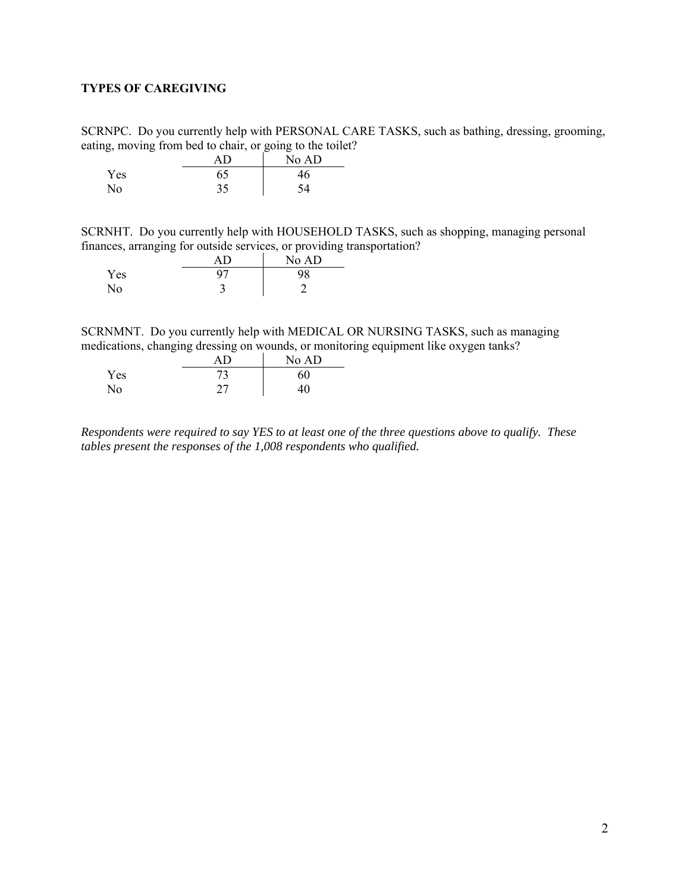**TYPES OF CAREGIVING**

SCRNPC. Do you currently help with PERSONAL CARE TASKS, such as bathing, dressing, grooming, eating, moving from bed to chair, or going to the toilet?

| | AD | No AD |
|---|---|---|
| Yes | 65 | 46 |
| No | 35 | 54 |

SCRNHT. Do you currently help with HOUSEHOLD TASKS, such as shopping, managing personal finances, arranging for outside services, or providing transportation?

| | AD | No AD |
|---|---|---|
| Yes | 97 | 98 |
| No | 3 | 2 |

SCRNMNT. Do you currently help with MEDICAL OR NURSING TASKS, such as managing medications, changing dressing on wounds, or monitoring equipment like oxygen tanks?

| | AD | No AD |
|---|---|---|
| Yes | 73 | 60 |
| No | 27 | 40 |

*Respondents were required to say YES to at least one of the three questions above to qualify. These tables present the responses of the 1,008 respondents who qualified.*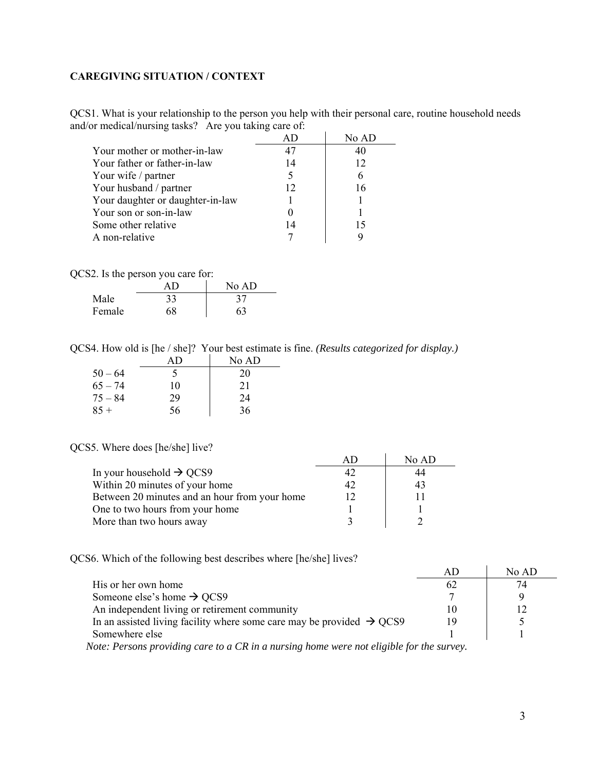**CAREGIVING SITUATION / CONTEXT**

QCS1. What is your relationship to the person you help with their personal care, routine household needs and/or medical/nursing tasks? Are you taking care of:

| | AD | No AD |
|---|---|---|
| Your mother or mother-in-law | 47 | 40 |
| Your father or father-in-law | 14 | 12 |
| Your wife / partner | 5 | 6 |
| Your husband / partner | 12 | 16 |
| Your daughter or daughter-in-law | 1 | 1 |
| Your son or son-in-law | 0 | 1 |
| Some other relative | 14 | 15 |
| A non-relative | 7 | 9 |

QCS2. Is the person you care for:

| | AD | No AD |
|---|---|---|
| Male | 33 | 37 |
| Female | 68 | 63 |

QCS4. How old is [he / she]? Your best estimate is fine. *(Results categorized for display.)*

| | AD | No AD |
|---|---|---|
| 50 – 64 | 5 | 20 |
| 65 – 74 | 10 | 21 |
| 75 – 84 | 29 | 24 |
| 85 + | 56 | 36 |

QCS5. Where does [he/she] live?

| | AD | No AD |
|---|---|---|
| In your household → QCS9 | 42 | 44 |
| Within 20 minutes of your home | 42 | 43 |
| Between 20 minutes and an hour from your home | 12 | 11 |
| One to two hours from your home | 1 | 1 |
| More than two hours away | 3 | 2 |

QCS6. Which of the following best describes where [he/she] lives?

| | AD | No AD |
|---|---|---|
| His or her own home | 62 | 74 |
| Someone else's home → QCS9 | 7 | 9 |
| An independent living or retirement community | 10 | 12 |
| In an assisted living facility where some care may be provided → QCS9 | 19 | 5 |
| Somewhere else | 1 | 1 |

*Note: Persons providing care to a CR in a nursing home were not eligible for the survey.*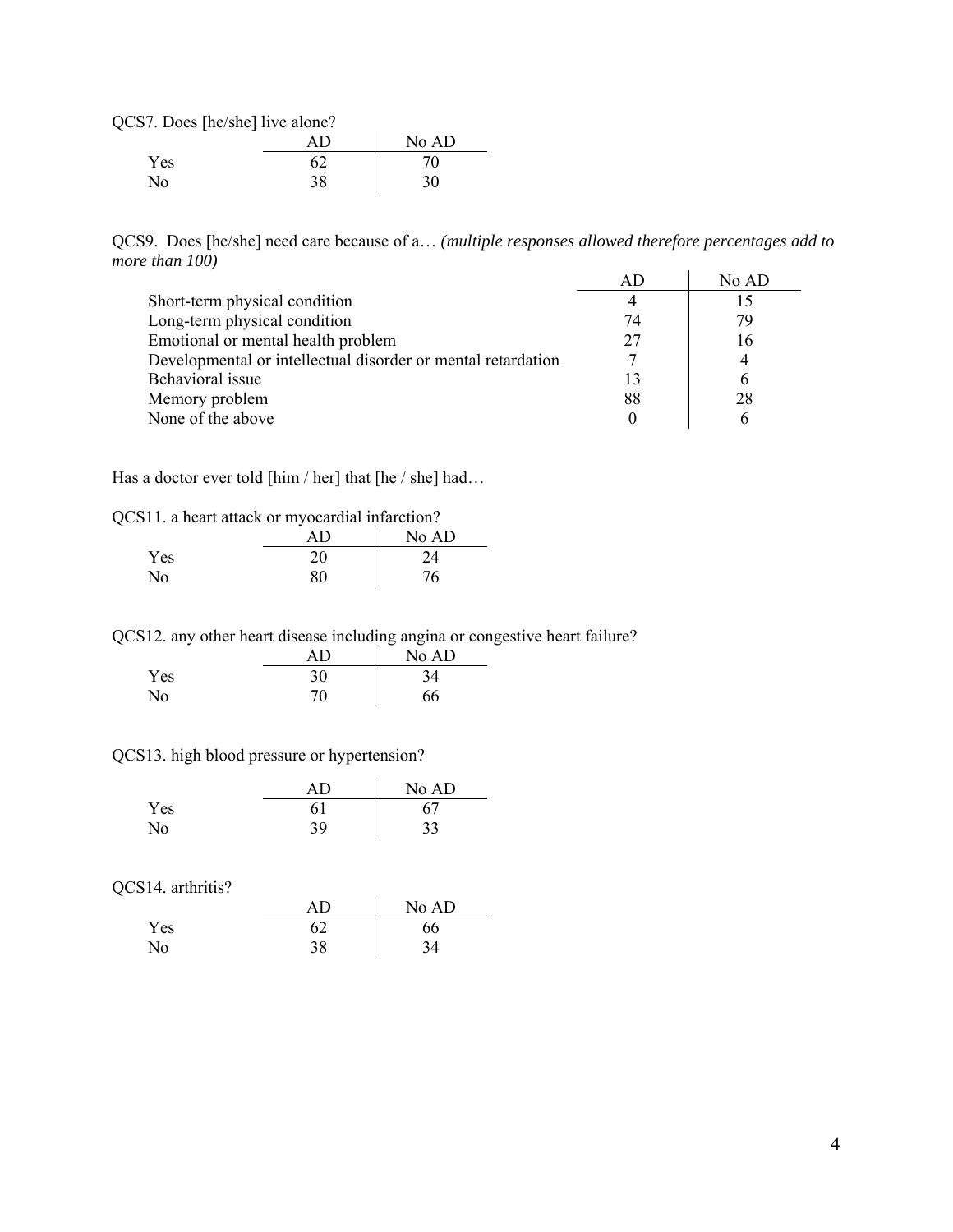QCS7. Does [he/she] live alone?

| | AD | No AD |
|---|---|---|
| Yes | 62 | 70 |
| No | 38 | 30 |

QCS9. Does [he/she] need care because of a… *(multiple responses allowed therefore percentages add to more than 100)*

| | AD | No AD |
|---|---|---|
| Short-term physical condition | 4 | 15 |
| Long-term physical condition | 74 | 79 |
| Emotional or mental health problem | 27 | 16 |
| Developmental or intellectual disorder or mental retardation | 7 | 4 |
| Behavioral issue | 13 | 6 |
| Memory problem | 88 | 28 |
| None of the above | 0 | 6 |

Has a doctor ever told [him / her] that [he / she] had…

QCS11. a heart attack or myocardial infarction?

| | AD | No AD |
|---|---|---|
| Yes | 20 | 24 |
| No | 80 | 76 |

QCS12. any other heart disease including angina or congestive heart failure?

| | AD | No AD |
|---|---|---|
| Yes | 30 | 34 |
| No | 70 | 66 |

QCS13. high blood pressure or hypertension?

| | AD | No AD |
|---|---|---|
| Yes | 61 | 67 |
| No | 39 | 33 |

QCS14. arthritis?

| | AD | No AD |
|---|---|---|
| Yes | 62 | 66 |
| No | 38 | 34 |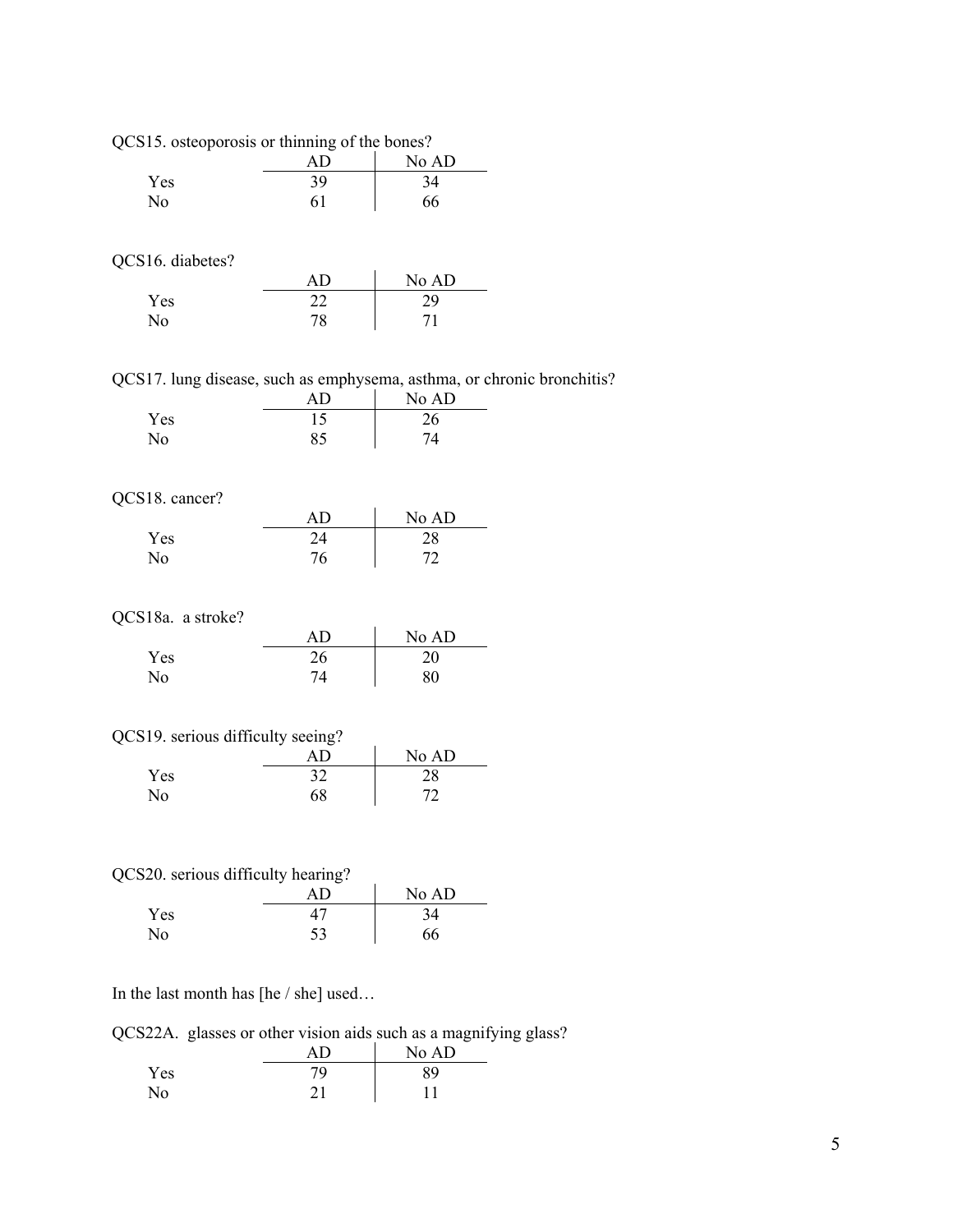QCS15. osteoporosis or thinning of the bones?

| | AD | No AD |
|---|---|---|
| Yes | 39 | 34 |
| No | 61 | 66 |

QCS16. diabetes?

| | AD | No AD |
|---|---|---|
| Yes | 22 | 29 |
| No | 78 | 71 |

QCS17. lung disease, such as emphysema, asthma, or chronic bronchitis?

| | AD | No AD |
|---|---|---|
| Yes | 15 | 26 |
| No | 85 | 74 |

QCS18. cancer?

| | AD | No AD |
|---|---|---|
| Yes | 24 | 28 |
| No | 76 | 72 |

QCS18a. a stroke?

| | AD | No AD |
|---|---|---|
| Yes | 26 | 20 |
| No | 74 | 80 |

QCS19. serious difficulty seeing?

| | AD | No AD |
|---|---|---|
| Yes | 32 | 28 |
| No | 68 | 72 |

QCS20. serious difficulty hearing?

| | AD | No AD |
|---|---|---|
| Yes | 47 | 34 |
| No | 53 | 66 |

In the last month has [he / she] used…

QCS22A. glasses or other vision aids such as a magnifying glass?

| | AD | No AD |
|---|---|---|
| Yes | 79 | 89 |
| No | 21 | 11 |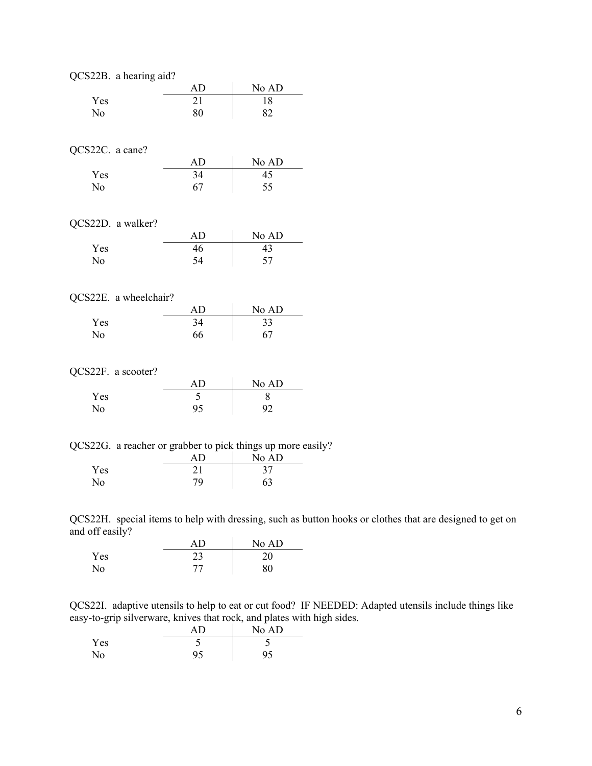QCS22B. a hearing aid?

| | AD | No AD |
|---|---|---|
| Yes | 21 | 18 |
| No | 80 | 82 |

QCS22C. a cane?

| | AD | No AD |
|---|---|---|
| Yes | 34 | 45 |
| No | 67 | 55 |

QCS22D. a walker?

| | AD | No AD |
|---|---|---|
| Yes | 46 | 43 |
| No | 54 | 57 |

QCS22E. a wheelchair?

| | AD | No AD |
|---|---|---|
| Yes | 34 | 33 |
| No | 66 | 67 |

QCS22F. a scooter?

| | AD | No AD |
|---|---|---|
| Yes | 5 | 8 |
| No | 95 | 92 |

QCS22G. a reacher or grabber to pick things up more easily?

| | AD | No AD |
|---|---|---|
| Yes | 21 | 37 |
| No | 79 | 63 |

QCS22H. special items to help with dressing, such as button hooks or clothes that are designed to get on and off easily?

| | AD | No AD |
|---|---|---|
| Yes | 23 | 20 |
| No | 77 | 80 |

QCS22I. adaptive utensils to help to eat or cut food? IF NEEDED: Adapted utensils include things like easy-to-grip silverware, knives that rock, and plates with high sides.

| | AD | No AD |
|---|---|---|
| Yes | 5 | 5 |
| No | 95 | 95 |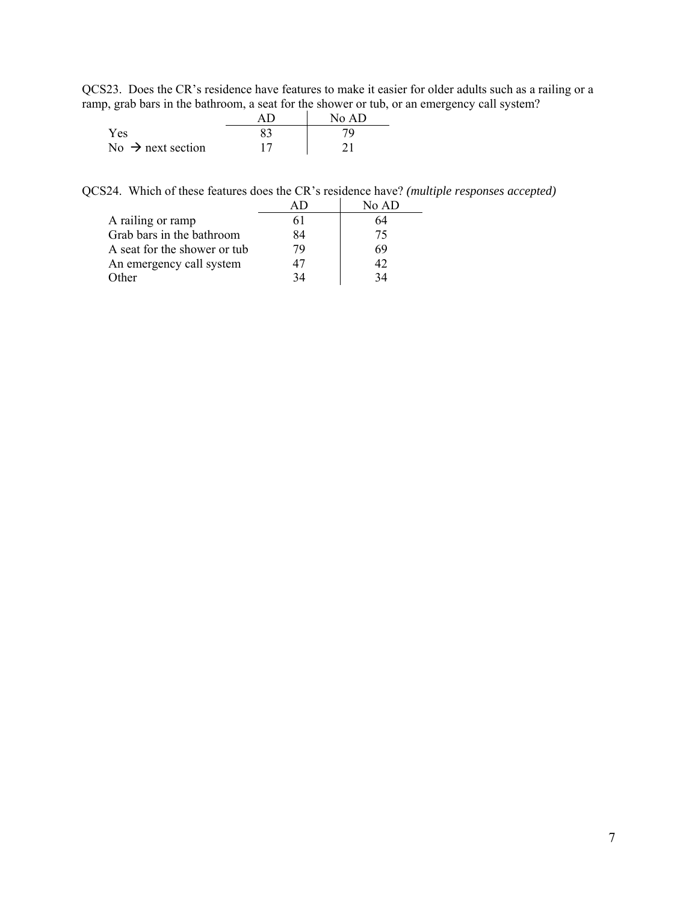QCS23. Does the CR's residence have features to make it easier for older adults such as a railing or a ramp, grab bars in the bathroom, a seat for the shower or tub, or an emergency call system?

| | AD | No AD |
|---|---|---|
| Yes | 83 | 79 |
| No → next section | 17 | 21 |

QCS24. Which of these features does the CR's residence have? *(multiple responses accepted)*

| | AD | No AD |
|---|---|---|
| A railing or ramp | 61 | 64 |
| Grab bars in the bathroom | 84 | 75 |
| A seat for the shower or tub | 79 | 69 |
| An emergency call system | 47 | 42 |
| Other | 34 | 34 |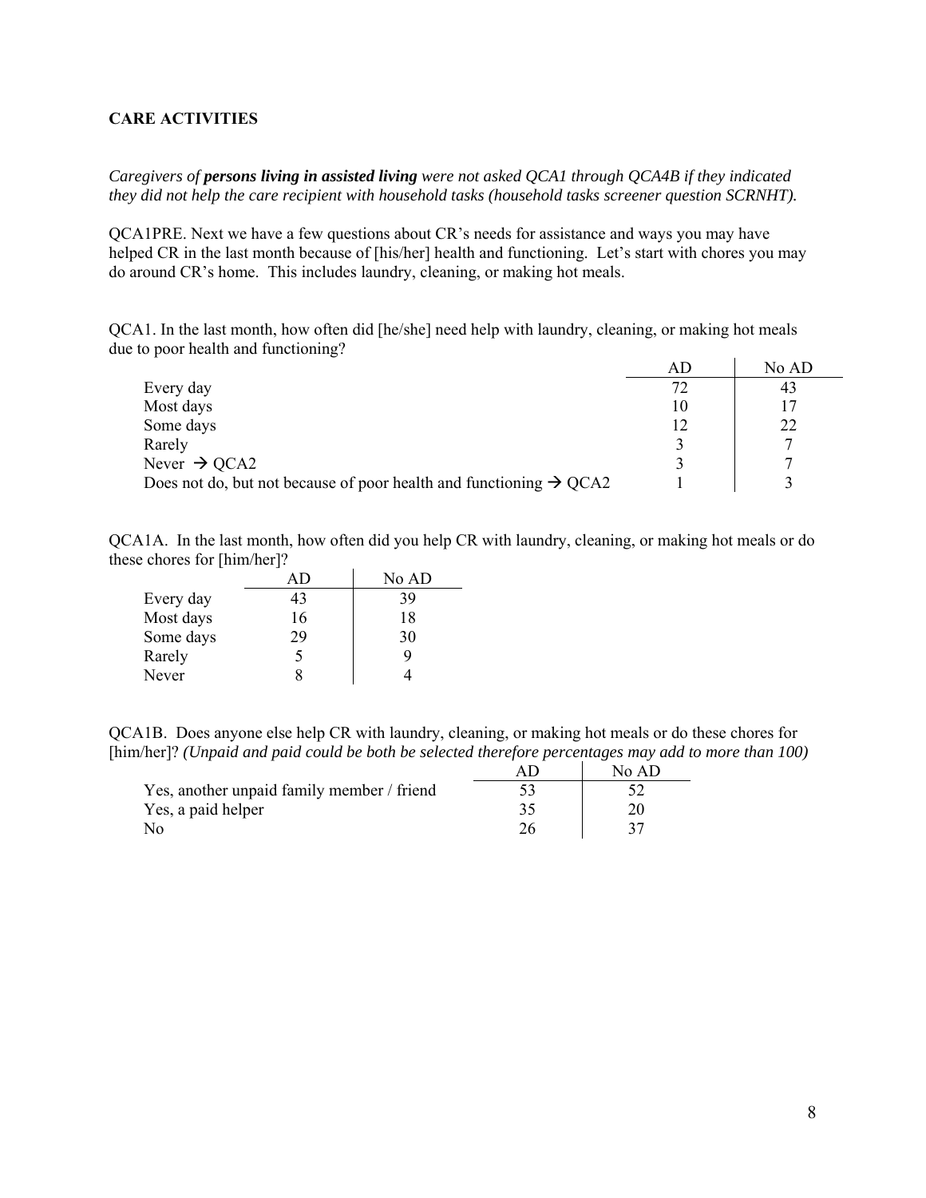**CARE ACTIVITIES**

*Caregivers of **persons living in assisted living** were not asked QCA1 through QCA4B if they indicated they did not help the care recipient with household tasks (household tasks screener question SCRNHT).*

QCA1PRE. Next we have a few questions about CR's needs for assistance and ways you may have helped CR in the last month because of [his/her] health and functioning. Let's start with chores you may do around CR's home. This includes laundry, cleaning, or making hot meals.

QCA1. In the last month, how often did [he/she] need help with laundry, cleaning, or making hot meals due to poor health and functioning?

| | AD | No AD |
|---|---|---|
| Every day | 72 | 43 |
| Most days | 10 | 17 |
| Some days | 12 | 22 |
| Rarely | 3 | 7 |
| Never → QCA2 | 3 | 7 |
| Does not do, but not because of poor health and functioning → QCA2 | 1 | 3 |

QCA1A. In the last month, how often did you help CR with laundry, cleaning, or making hot meals or do these chores for [him/her]?

| | AD | No AD |
|---|---|---|
| Every day | 43 | 39 |
| Most days | 16 | 18 |
| Some days | 29 | 30 |
| Rarely | 5 | 9 |
| Never | 8 | 4 |

QCA1B. Does anyone else help CR with laundry, cleaning, or making hot meals or do these chores for [him/her]? *(Unpaid and paid could be both be selected therefore percentages may add to more than 100)*

| | AD | No AD |
|---|---|---|
| Yes, another unpaid family member / friend | 53 | 52 |
| Yes, a paid helper | 35 | 20 |
| No | 26 | 37 |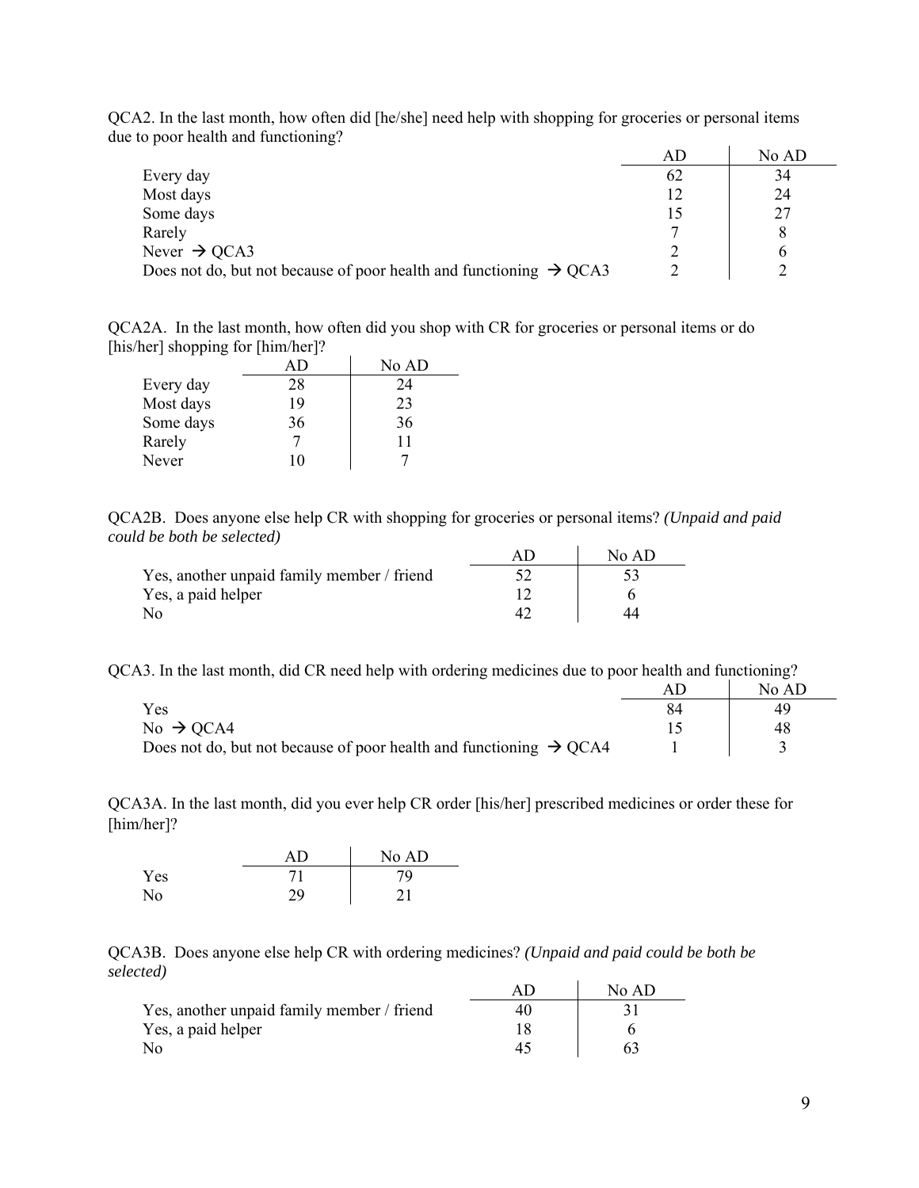QCA2. In the last month, how often did [he/she] need help with shopping for groceries or personal items due to poor health and functioning?

| | AD | No AD |
|---|---|---|
| Every day | 62 | 34 |
| Most days | 12 | 24 |
| Some days | 15 | 27 |
| Rarely | 7 | 8 |
| Never → QCA3 | 2 | 6 |
| Does not do, but not because of poor health and functioning → QCA3 | 2 | 2 |

QCA2A. In the last month, how often did you shop with CR for groceries or personal items or do [his/her] shopping for [him/her]?

| | AD | No AD |
|---|---|---|
| Every day | 28 | 24 |
| Most days | 19 | 23 |
| Some days | 36 | 36 |
| Rarely | 7 | 11 |
| Never | 10 | 7 |

QCA2B. Does anyone else help CR with shopping for groceries or personal items? *(Unpaid and paid could be both be selected)*

| | AD | No AD |
|---|---|---|
| Yes, another unpaid family member / friend | 52 | 53 |
| Yes, a paid helper | 12 | 6 |
| No | 42 | 44 |

QCA3. In the last month, did CR need help with ordering medicines due to poor health and functioning?

| | AD | No AD |
|---|---|---|
| Yes | 84 | 49 |
| No → QCA4 | 15 | 48 |
| Does not do, but not because of poor health and functioning → QCA4 | 1 | 3 |

QCA3A. In the last month, did you ever help CR order [his/her] prescribed medicines or order these for [him/her]?

| | AD | No AD |
|---|---|---|
| Yes | 71 | 79 |
| No | 29 | 21 |

QCA3B. Does anyone else help CR with ordering medicines? *(Unpaid and paid could be both be selected)*

| | AD | No AD |
|---|---|---|
| Yes, another unpaid family member / friend | 40 | 31 |
| Yes, a paid helper | 18 | 6 |
| No | 45 | 63 |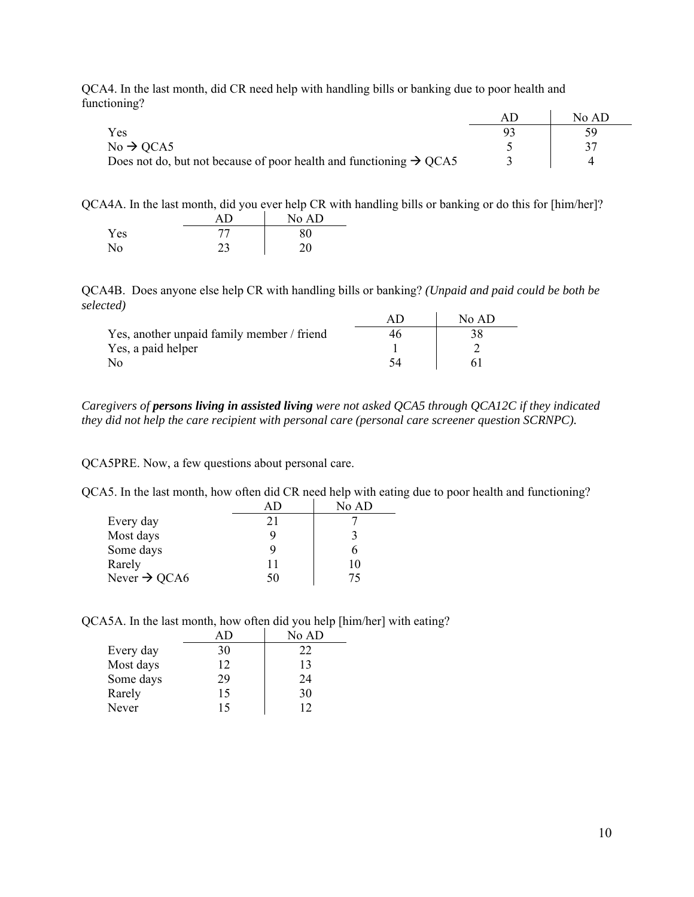QCA4. In the last month, did CR need help with handling bills or banking due to poor health and functioning?

| | AD | No AD |
|---|---|---|
| Yes | 93 | 59 |
| No → QCA5 | 5 | 37 |
| Does not do, but not because of poor health and functioning → QCA5 | 3 | 4 |

QCA4A. In the last month, did you ever help CR with handling bills or banking or do this for [him/her]?

| | AD | No AD |
|---|---|---|
| Yes | 77 | 80 |
| No | 23 | 20 |

QCA4B. Does anyone else help CR with handling bills or banking? *(Unpaid and paid could be both be selected)*

| | AD | No AD |
|---|---|---|
| Yes, another unpaid family member / friend | 46 | 38 |
| Yes, a paid helper | 1 | 2 |
| No | 54 | 61 |

*Caregivers of* ***persons living in assisted living*** *were not asked QCA5 through QCA12C if they indicated they did not help the care recipient with personal care (personal care screener question SCRNPC).*

QCA5PRE. Now, a few questions about personal care.

QCA5. In the last month, how often did CR need help with eating due to poor health and functioning?

| | AD | No AD |
|---|---|---|
| Every day | 21 | 7 |
| Most days | 9 | 3 |
| Some days | 9 | 6 |
| Rarely | 11 | 10 |
| Never → QCA6 | 50 | 75 |

QCA5A. In the last month, how often did you help [him/her] with eating?

| | AD | No AD |
|---|---|---|
| Every day | 30 | 22 |
| Most days | 12 | 13 |
| Some days | 29 | 24 |
| Rarely | 15 | 30 |
| Never | 15 | 12 |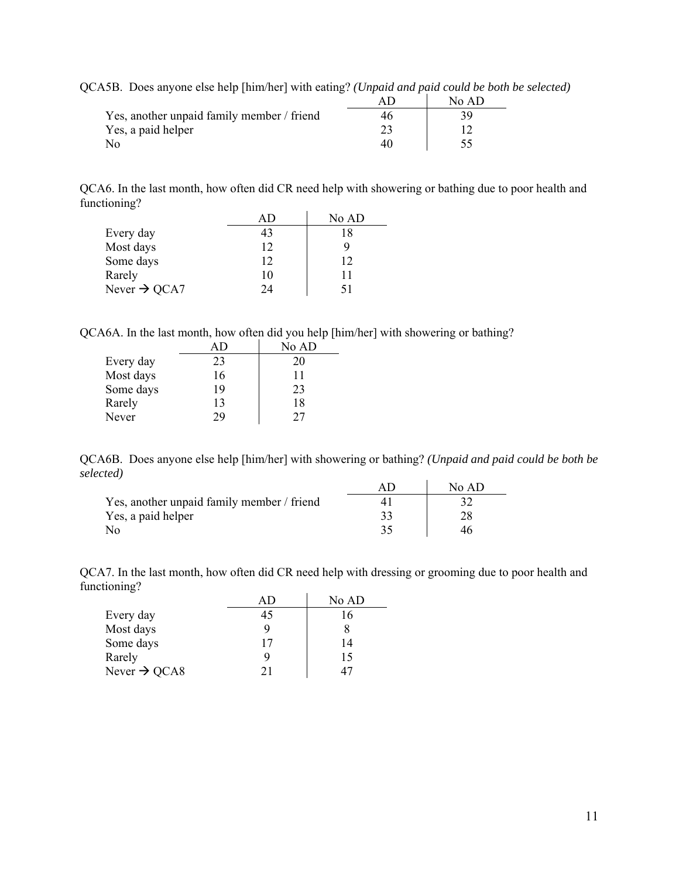QCA5B. Does anyone else help [him/her] with eating? *(Unpaid and paid could be both be selected)*

| | AD | No AD |
|---|---|---|
| Yes, another unpaid family member / friend | 46 | 39 |
| Yes, a paid helper | 23 | 12 |
| No | 40 | 55 |

QCA6. In the last month, how often did CR need help with showering or bathing due to poor health and functioning?

| | AD | No AD |
|---|---|---|
| Every day | 43 | 18 |
| Most days | 12 | 9 |
| Some days | 12 | 12 |
| Rarely | 10 | 11 |
| Never → QCA7 | 24 | 51 |

QCA6A. In the last month, how often did you help [him/her] with showering or bathing?

| | AD | No AD |
|---|---|---|
| Every day | 23 | 20 |
| Most days | 16 | 11 |
| Some days | 19 | 23 |
| Rarely | 13 | 18 |
| Never | 29 | 27 |

QCA6B. Does anyone else help [him/her] with showering or bathing? *(Unpaid and paid could be both be selected)*

| | AD | No AD |
|---|---|---|
| Yes, another unpaid family member / friend | 41 | 32 |
| Yes, a paid helper | 33 | 28 |
| No | 35 | 46 |

QCA7. In the last month, how often did CR need help with dressing or grooming due to poor health and functioning?

| | AD | No AD |
|---|---|---|
| Every day | 45 | 16 |
| Most days | 9 | 8 |
| Some days | 17 | 14 |
| Rarely | 9 | 15 |
| Never → QCA8 | 21 | 47 |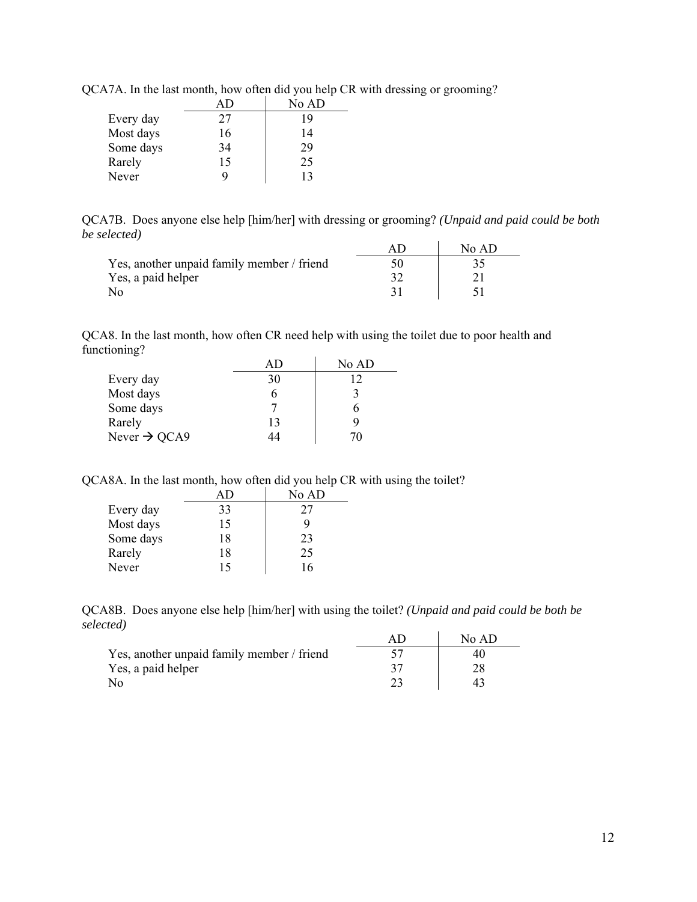QCA7A. In the last month, how often did you help CR with dressing or grooming?

| | AD | No AD |
|---|---|---|
| Every day | 27 | 19 |
| Most days | 16 | 14 |
| Some days | 34 | 29 |
| Rarely | 15 | 25 |
| Never | 9 | 13 |

QCA7B. Does anyone else help [him/her] with dressing or grooming? *(Unpaid and paid could be both be selected)*

| | AD | No AD |
|---|---|---|
| Yes, another unpaid family member / friend | 50 | 35 |
| Yes, a paid helper | 32 | 21 |
| No | 31 | 51 |

QCA8. In the last month, how often CR need help with using the toilet due to poor health and functioning?

| | AD | No AD |
|---|---|---|
| Every day | 30 | 12 |
| Most days | 6 | 3 |
| Some days | 7 | 6 |
| Rarely | 13 | 9 |
| Never → QCA9 | 44 | 70 |

QCA8A. In the last month, how often did you help CR with using the toilet?

| | AD | No AD |
|---|---|---|
| Every day | 33 | 27 |
| Most days | 15 | 9 |
| Some days | 18 | 23 |
| Rarely | 18 | 25 |
| Never | 15 | 16 |

QCA8B. Does anyone else help [him/her] with using the toilet? *(Unpaid and paid could be both be selected)*

| | AD | No AD |
|---|---|---|
| Yes, another unpaid family member / friend | 57 | 40 |
| Yes, a paid helper | 37 | 28 |
| No | 23 | 43 |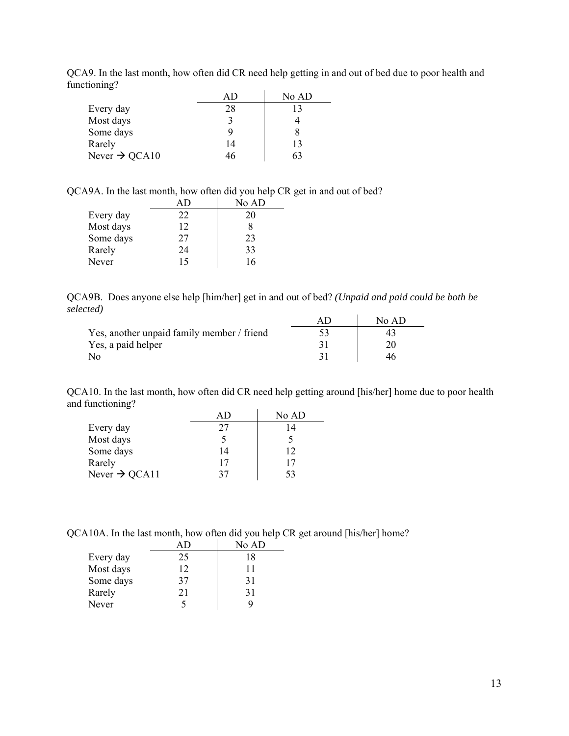QCA9. In the last month, how often did CR need help getting in and out of bed due to poor health and functioning?

| | AD | No AD |
|---|---|---|
| Every day | 28 | 13 |
| Most days | 3 | 4 |
| Some days | 9 | 8 |
| Rarely | 14 | 13 |
| Never → QCA10 | 46 | 63 |

QCA9A. In the last month, how often did you help CR get in and out of bed?

| | AD | No AD |
|---|---|---|
| Every day | 22 | 20 |
| Most days | 12 | 8 |
| Some days | 27 | 23 |
| Rarely | 24 | 33 |
| Never | 15 | 16 |

QCA9B. Does anyone else help [him/her] get in and out of bed? *(Unpaid and paid could be both be selected)*

| | AD | No AD |
|---|---|---|
| Yes, another unpaid family member / friend | 53 | 43 |
| Yes, a paid helper | 31 | 20 |
| No | 31 | 46 |

QCA10. In the last month, how often did CR need help getting around [his/her] home due to poor health and functioning?

| | AD | No AD |
|---|---|---|
| Every day | 27 | 14 |
| Most days | 5 | 5 |
| Some days | 14 | 12 |
| Rarely | 17 | 17 |
| Never → QCA11 | 37 | 53 |

QCA10A. In the last month, how often did you help CR get around [his/her] home?

| | AD | No AD |
|---|---|---|
| Every day | 25 | 18 |
| Most days | 12 | 11 |
| Some days | 37 | 31 |
| Rarely | 21 | 31 |
| Never | 5 | 9 |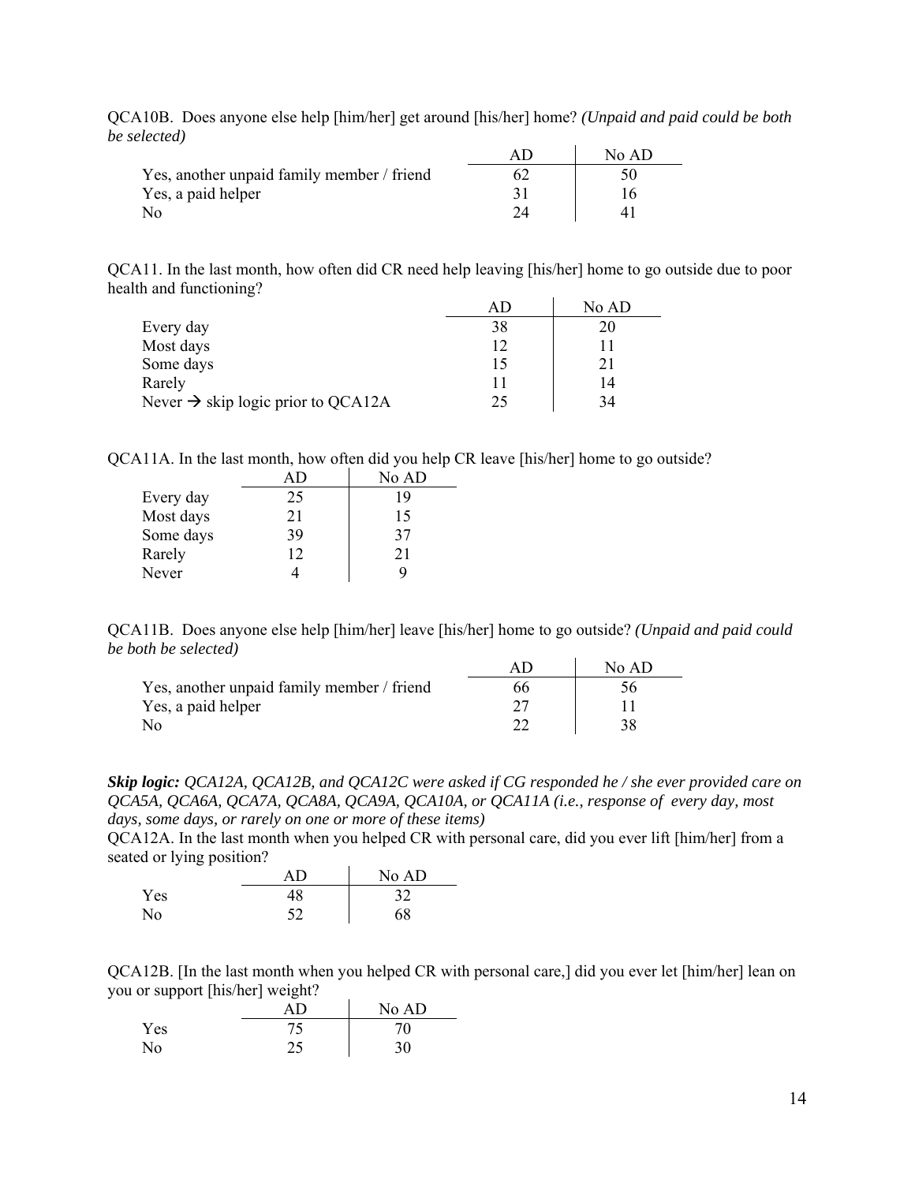QCA10B. Does anyone else help [him/her] get around [his/her] home? *(Unpaid and paid could be both be selected)*

| | AD | No AD |
|---|---|---|
| Yes, another unpaid family member / friend | 62 | 50 |
| Yes, a paid helper | 31 | 16 |
| No | 24 | 41 |

QCA11. In the last month, how often did CR need help leaving [his/her] home to go outside due to poor health and functioning?

| | AD | No AD |
|---|---|---|
| Every day | 38 | 20 |
| Most days | 12 | 11 |
| Some days | 15 | 21 |
| Rarely | 11 | 14 |
| Never → skip logic prior to QCA12A | 25 | 34 |

QCA11A. In the last month, how often did you help CR leave [his/her] home to go outside?

| | AD | No AD |
|---|---|---|
| Every day | 25 | 19 |
| Most days | 21 | 15 |
| Some days | 39 | 37 |
| Rarely | 12 | 21 |
| Never | 4 | 9 |

QCA11B. Does anyone else help [him/her] leave [his/her] home to go outside? *(Unpaid and paid could be both be selected)*

| | AD | No AD |
|---|---|---|
| Yes, another unpaid family member / friend | 66 | 56 |
| Yes, a paid helper | 27 | 11 |
| No | 22 | 38 |

***Skip logic:*** *QCA12A, QCA12B, and QCA12C were asked if CG responded he / she ever provided care on QCA5A, QCA6A, QCA7A, QCA8A, QCA9A, QCA10A, or QCA11A (i.e., response of every day, most days, some days, or rarely on one or more of these items)*

QCA12A. In the last month when you helped CR with personal care, did you ever lift [him/her] from a seated or lying position?

| | AD | No AD |
|---|---|---|
| Yes | 48 | 32 |
| No | 52 | 68 |

QCA12B. [In the last month when you helped CR with personal care,] did you ever let [him/her] lean on you or support [his/her] weight?

| | AD | No AD |
|---|---|---|
| Yes | 75 | 70 |
| No | 25 | 30 |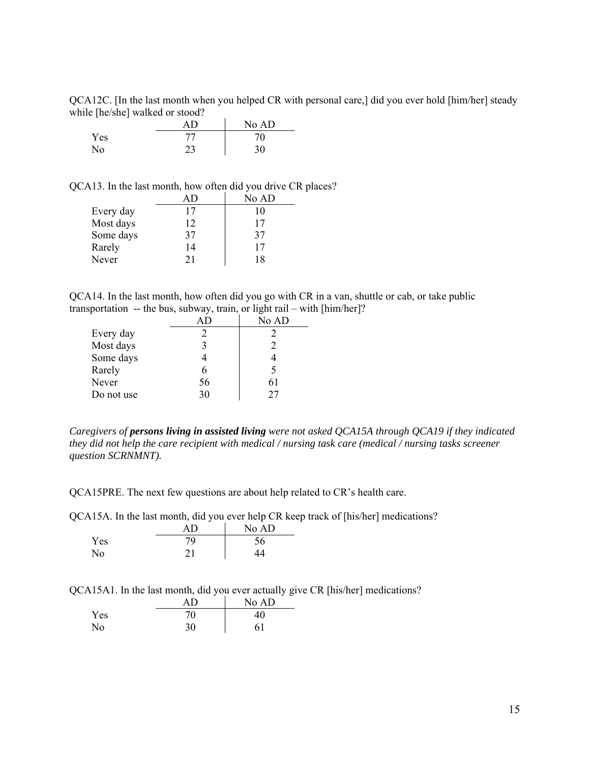QCA12C. [In the last month when you helped CR with personal care,] did you ever hold [him/her] steady while [he/she] walked or stood?

| | AD | No AD |
|---|---|---|
| Yes | 77 | 70 |
| No | 23 | 30 |

QCA13. In the last month, how often did you drive CR places?

| | AD | No AD |
|---|---|---|
| Every day | 17 | 10 |
| Most days | 12 | 17 |
| Some days | 37 | 37 |
| Rarely | 14 | 17 |
| Never | 21 | 18 |

QCA14. In the last month, how often did you go with CR in a van, shuttle or cab, or take public transportation -- the bus, subway, train, or light rail – with [him/her]?

| | AD | No AD |
|---|---|---|
| Every day | 2 | 2 |
| Most days | 3 | 2 |
| Some days | 4 | 4 |
| Rarely | 6 | 5 |
| Never | 56 | 61 |
| Do not use | 30 | 27 |

*Caregivers of* ***persons living in assisted living*** *were not asked QCA15A through QCA19 if they indicated they did not help the care recipient with medical / nursing task care (medical / nursing tasks screener question SCRNMNT).*

QCA15PRE. The next few questions are about help related to CR's health care.

QCA15A. In the last month, did you ever help CR keep track of [his/her] medications?

| | AD | No AD |
|---|---|---|
| Yes | 79 | 56 |
| No | 21 | 44 |

QCA15A1. In the last month, did you ever actually give CR [his/her] medications?

| | AD | No AD |
|---|---|---|
| Yes | 70 | 40 |
| No | 30 | 61 |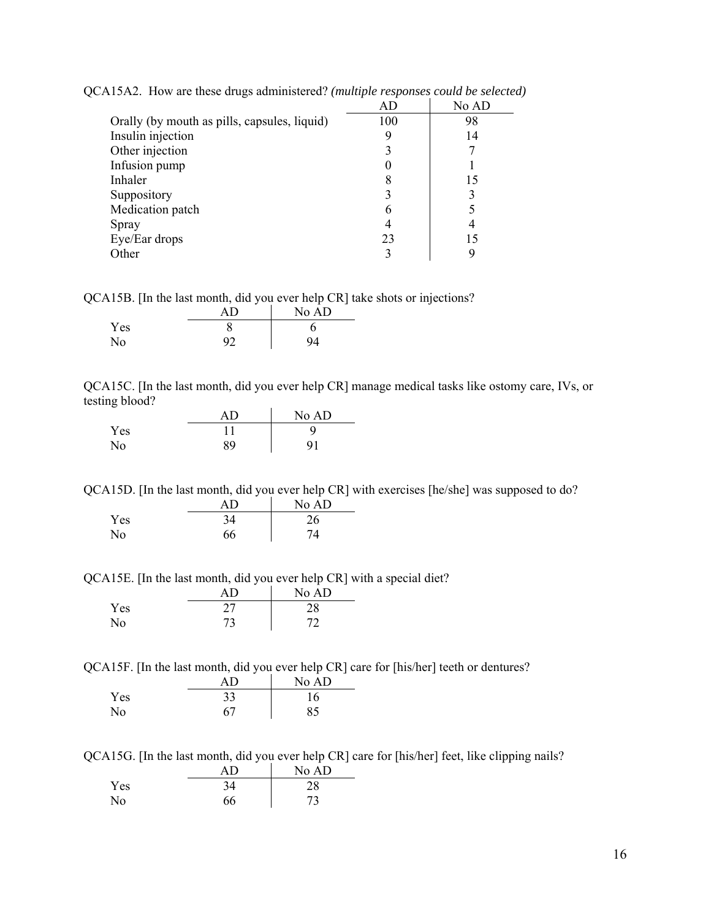QCA15A2. How are these drugs administered? *(multiple responses could be selected)*

| | AD | No AD |
|---|---|---|
| Orally (by mouth as pills, capsules, liquid) | 100 | 98 |
| Insulin injection | 9 | 14 |
| Other injection | 3 | 7 |
| Infusion pump | 0 | 1 |
| Inhaler | 8 | 15 |
| Suppository | 3 | 3 |
| Medication patch | 6 | 5 |
| Spray | 4 | 4 |
| Eye/Ear drops | 23 | 15 |
| Other | 3 | 9 |

QCA15B. [In the last month, did you ever help CR] take shots or injections?

| | AD | No AD |
|---|---|---|
| Yes | 8 | 6 |
| No | 92 | 94 |

QCA15C. [In the last month, did you ever help CR] manage medical tasks like ostomy care, IVs, or testing blood?

| | AD | No AD |
|---|---|---|
| Yes | 11 | 9 |
| No | 89 | 91 |

QCA15D. [In the last month, did you ever help CR] with exercises [he/she] was supposed to do?

| | AD | No AD |
|---|---|---|
| Yes | 34 | 26 |
| No | 66 | 74 |

QCA15E. [In the last month, did you ever help CR] with a special diet?

| | AD | No AD |
|---|---|---|
| Yes | 27 | 28 |
| No | 73 | 72 |

QCA15F. [In the last month, did you ever help CR] care for [his/her] teeth or dentures?

| | AD | No AD |
|---|---|---|
| Yes | 33 | 16 |
| No | 67 | 85 |

QCA15G. [In the last month, did you ever help CR] care for [his/her] feet, like clipping nails?

| | AD | No AD |
|---|---|---|
| Yes | 34 | 28 |
| No | 66 | 73 |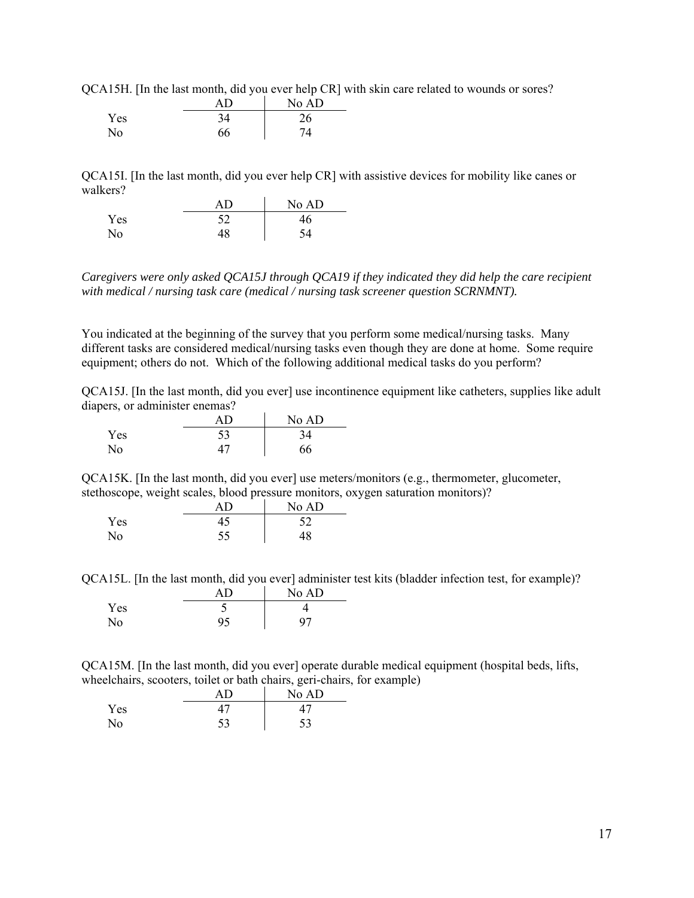QCA15H. [In the last month, did you ever help CR] with skin care related to wounds or sores?

| | AD | No AD |
|---|---|---|
| Yes | 34 | 26 |
| No | 66 | 74 |

QCA15I. [In the last month, did you ever help CR] with assistive devices for mobility like canes or walkers?

| | AD | No AD |
|---|---|---|
| Yes | 52 | 46 |
| No | 48 | 54 |

*Caregivers were only asked QCA15J through QCA19 if they indicated they did help the care recipient with medical / nursing task care (medical / nursing task screener question SCRNMNT).*

You indicated at the beginning of the survey that you perform some medical/nursing tasks. Many different tasks are considered medical/nursing tasks even though they are done at home. Some require equipment; others do not. Which of the following additional medical tasks do you perform?

QCA15J. [In the last month, did you ever] use incontinence equipment like catheters, supplies like adult diapers, or administer enemas?

| | AD | No AD |
|---|---|---|
| Yes | 53 | 34 |
| No | 47 | 66 |

QCA15K. [In the last month, did you ever] use meters/monitors (e.g., thermometer, glucometer, stethoscope, weight scales, blood pressure monitors, oxygen saturation monitors)?

| | AD | No AD |
|---|---|---|
| Yes | 45 | 52 |
| No | 55 | 48 |

QCA15L. [In the last month, did you ever] administer test kits (bladder infection test, for example)?

| | AD | No AD |
|---|---|---|
| Yes | 5 | 4 |
| No | 95 | 97 |

QCA15M. [In the last month, did you ever] operate durable medical equipment (hospital beds, lifts, wheelchairs, scooters, toilet or bath chairs, geri-chairs, for example)

| | AD | No AD |
|---|---|---|
| Yes | 47 | 47 |
| No | 53 | 53 |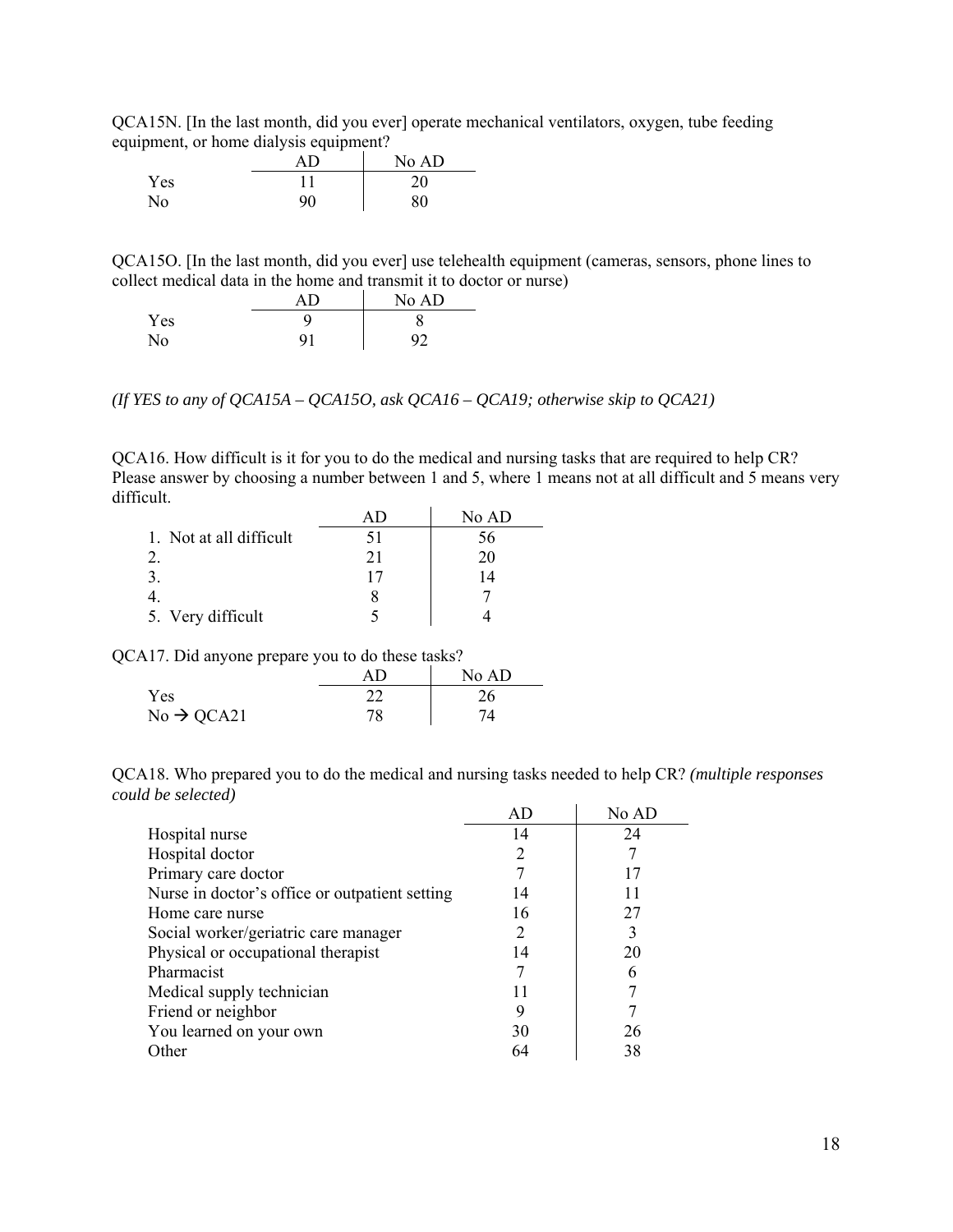QCA15N. [In the last month, did you ever] operate mechanical ventilators, oxygen, tube feeding equipment, or home dialysis equipment?

| | AD | No AD |
|---|---|---|
| Yes | 11 | 20 |
| No | 90 | 80 |

QCA15O. [In the last month, did you ever] use telehealth equipment (cameras, sensors, phone lines to collect medical data in the home and transmit it to doctor or nurse)

| | AD | No AD |
|---|---|---|
| Yes | 9 | 8 |
| No | 91 | 92 |

*(If YES to any of QCA15A – QCA15O, ask QCA16 – QCA19; otherwise skip to QCA21)*

QCA16. How difficult is it for you to do the medical and nursing tasks that are required to help CR? Please answer by choosing a number between 1 and 5, where 1 means not at all difficult and 5 means very difficult.

| | AD | No AD |
|---|---|---|
| 1. Not at all difficult | 51 | 56 |
| 2. | 21 | 20 |
| 3. | 17 | 14 |
| 4. | 8 | 7 |
| 5. Very difficult | 5 | 4 |

QCA17. Did anyone prepare you to do these tasks?

| | AD | No AD |
|---|---|---|
| Yes | 22 | 26 |
| No → QCA21 | 78 | 74 |

QCA18. Who prepared you to do the medical and nursing tasks needed to help CR? *(multiple responses could be selected)*

| | AD | No AD |
|---|---|---|
| Hospital nurse | 14 | 24 |
| Hospital doctor | 2 | 7 |
| Primary care doctor | 7 | 17 |
| Nurse in doctor's office or outpatient setting | 14 | 11 |
| Home care nurse | 16 | 27 |
| Social worker/geriatric care manager | 2 | 3 |
| Physical or occupational therapist | 14 | 20 |
| Pharmacist | 7 | 6 |
| Medical supply technician | 11 | 7 |
| Friend or neighbor | 9 | 7 |
| You learned on your own | 30 | 26 |
| Other | 64 | 38 |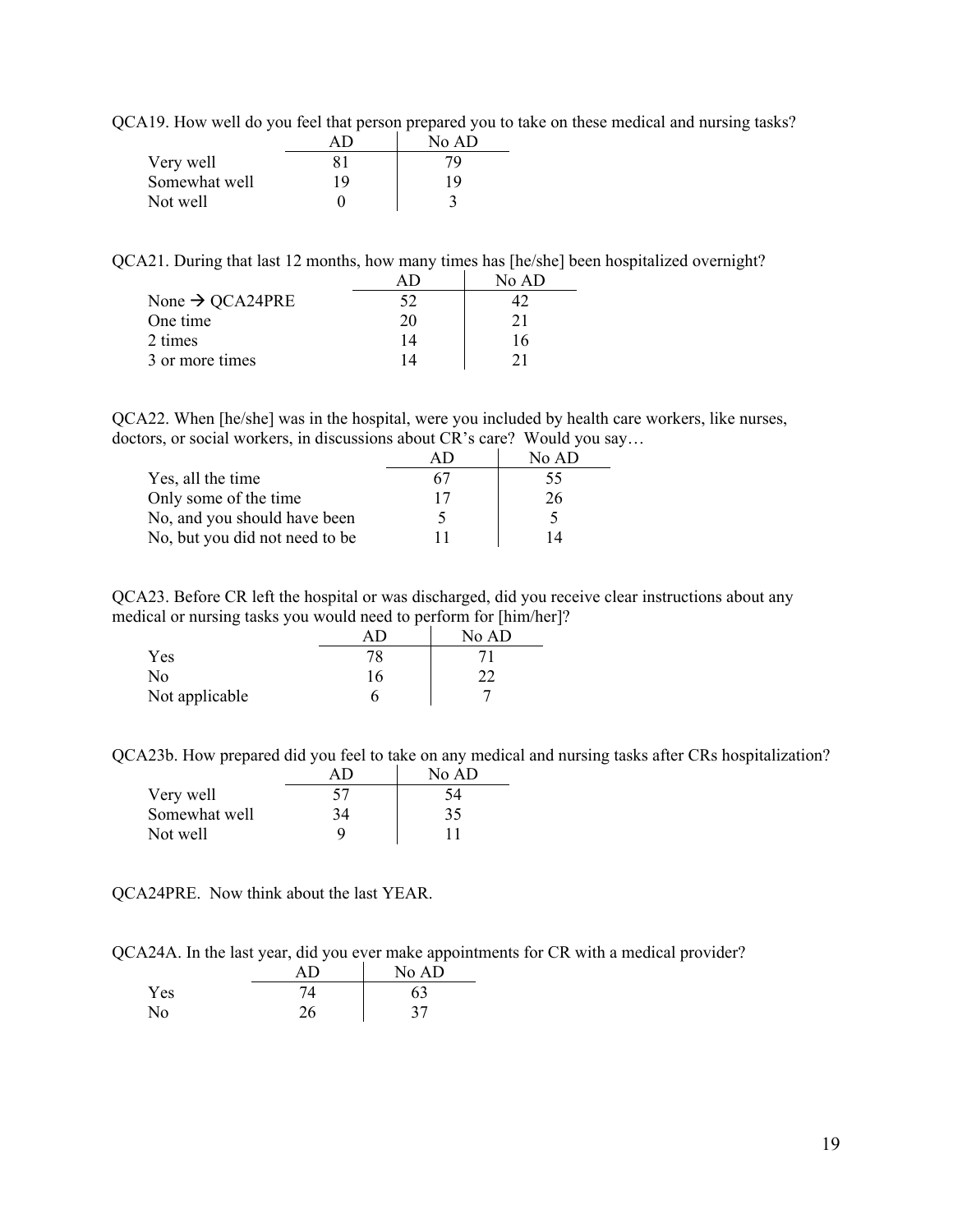QCA19. How well do you feel that person prepared you to take on these medical and nursing tasks?

| | AD | No AD |
|---|---|---|
| Very well | 81 | 79 |
| Somewhat well | 19 | 19 |
| Not well | 0 | 3 |

QCA21. During that last 12 months, how many times has [he/she] been hospitalized overnight?

| | AD | No AD |
|---|---|---|
| None → QCA24PRE | 52 | 42 |
| One time | 20 | 21 |
| 2 times | 14 | 16 |
| 3 or more times | 14 | 21 |

QCA22. When [he/she] was in the hospital, were you included by health care workers, like nurses, doctors, or social workers, in discussions about CR's care? Would you say…

| | AD | No AD |
|---|---|---|
| Yes, all the time | 67 | 55 |
| Only some of the time | 17 | 26 |
| No, and you should have been | 5 | 5 |
| No, but you did not need to be | 11 | 14 |

QCA23. Before CR left the hospital or was discharged, did you receive clear instructions about any medical or nursing tasks you would need to perform for [him/her]?

| | AD | No AD |
|---|---|---|
| Yes | 78 | 71 |
| No | 16 | 22 |
| Not applicable | 6 | 7 |

QCA23b. How prepared did you feel to take on any medical and nursing tasks after CRs hospitalization?

| | AD | No AD |
|---|---|---|
| Very well | 57 | 54 |
| Somewhat well | 34 | 35 |
| Not well | 9 | 11 |

QCA24PRE. Now think about the last YEAR.

QCA24A. In the last year, did you ever make appointments for CR with a medical provider?

| | AD | No AD |
|---|---|---|
| Yes | 74 | 63 |
| No | 26 | 37 |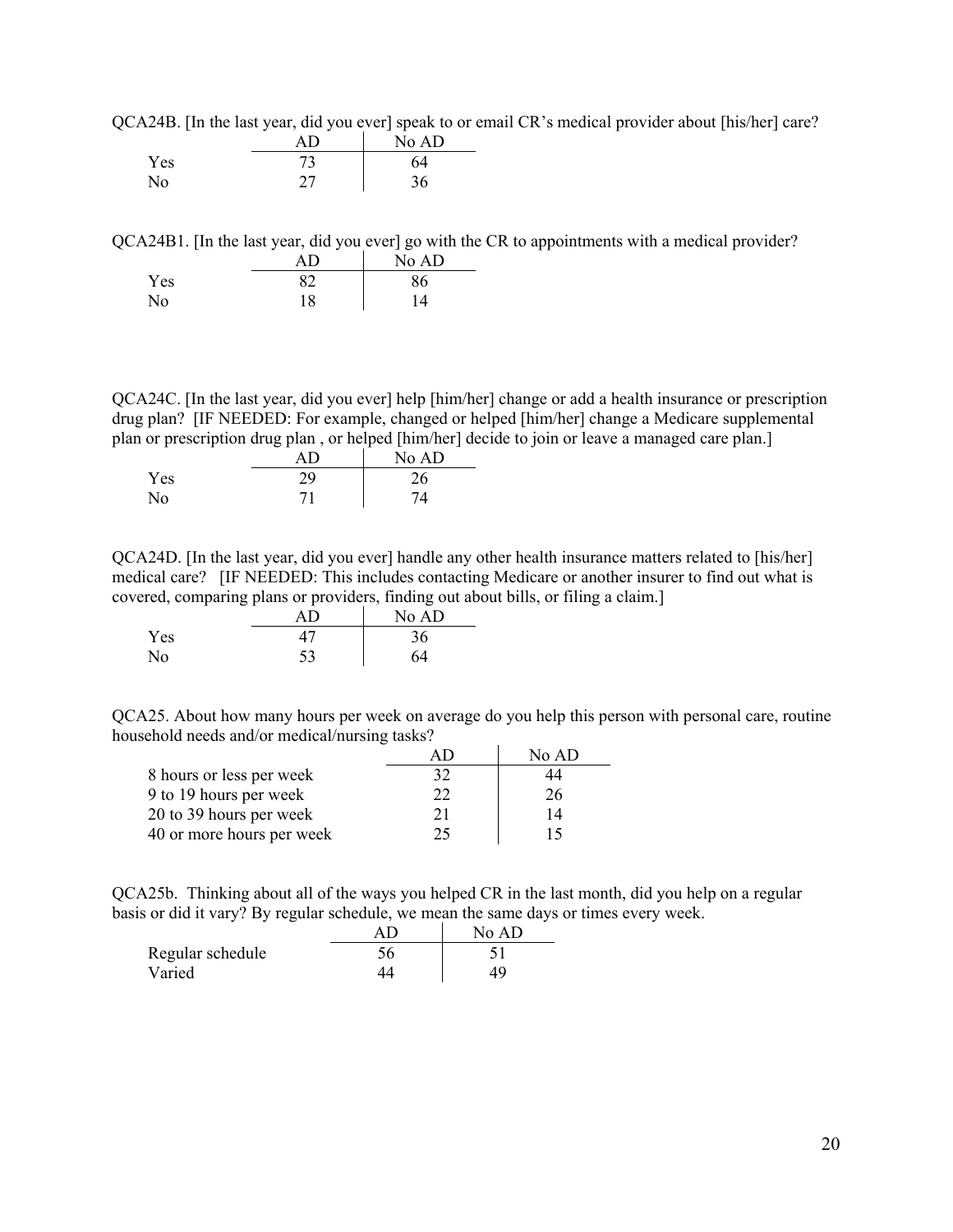QCA24B. [In the last year, did you ever] speak to or email CR's medical provider about [his/her] care?

| | AD | No AD |
|---|---|---|
| Yes | 73 | 64 |
| No | 27 | 36 |

QCA24B1. [In the last year, did you ever] go with the CR to appointments with a medical provider?

| | AD | No AD |
|---|---|---|
| Yes | 82 | 86 |
| No | 18 | 14 |

QCA24C. [In the last year, did you ever] help [him/her] change or add a health insurance or prescription drug plan? [IF NEEDED: For example, changed or helped [him/her] change a Medicare supplemental plan or prescription drug plan , or helped [him/her] decide to join or leave a managed care plan.]

| | AD | No AD |
|---|---|---|
| Yes | 29 | 26 |
| No | 71 | 74 |

QCA24D. [In the last year, did you ever] handle any other health insurance matters related to [his/her] medical care? [IF NEEDED: This includes contacting Medicare or another insurer to find out what is covered, comparing plans or providers, finding out about bills, or filing a claim.]

| | AD | No AD |
|---|---|---|
| Yes | 47 | 36 |
| No | 53 | 64 |

QCA25. About how many hours per week on average do you help this person with personal care, routine household needs and/or medical/nursing tasks?

| | AD | No AD |
|---|---|---|
| 8 hours or less per week | 32 | 44 |
| 9 to 19 hours per week | 22 | 26 |
| 20 to 39 hours per week | 21 | 14 |
| 40 or more hours per week | 25 | 15 |

QCA25b. Thinking about all of the ways you helped CR in the last month, did you help on a regular basis or did it vary? By regular schedule, we mean the same days or times every week.

| | AD | No AD |
|---|---|---|
| Regular schedule | 56 | 51 |
| Varied | 44 | 49 |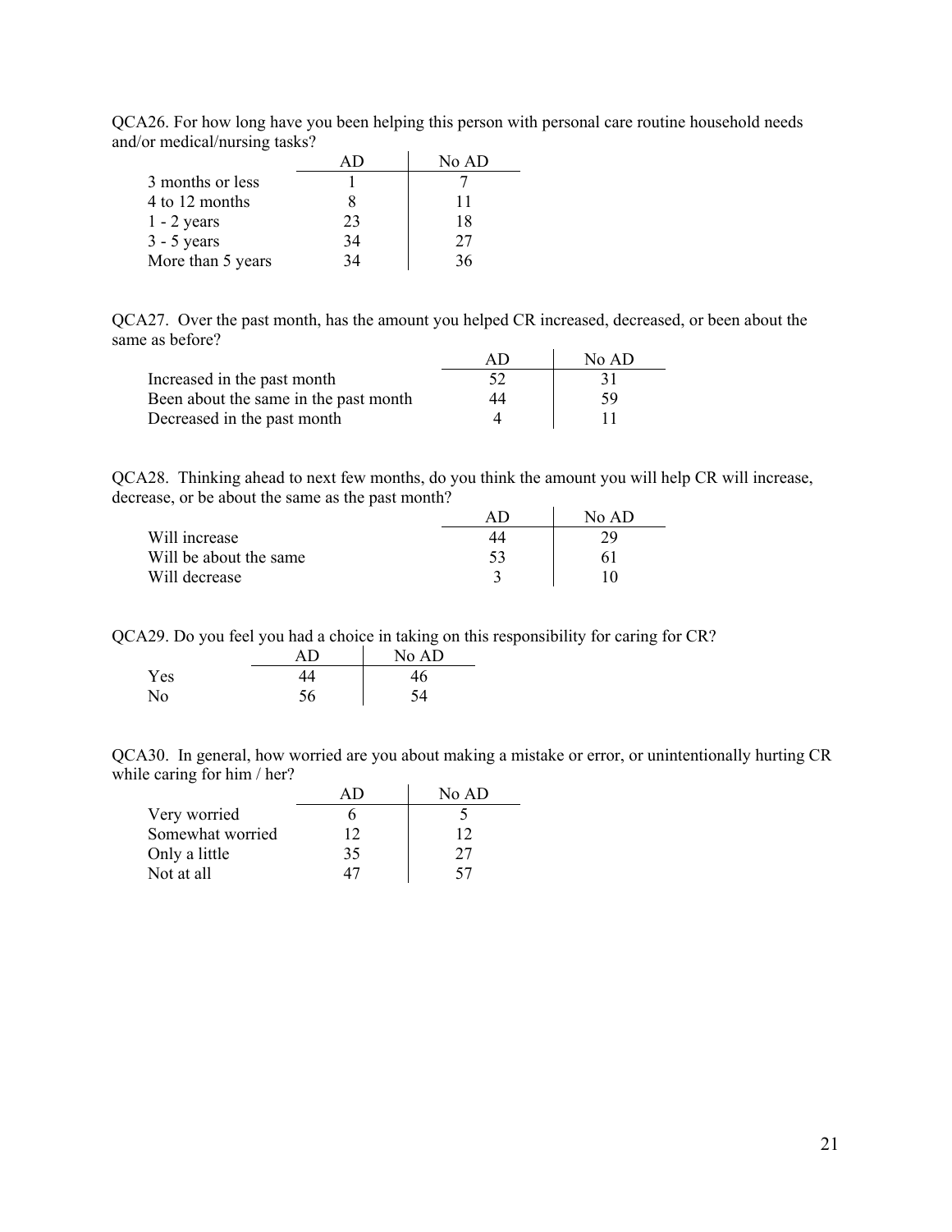QCA26. For how long have you been helping this person with personal care routine household needs and/or medical/nursing tasks?

| | AD | No AD |
|---|---|---|
| 3 months or less | 1 | 7 |
| 4 to 12 months | 8 | 11 |
| 1 - 2 years | 23 | 18 |
| 3 - 5 years | 34 | 27 |
| More than 5 years | 34 | 36 |

QCA27. Over the past month, has the amount you helped CR increased, decreased, or been about the same as before?

| | AD | No AD |
|---|---|---|
| Increased in the past month | 52 | 31 |
| Been about the same in the past month | 44 | 59 |
| Decreased in the past month | 4 | 11 |

QCA28. Thinking ahead to next few months, do you think the amount you will help CR will increase, decrease, or be about the same as the past month?

| | AD | No AD |
|---|---|---|
| Will increase | 44 | 29 |
| Will be about the same | 53 | 61 |
| Will decrease | 3 | 10 |

QCA29. Do you feel you had a choice in taking on this responsibility for caring for CR?

| | AD | No AD |
|---|---|---|
| Yes | 44 | 46 |
| No | 56 | 54 |

QCA30. In general, how worried are you about making a mistake or error, or unintentionally hurting CR while caring for him / her?

| | AD | No AD |
|---|---|---|
| Very worried | 6 | 5 |
| Somewhat worried | 12 | 12 |
| Only a little | 35 | 27 |
| Not at all | 47 | 57 |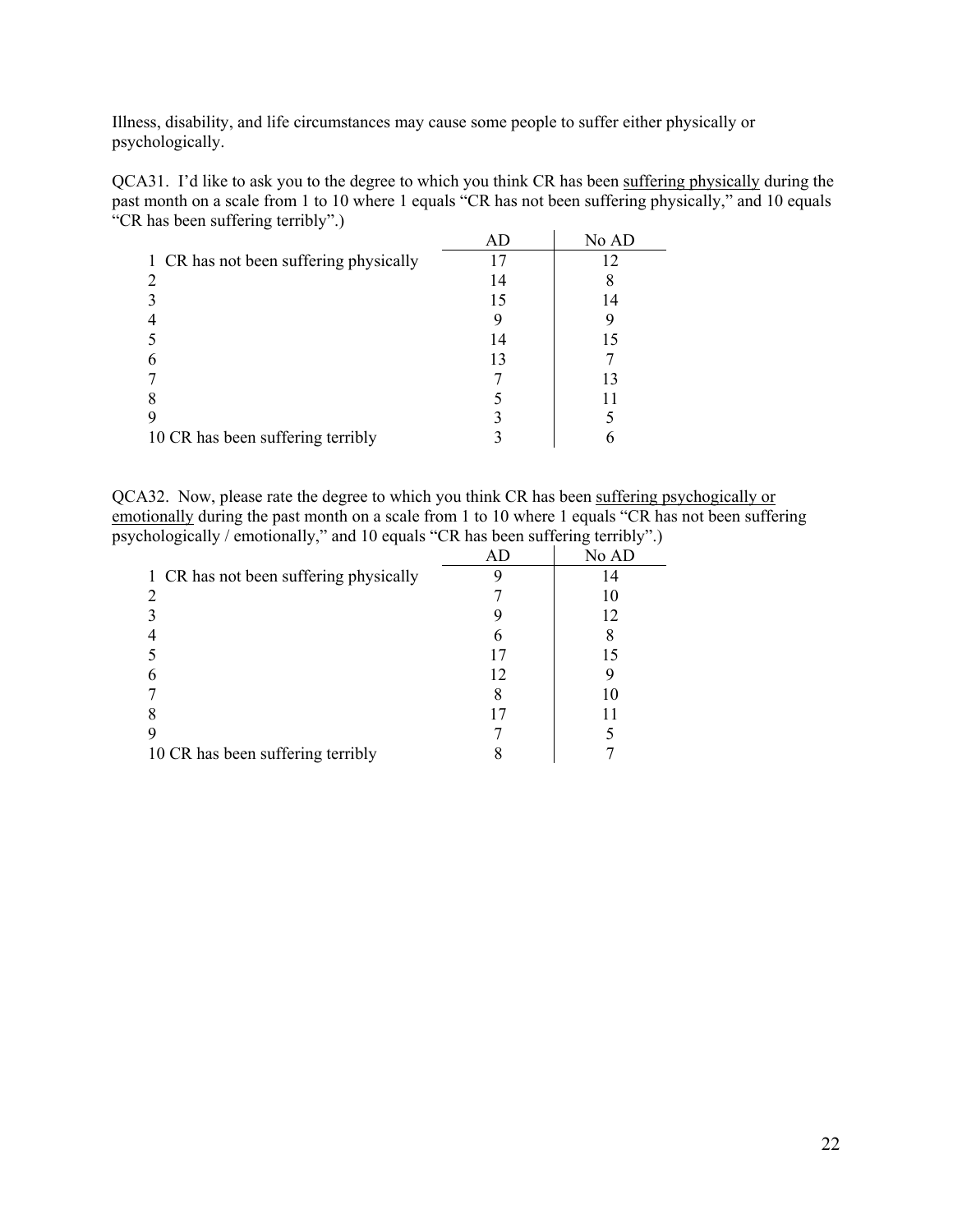Illness, disability, and life circumstances may cause some people to suffer either physically or psychologically.

QCA31. I'd like to ask you to the degree to which you think CR has been <u>suffering physically</u> during the past month on a scale from 1 to 10 where 1 equals "CR has not been suffering physically," and 10 equals "CR has been suffering terribly".)

| | AD | No AD |
|---|---|---|
| 1 CR has not been suffering physically | 17 | 12 |
| 2 | 14 | 8 |
| 3 | 15 | 14 |
| 4 | 9 | 9 |
| 5 | 14 | 15 |
| 6 | 13 | 7 |
| 7 | 7 | 13 |
| 8 | 5 | 11 |
| 9 | 3 | 5 |
| 10 CR has been suffering terribly | 3 | 6 |

QCA32. Now, please rate the degree to which you think CR has been <u>suffering psychogically or emotionally</u> during the past month on a scale from 1 to 10 where 1 equals "CR has not been suffering psychologically / emotionally," and 10 equals "CR has been suffering terribly".)

| | AD | No AD |
|---|---|---|
| 1 CR has not been suffering physically | 9 | 14 |
| 2 | 7 | 10 |
| 3 | 9 | 12 |
| 4 | 6 | 8 |
| 5 | 17 | 15 |
| 6 | 12 | 9 |
| 7 | 8 | 10 |
| 8 | 17 | 11 |
| 9 | 7 | 5 |
| 10 CR has been suffering terribly | 8 | 7 |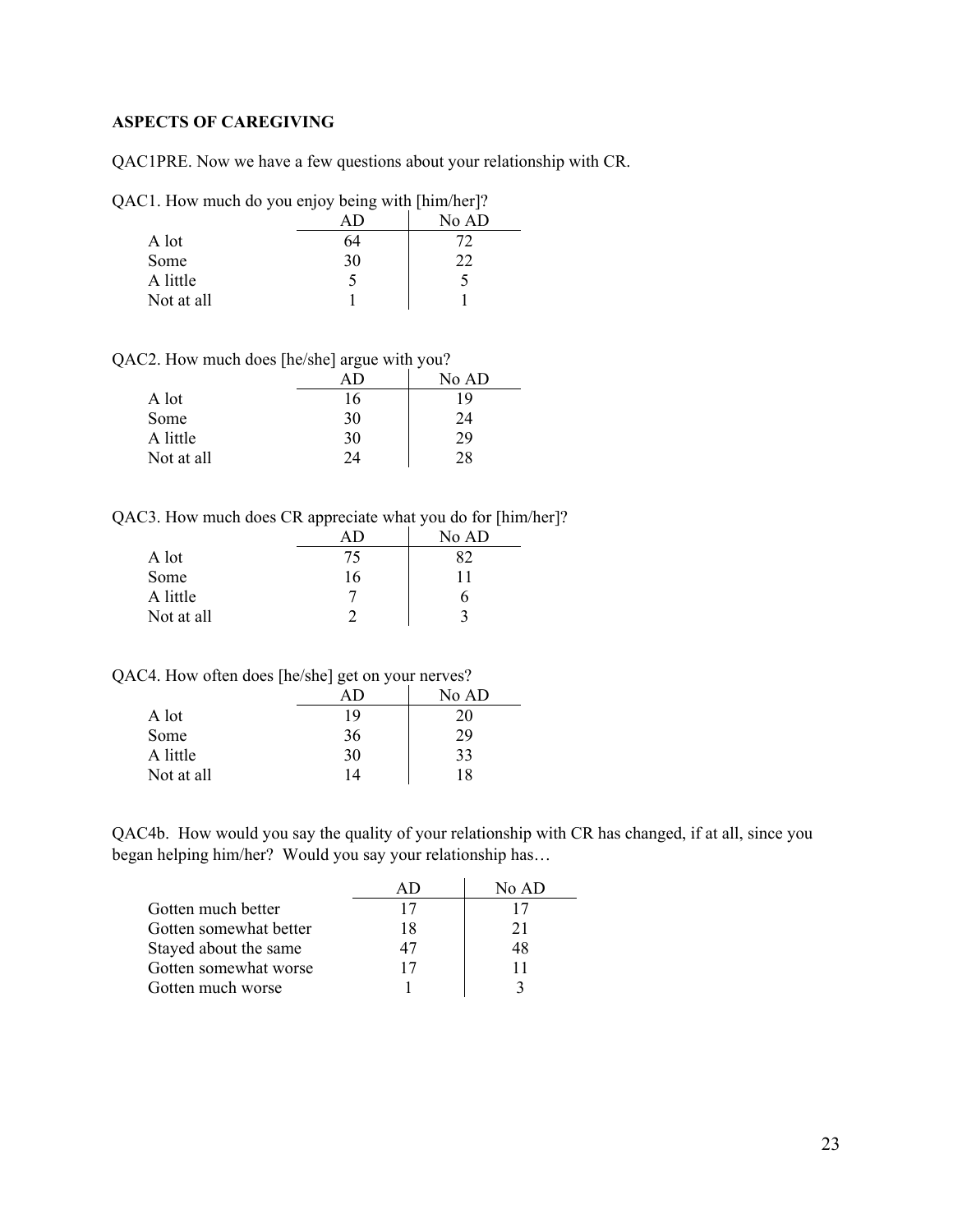**ASPECTS OF CAREGIVING**

QAC1PRE. Now we have a few questions about your relationship with CR.

QAC1. How much do you enjoy being with [him/her]?

| | AD | No AD |
|---|---|---|
| A lot | 64 | 72 |
| Some | 30 | 22 |
| A little | 5 | 5 |
| Not at all | 1 | 1 |

QAC2. How much does [he/she] argue with you?

| | AD | No AD |
|---|---|---|
| A lot | 16 | 19 |
| Some | 30 | 24 |
| A little | 30 | 29 |
| Not at all | 24 | 28 |

QAC3. How much does CR appreciate what you do for [him/her]?

| | AD | No AD |
|---|---|---|
| A lot | 75 | 82 |
| Some | 16 | 11 |
| A little | 7 | 6 |
| Not at all | 2 | 3 |

QAC4. How often does [he/she] get on your nerves?

| | AD | No AD |
|---|---|---|
| A lot | 19 | 20 |
| Some | 36 | 29 |
| A little | 30 | 33 |
| Not at all | 14 | 18 |

QAC4b. How would you say the quality of your relationship with CR has changed, if at all, since you began helping him/her? Would you say your relationship has…

| | AD | No AD |
|---|---|---|
| Gotten much better | 17 | 17 |
| Gotten somewhat better | 18 | 21 |
| Stayed about the same | 47 | 48 |
| Gotten somewhat worse | 17 | 11 |
| Gotten much worse | 1 | 3 |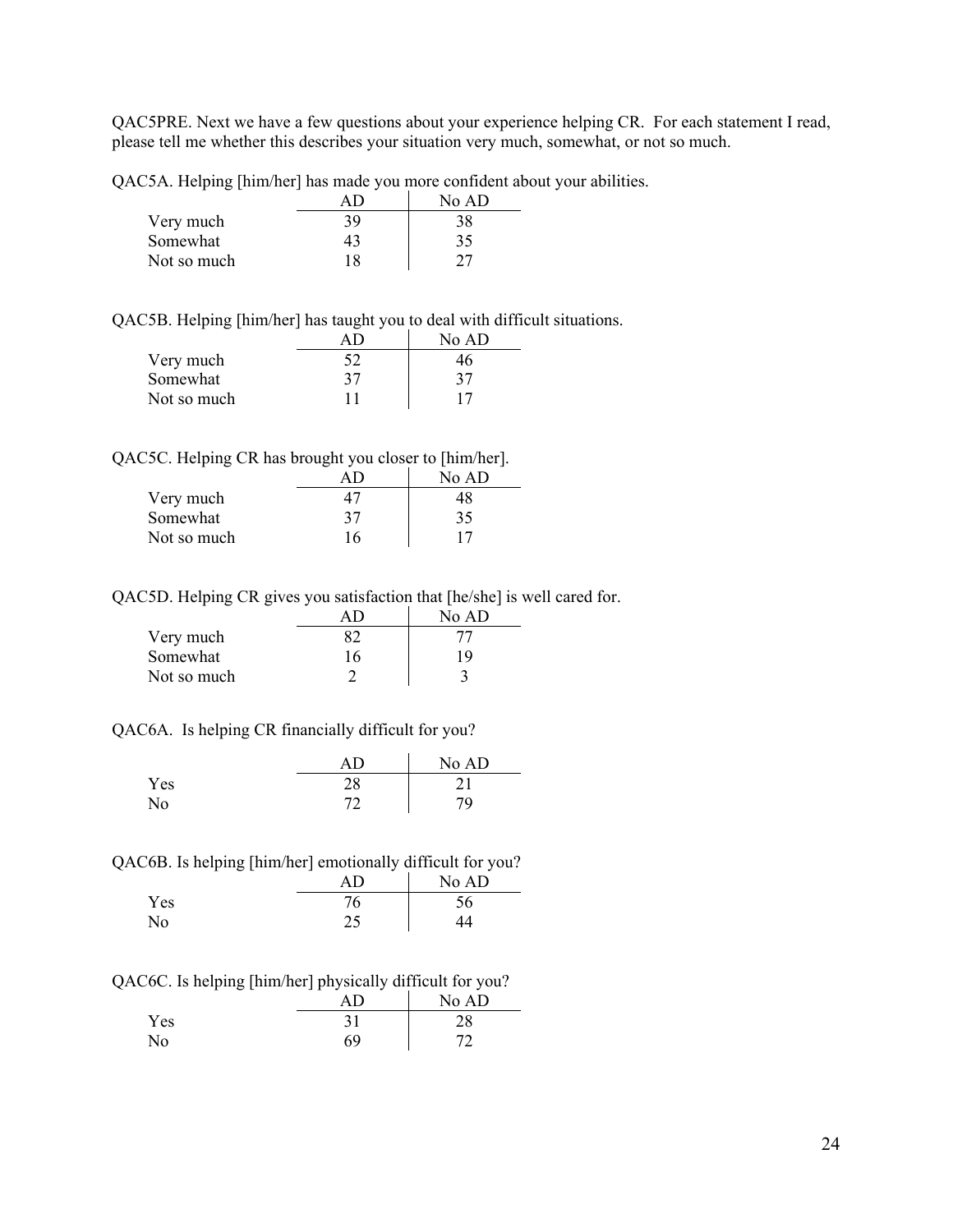QAC5PRE. Next we have a few questions about your experience helping CR. For each statement I read, please tell me whether this describes your situation very much, somewhat, or not so much.

QAC5A. Helping [him/her] has made you more confident about your abilities.

| | AD | No AD |
|---|---|---|
| Very much | 39 | 38 |
| Somewhat | 43 | 35 |
| Not so much | 18 | 27 |

QAC5B. Helping [him/her] has taught you to deal with difficult situations.

| | AD | No AD |
|---|---|---|
| Very much | 52 | 46 |
| Somewhat | 37 | 37 |
| Not so much | 11 | 17 |

QAC5C. Helping CR has brought you closer to [him/her].

| | AD | No AD |
|---|---|---|
| Very much | 47 | 48 |
| Somewhat | 37 | 35 |
| Not so much | 16 | 17 |

QAC5D. Helping CR gives you satisfaction that [he/she] is well cared for.

| | AD | No AD |
|---|---|---|
| Very much | 82 | 77 |
| Somewhat | 16 | 19 |
| Not so much | 2 | 3 |

QAC6A. Is helping CR financially difficult for you?

| | AD | No AD |
|---|---|---|
| Yes | 28 | 21 |
| No | 72 | 79 |

QAC6B. Is helping [him/her] emotionally difficult for you?

| | AD | No AD |
|---|---|---|
| Yes | 76 | 56 |
| No | 25 | 44 |

QAC6C. Is helping [him/her] physically difficult for you?

| | AD | No AD |
|---|---|---|
| Yes | 31 | 28 |
| No | 69 | 72 |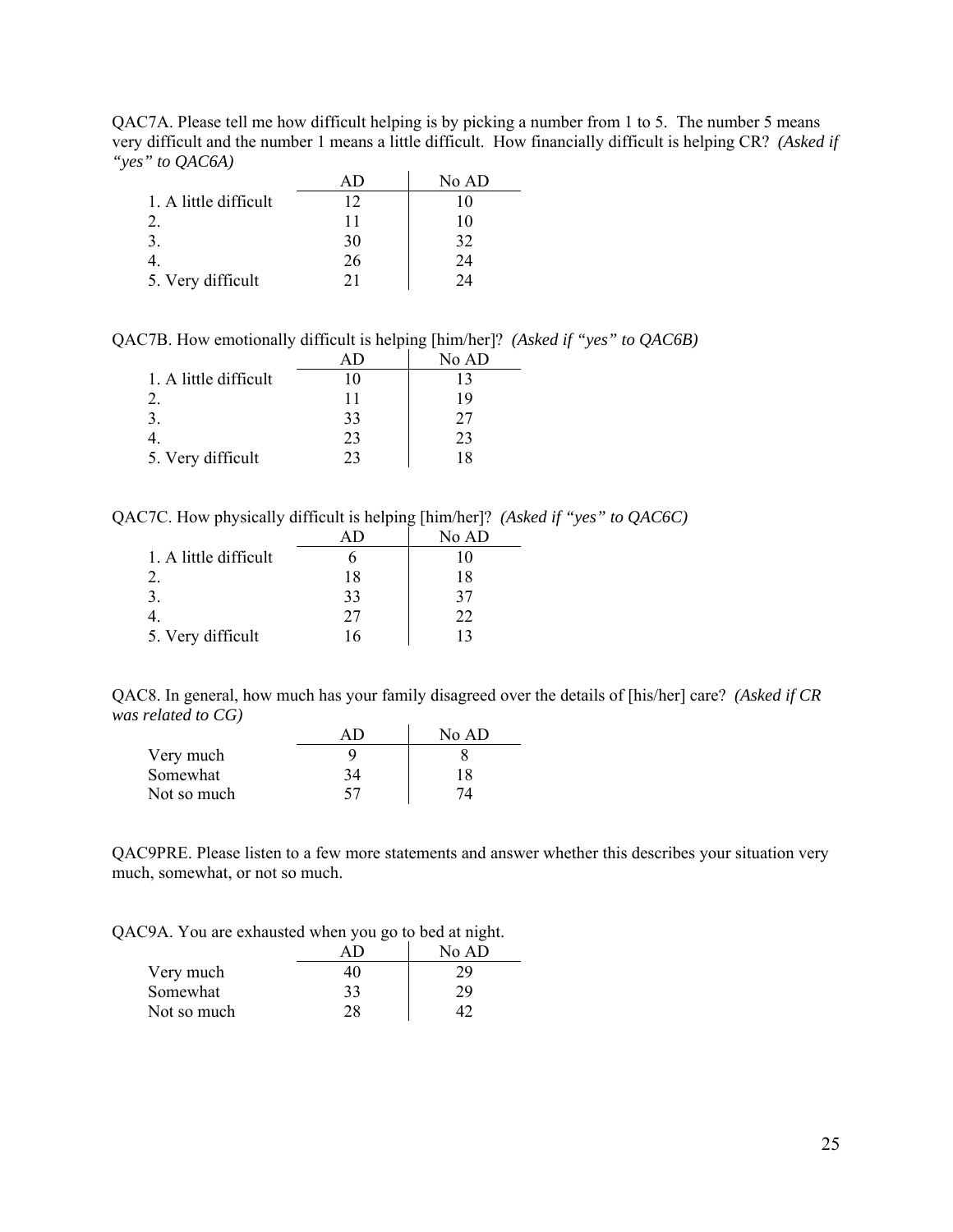QAC7A. Please tell me how difficult helping is by picking a number from 1 to 5. The number 5 means very difficult and the number 1 means a little difficult. How financially difficult is helping CR? *(Asked if "yes" to QAC6A)*

| | AD | No AD |
|---|---|---|
| 1. A little difficult | 12 | 10 |
| 2. | 11 | 10 |
| 3. | 30 | 32 |
| 4. | 26 | 24 |
| 5. Very difficult | 21 | 24 |

QAC7B. How emotionally difficult is helping [him/her]? *(Asked if "yes" to QAC6B)*

| | AD | No AD |
|---|---|---|
| 1. A little difficult | 10 | 13 |
| 2. | 11 | 19 |
| 3. | 33 | 27 |
| 4. | 23 | 23 |
| 5. Very difficult | 23 | 18 |

QAC7C. How physically difficult is helping [him/her]? *(Asked if "yes" to QAC6C)*

| | AD | No AD |
|---|---|---|
| 1. A little difficult | 6 | 10 |
| 2. | 18 | 18 |
| 3. | 33 | 37 |
| 4. | 27 | 22 |
| 5. Very difficult | 16 | 13 |

QAC8. In general, how much has your family disagreed over the details of [his/her] care? *(Asked if CR was related to CG)*

| | AD | No AD |
|---|---|---|
| Very much | 9 | 8 |
| Somewhat | 34 | 18 |
| Not so much | 57 | 74 |

QAC9PRE. Please listen to a few more statements and answer whether this describes your situation very much, somewhat, or not so much.

QAC9A. You are exhausted when you go to bed at night.

| | AD | No AD |
|---|---|---|
| Very much | 40 | 29 |
| Somewhat | 33 | 29 |
| Not so much | 28 | 42 |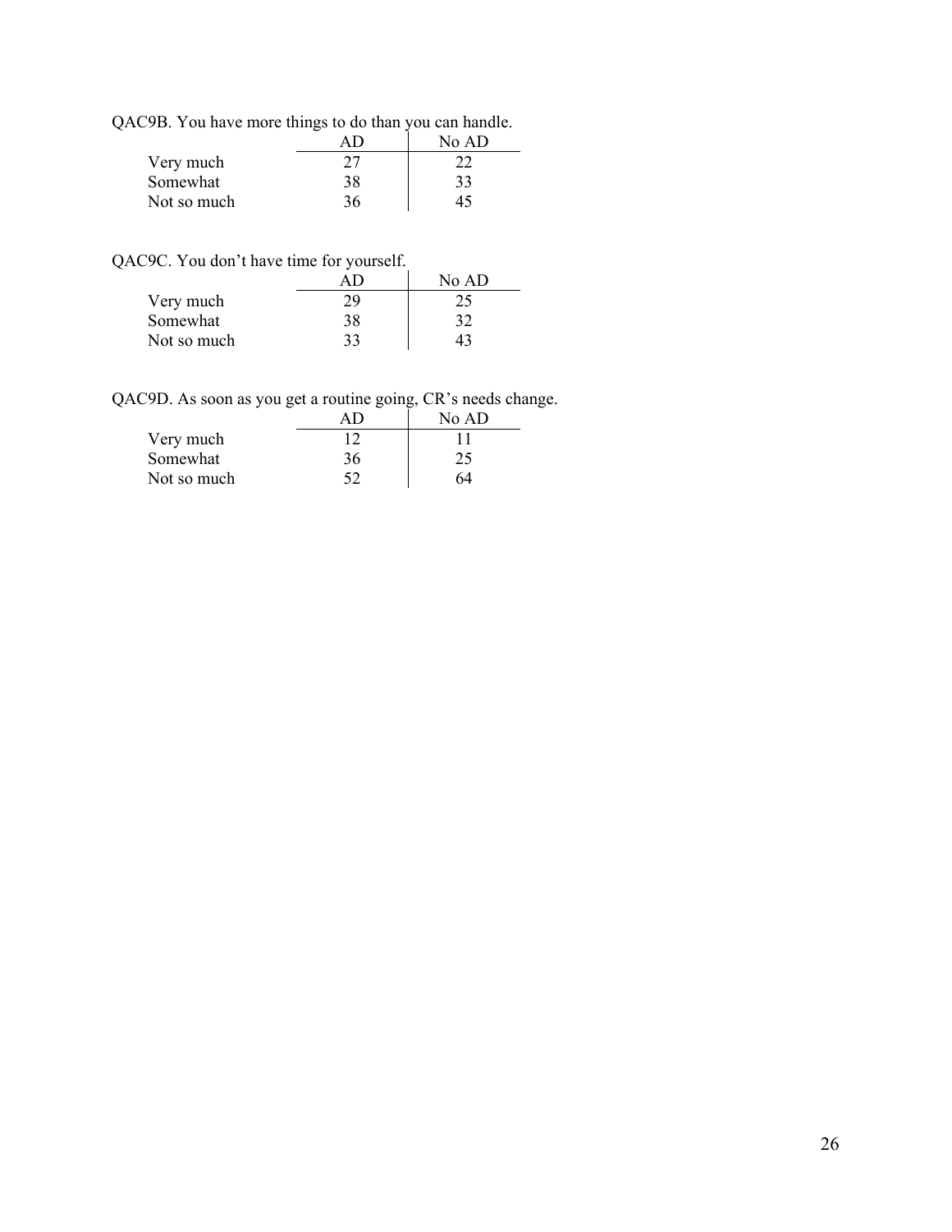QAC9B. You have more things to do than you can handle.

| | AD | No AD |
|---|---|---|
| Very much | 27 | 22 |
| Somewhat | 38 | 33 |
| Not so much | 36 | 45 |

QAC9C. You don't have time for yourself.

| | AD | No AD |
|---|---|---|
| Very much | 29 | 25 |
| Somewhat | 38 | 32 |
| Not so much | 33 | 43 |

QAC9D. As soon as you get a routine going, CR's needs change.

| | AD | No AD |
|---|---|---|
| Very much | 12 | 11 |
| Somewhat | 36 | 25 |
| Not so much | 52 | 64 |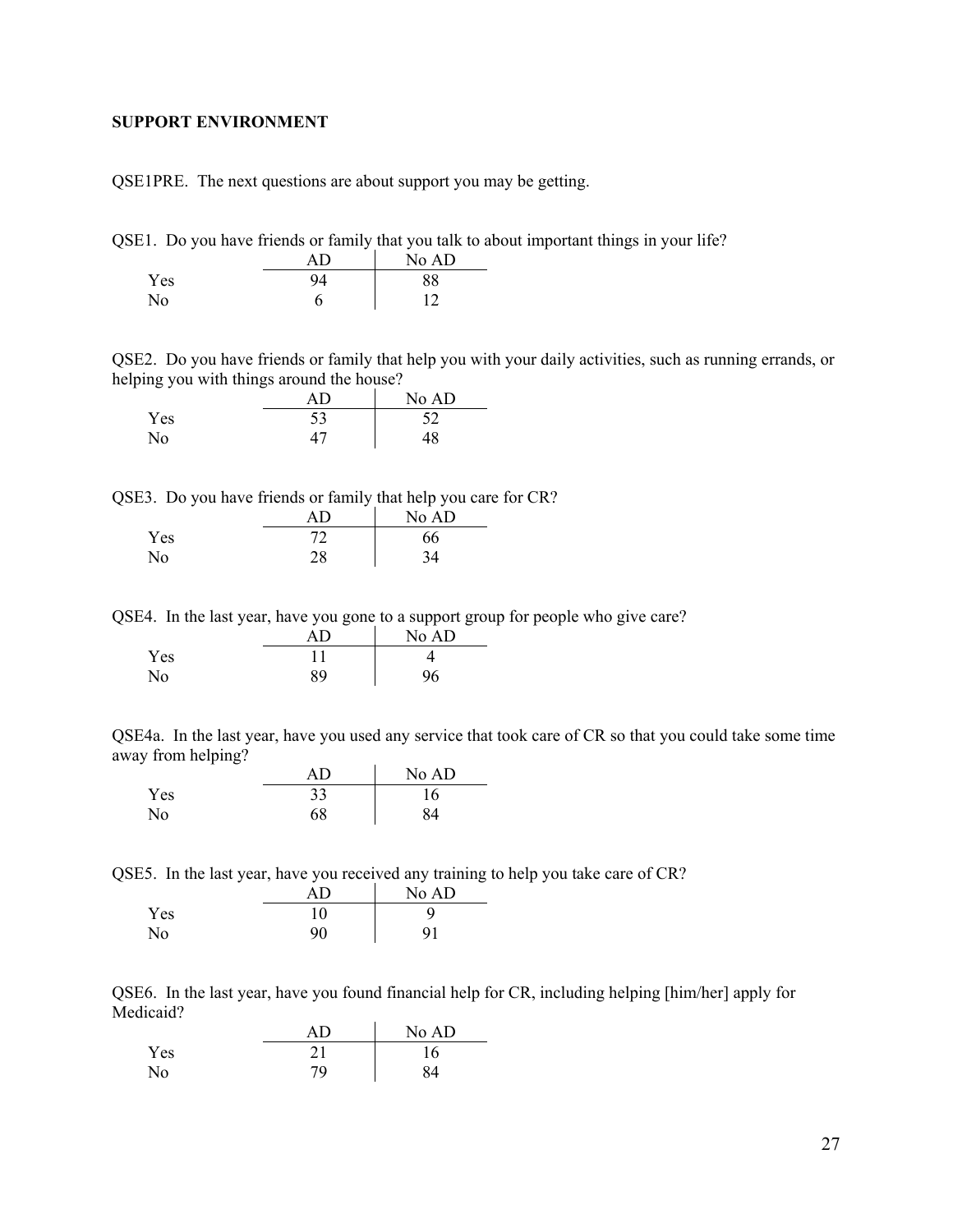**SUPPORT ENVIRONMENT**

QSE1PRE. The next questions are about support you may be getting.

QSE1. Do you have friends or family that you talk to about important things in your life?

| | AD | No AD |
|---|---|---|
| Yes | 94 | 88 |
| No | 6 | 12 |

QSE2. Do you have friends or family that help you with your daily activities, such as running errands, or helping you with things around the house?

| | AD | No AD |
|---|---|---|
| Yes | 53 | 52 |
| No | 47 | 48 |

QSE3. Do you have friends or family that help you care for CR?

| | AD | No AD |
|---|---|---|
| Yes | 72 | 66 |
| No | 28 | 34 |

QSE4. In the last year, have you gone to a support group for people who give care?

| | AD | No AD |
|---|---|---|
| Yes | 11 | 4 |
| No | 89 | 96 |

QSE4a. In the last year, have you used any service that took care of CR so that you could take some time away from helping?

| | AD | No AD |
|---|---|---|
| Yes | 33 | 16 |
| No | 68 | 84 |

QSE5. In the last year, have you received any training to help you take care of CR?

| | AD | No AD |
|---|---|---|
| Yes | 10 | 9 |
| No | 90 | 91 |

QSE6. In the last year, have you found financial help for CR, including helping [him/her] apply for Medicaid?

| | AD | No AD |
|---|---|---|
| Yes | 21 | 16 |
| No | 79 | 84 |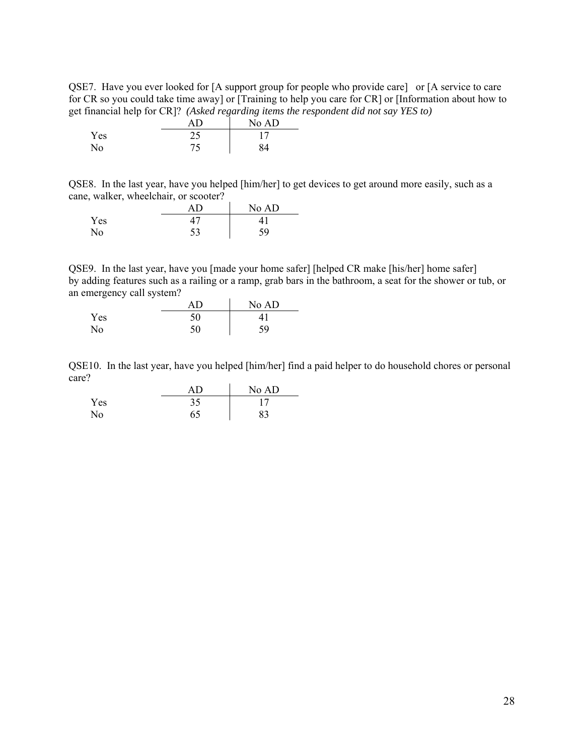QSE7. Have you ever looked for [A support group for people who provide care] or [A service to care for CR so you could take time away] or [Training to help you care for CR] or [Information about how to get financial help for CR]? *(Asked regarding items the respondent did not say YES to)*

| | AD | No AD |
|---|---|---|
| Yes | 25 | 17 |
| No | 75 | 84 |

QSE8. In the last year, have you helped [him/her] to get devices to get around more easily, such as a cane, walker, wheelchair, or scooter?

| | AD | No AD |
|---|---|---|
| Yes | 47 | 41 |
| No | 53 | 59 |

QSE9. In the last year, have you [made your home safer] [helped CR make [his/her] home safer] by adding features such as a railing or a ramp, grab bars in the bathroom, a seat for the shower or tub, or an emergency call system?

| | AD | No AD |
|---|---|---|
| Yes | 50 | 41 |
| No | 50 | 59 |

QSE10. In the last year, have you helped [him/her] find a paid helper to do household chores or personal care?

| | AD | No AD |
|---|---|---|
| Yes | 35 | 17 |
| No | 65 | 83 |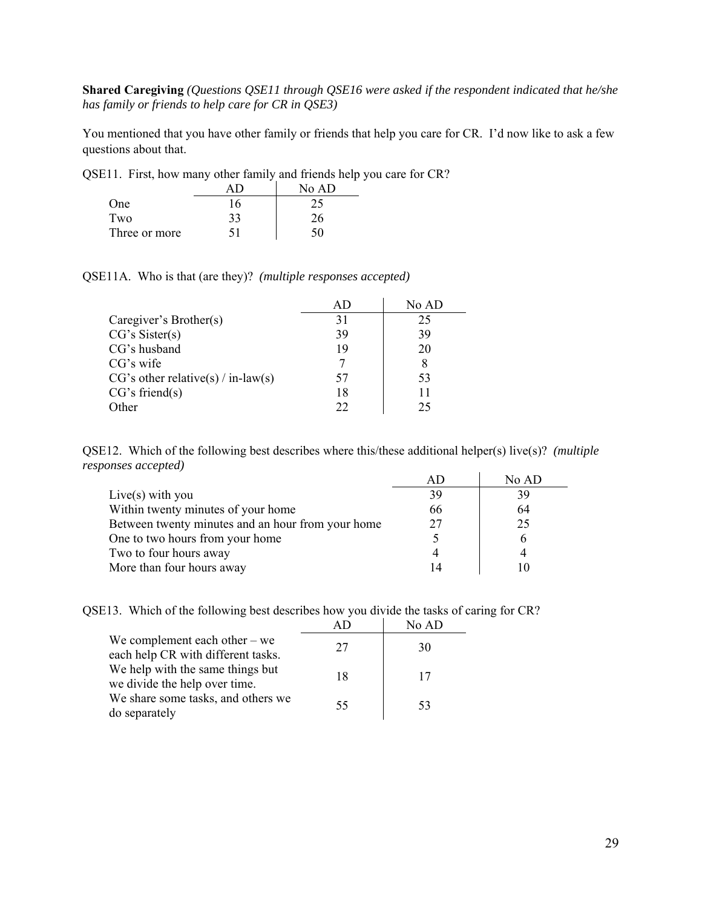**Shared Caregiving** *(Questions QSE11 through QSE16 were asked if the respondent indicated that he/she has family or friends to help care for CR in QSE3)*

You mentioned that you have other family or friends that help you care for CR. I'd now like to ask a few questions about that.

QSE11. First, how many other family and friends help you care for CR?

| | AD | No AD |
|---|---|---|
| One | 16 | 25 |
| Two | 33 | 26 |
| Three or more | 51 | 50 |

QSE11A. Who is that (are they)? *(multiple responses accepted)*

| | AD | No AD |
|---|---|---|
| Caregiver's Brother(s) | 31 | 25 |
| CG's Sister(s) | 39 | 39 |
| CG's husband | 19 | 20 |
| CG's wife | 7 | 8 |
| CG's other relative(s) / in-law(s) | 57 | 53 |
| CG's friend(s) | 18 | 11 |
| Other | 22 | 25 |

QSE12. Which of the following best describes where this/these additional helper(s) live(s)? *(multiple responses accepted)*

| | AD | No AD |
|---|---|---|
| Live(s) with you | 39 | 39 |
| Within twenty minutes of your home | 66 | 64 |
| Between twenty minutes and an hour from your home | 27 | 25 |
| One to two hours from your home | 5 | 6 |
| Two to four hours away | 4 | 4 |
| More than four hours away | 14 | 10 |

QSE13. Which of the following best describes how you divide the tasks of caring for CR?

| | AD | No AD |
|---|---|---|
| We complement each other – we each help CR with different tasks. | 27 | 30 |
| We help with the same things but we divide the help over time. | 18 | 17 |
| We share some tasks, and others we do separately | 55 | 53 |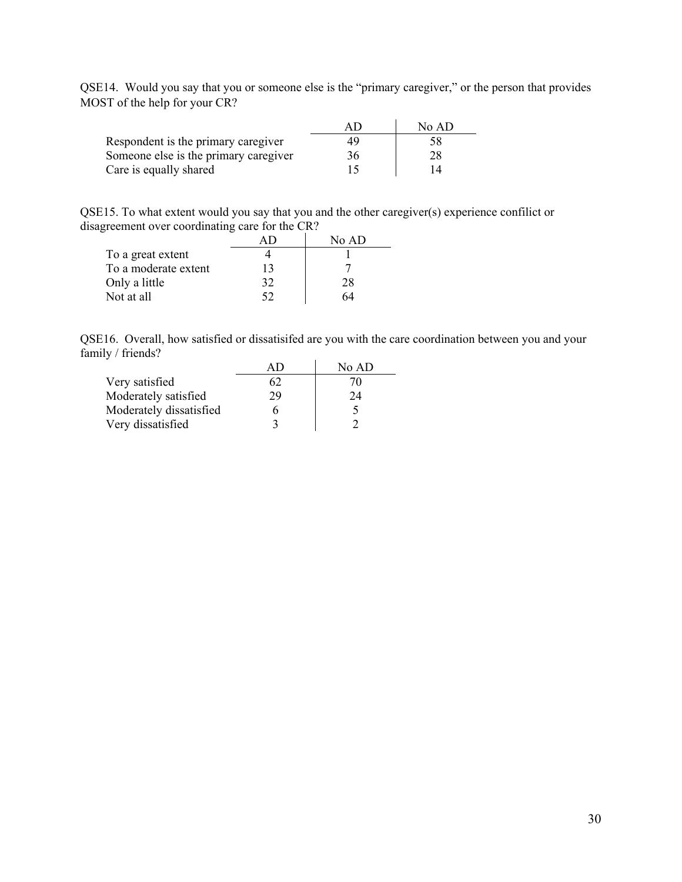QSE14. Would you say that you or someone else is the "primary caregiver," or the person that provides MOST of the help for your CR?

| | AD | No AD |
|---|---|---|
| Respondent is the primary caregiver | 49 | 58 |
| Someone else is the primary caregiver | 36 | 28 |
| Care is equally shared | 15 | 14 |

QSE15. To what extent would you say that you and the other caregiver(s) experience confilict or disagreement over coordinating care for the CR?

| | AD | No AD |
|---|---|---|
| To a great extent | 4 | 1 |
| To a moderate extent | 13 | 7 |
| Only a little | 32 | 28 |
| Not at all | 52 | 64 |

QSE16. Overall, how satisfied or dissatisifed are you with the care coordination between you and your family / friends?

| | AD | No AD |
|---|---|---|
| Very satisfied | 62 | 70 |
| Moderately satisfied | 29 | 24 |
| Moderately dissatisfied | 6 | 5 |
| Very dissatisfied | 3 | 2 |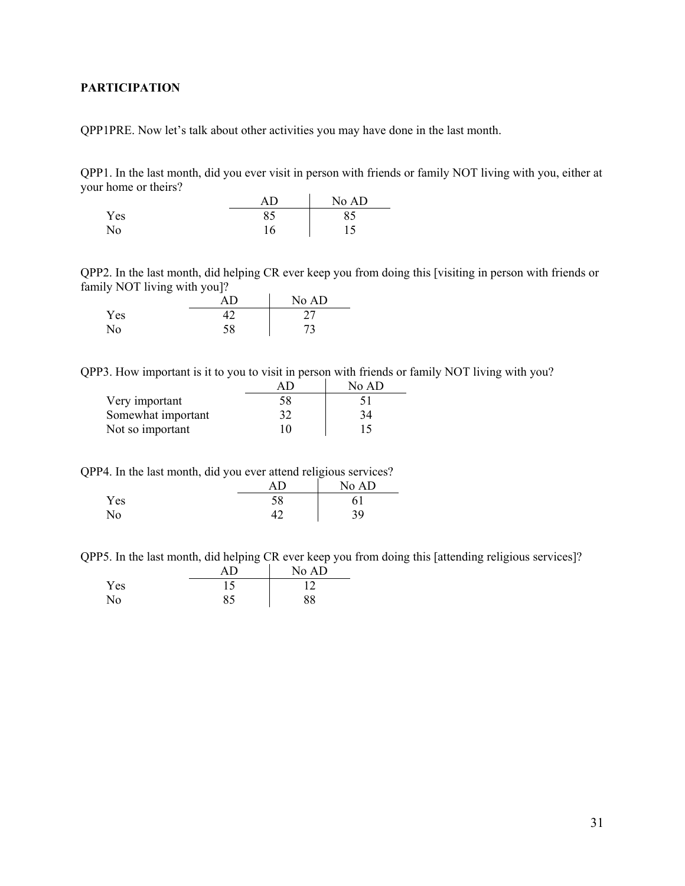**PARTICIPATION**

QPP1PRE. Now let's talk about other activities you may have done in the last month.

QPP1. In the last month, did you ever visit in person with friends or family NOT living with you, either at your home or theirs?

| | AD | No AD |
|---|---|---|
| Yes | 85 | 85 |
| No | 16 | 15 |

QPP2. In the last month, did helping CR ever keep you from doing this [visiting in person with friends or family NOT living with you]?

| | AD | No AD |
|---|---|---|
| Yes | 42 | 27 |
| No | 58 | 73 |

QPP3. How important is it to you to visit in person with friends or family NOT living with you?

| | AD | No AD |
|---|---|---|
| Very important | 58 | 51 |
| Somewhat important | 32 | 34 |
| Not so important | 10 | 15 |

QPP4. In the last month, did you ever attend religious services?

| | AD | No AD |
|---|---|---|
| Yes | 58 | 61 |
| No | 42 | 39 |

QPP5. In the last month, did helping CR ever keep you from doing this [attending religious services]?

| | AD | No AD |
|---|---|---|
| Yes | 15 | 12 |
| No | 85 | 88 |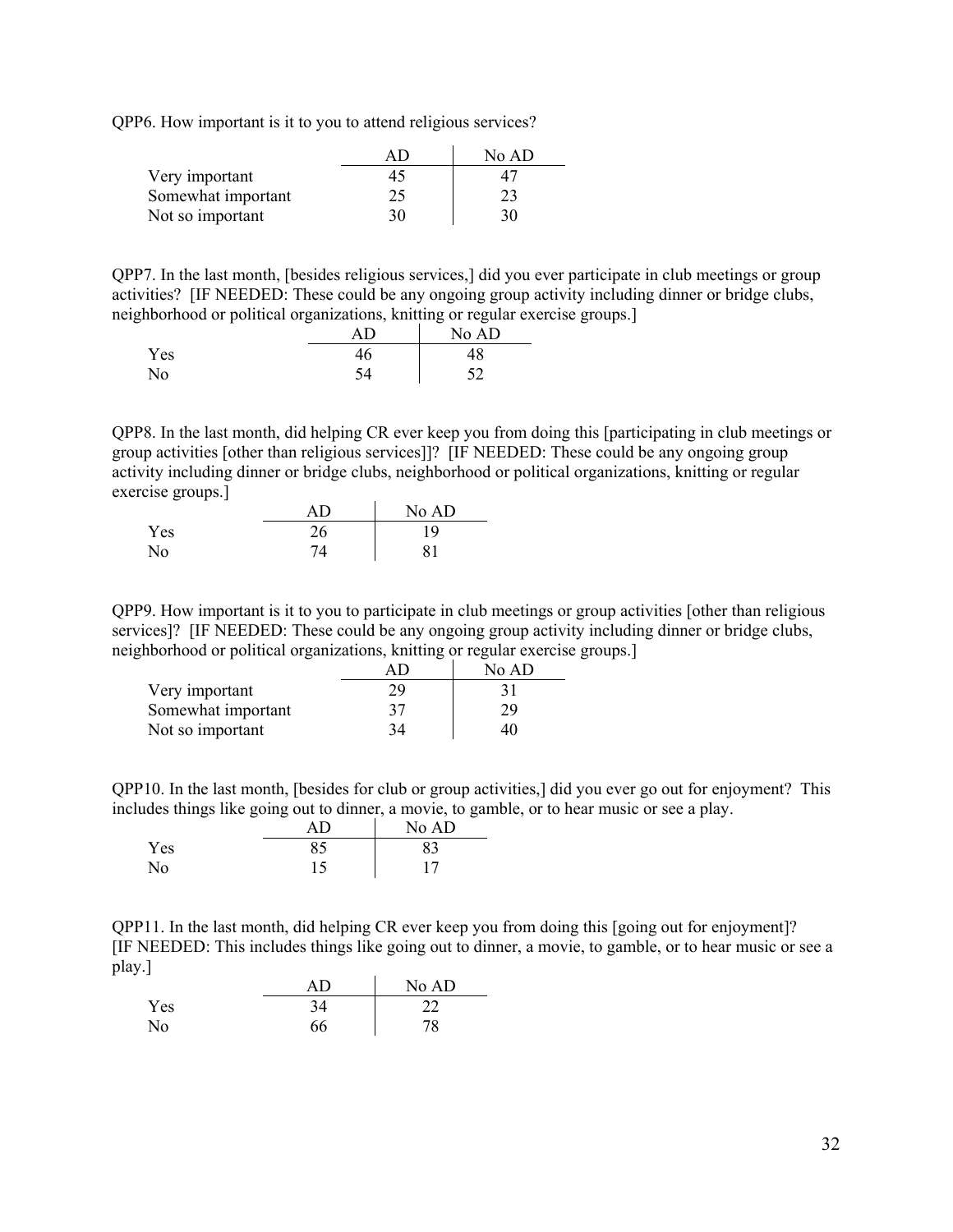QPP6. How important is it to you to attend religious services?

| | AD | No AD |
|---|---|---|
| Very important | 45 | 47 |
| Somewhat important | 25 | 23 |
| Not so important | 30 | 30 |

QPP7. In the last month, [besides religious services,] did you ever participate in club meetings or group activities? [IF NEEDED: These could be any ongoing group activity including dinner or bridge clubs, neighborhood or political organizations, knitting or regular exercise groups.]

| | AD | No AD |
|---|---|---|
| Yes | 46 | 48 |
| No | 54 | 52 |

QPP8. In the last month, did helping CR ever keep you from doing this [participating in club meetings or group activities [other than religious services]]? [IF NEEDED: These could be any ongoing group activity including dinner or bridge clubs, neighborhood or political organizations, knitting or regular exercise groups.]

| | AD | No AD |
|---|---|---|
| Yes | 26 | 19 |
| No | 74 | 81 |

QPP9. How important is it to you to participate in club meetings or group activities [other than religious services]? [IF NEEDED: These could be any ongoing group activity including dinner or bridge clubs, neighborhood or political organizations, knitting or regular exercise groups.]

| | AD | No AD |
|---|---|---|
| Very important | 29 | 31 |
| Somewhat important | 37 | 29 |
| Not so important | 34 | 40 |

QPP10. In the last month, [besides for club or group activities,] did you ever go out for enjoyment? This includes things like going out to dinner, a movie, to gamble, or to hear music or see a play.

| | AD | No AD |
|---|---|---|
| Yes | 85 | 83 |
| No | 15 | 17 |

QPP11. In the last month, did helping CR ever keep you from doing this [going out for enjoyment]? [IF NEEDED: This includes things like going out to dinner, a movie, to gamble, or to hear music or see a play.]

| | AD | No AD |
|---|---|---|
| Yes | 34 | 22 |
| No | 66 | 78 |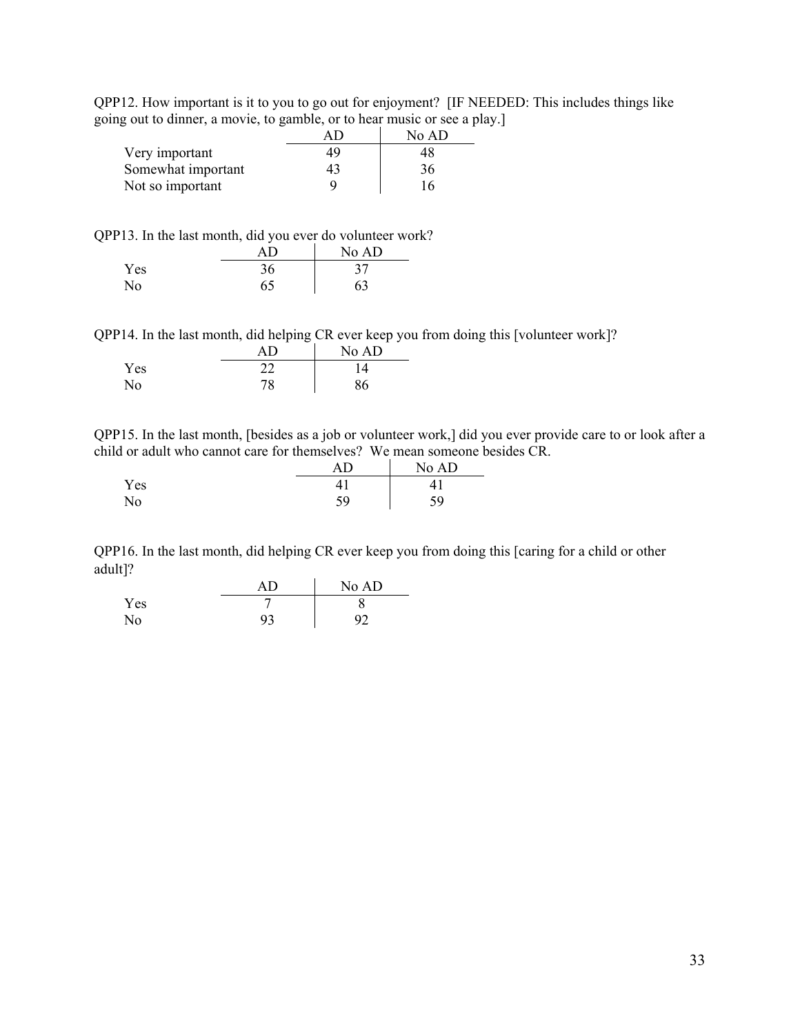QPP12. How important is it to you to go out for enjoyment? [IF NEEDED: This includes things like going out to dinner, a movie, to gamble, or to hear music or see a play.]

| | AD | No AD |
|---|---|---|
| Very important | 49 | 48 |
| Somewhat important | 43 | 36 |
| Not so important | 9 | 16 |

QPP13. In the last month, did you ever do volunteer work?

| | AD | No AD |
|---|---|---|
| Yes | 36 | 37 |
| No | 65 | 63 |

QPP14. In the last month, did helping CR ever keep you from doing this [volunteer work]?

| | AD | No AD |
|---|---|---|
| Yes | 22 | 14 |
| No | 78 | 86 |

QPP15. In the last month, [besides as a job or volunteer work,] did you ever provide care to or look after a child or adult who cannot care for themselves? We mean someone besides CR.

| | AD | No AD |
|---|---|---|
| Yes | 41 | 41 |
| No | 59 | 59 |

QPP16. In the last month, did helping CR ever keep you from doing this [caring for a child or other adult]?

| | AD | No AD |
|---|---|---|
| Yes | 7 | 8 |
| No | 93 | 92 |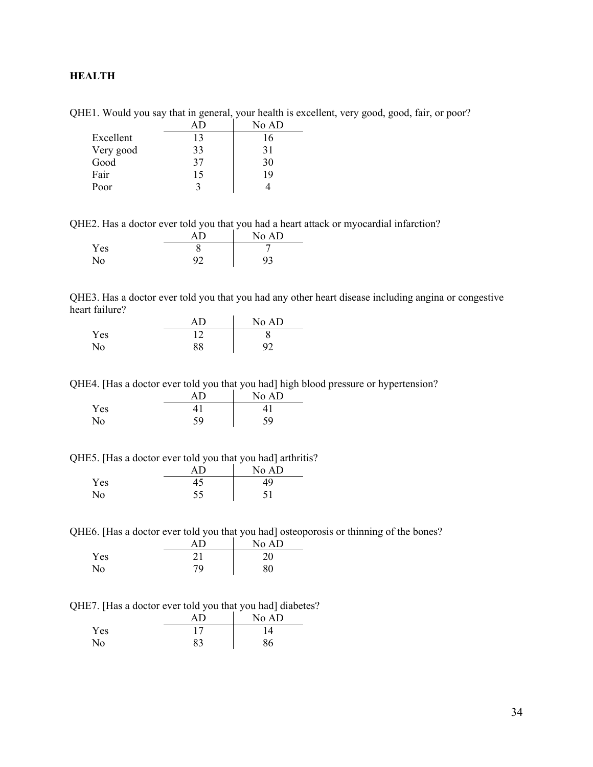**HEALTH**

QHE1. Would you say that in general, your health is excellent, very good, good, fair, or poor?

| | AD | No AD |
|---|---|---|
| Excellent | 13 | 16 |
| Very good | 33 | 31 |
| Good | 37 | 30 |
| Fair | 15 | 19 |
| Poor | 3 | 4 |

QHE2. Has a doctor ever told you that you had a heart attack or myocardial infarction?

| | AD | No AD |
|---|---|---|
| Yes | 8 | 7 |
| No | 92 | 93 |

QHE3. Has a doctor ever told you that you had any other heart disease including angina or congestive heart failure?

| | AD | No AD |
|---|---|---|
| Yes | 12 | 8 |
| No | 88 | 92 |

QHE4. [Has a doctor ever told you that you had] high blood pressure or hypertension?

| | AD | No AD |
|---|---|---|
| Yes | 41 | 41 |
| No | 59 | 59 |

QHE5. [Has a doctor ever told you that you had] arthritis?

| | AD | No AD |
|---|---|---|
| Yes | 45 | 49 |
| No | 55 | 51 |

QHE6. [Has a doctor ever told you that you had] osteoporosis or thinning of the bones?

| | AD | No AD |
|---|---|---|
| Yes | 21 | 20 |
| No | 79 | 80 |

QHE7. [Has a doctor ever told you that you had] diabetes?

| | AD | No AD |
|---|---|---|
| Yes | 17 | 14 |
| No | 83 | 86 |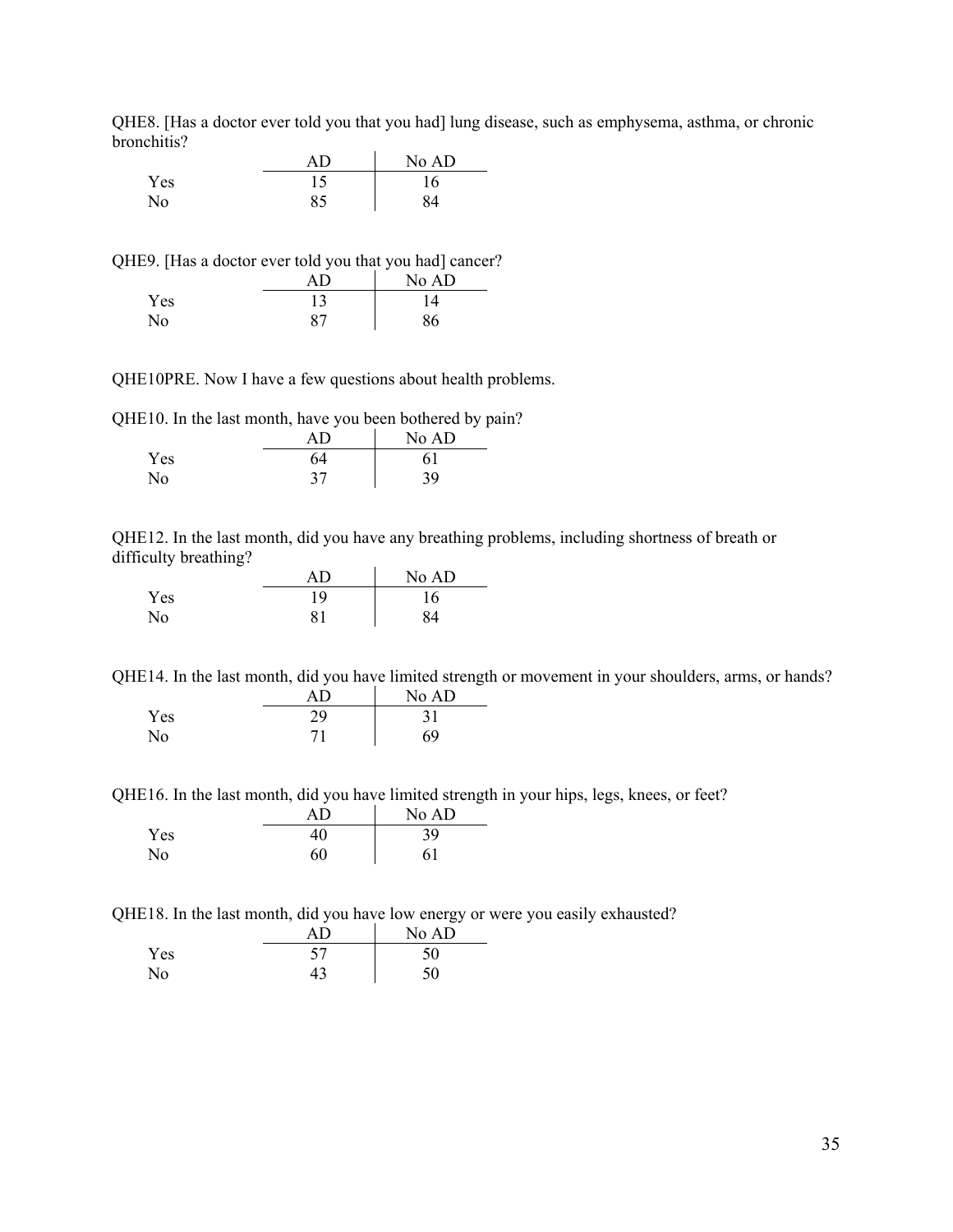QHE8. [Has a doctor ever told you that you had] lung disease, such as emphysema, asthma, or chronic bronchitis?

| | AD | No AD |
|---|---|---|
| Yes | 15 | 16 |
| No | 85 | 84 |

QHE9. [Has a doctor ever told you that you had] cancer?

| | AD | No AD |
|---|---|---|
| Yes | 13 | 14 |
| No | 87 | 86 |

QHE10PRE. Now I have a few questions about health problems.

QHE10. In the last month, have you been bothered by pain?

| | AD | No AD |
|---|---|---|
| Yes | 64 | 61 |
| No | 37 | 39 |

QHE12. In the last month, did you have any breathing problems, including shortness of breath or difficulty breathing?

| | AD | No AD |
|---|---|---|
| Yes | 19 | 16 |
| No | 81 | 84 |

QHE14. In the last month, did you have limited strength or movement in your shoulders, arms, or hands?

| | AD | No AD |
|---|---|---|
| Yes | 29 | 31 |
| No | 71 | 69 |

QHE16. In the last month, did you have limited strength in your hips, legs, knees, or feet?

| | AD | No AD |
|---|---|---|
| Yes | 40 | 39 |
| No | 60 | 61 |

QHE18. In the last month, did you have low energy or were you easily exhausted?

| | AD | No AD |
|---|---|---|
| Yes | 57 | 50 |
| No | 43 | 50 |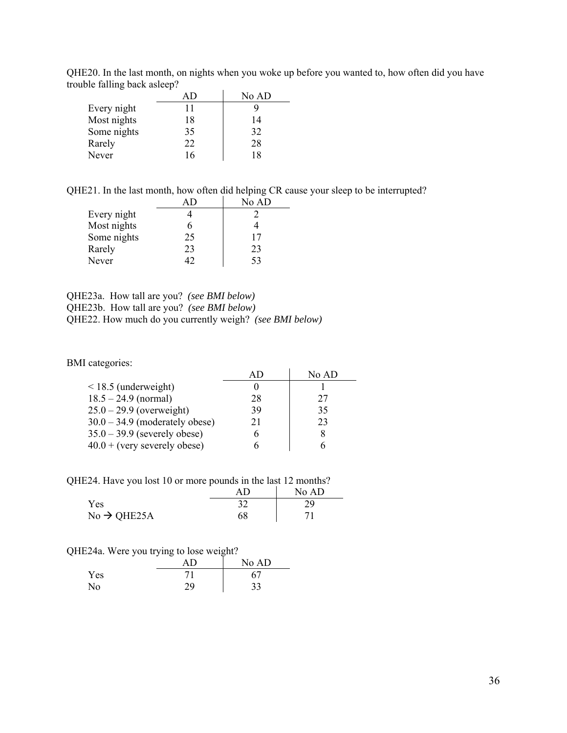QHE20. In the last month, on nights when you woke up before you wanted to, how often did you have trouble falling back asleep?

| | AD | No AD |
|---|---|---|
| Every night | 11 | 9 |
| Most nights | 18 | 14 |
| Some nights | 35 | 32 |
| Rarely | 22 | 28 |
| Never | 16 | 18 |

QHE21. In the last month, how often did helping CR cause your sleep to be interrupted?

| | AD | No AD |
|---|---|---|
| Every night | 4 | 2 |
| Most nights | 6 | 4 |
| Some nights | 25 | 17 |
| Rarely | 23 | 23 |
| Never | 42 | 53 |

QHE23a. How tall are you? *(see BMI below)*
QHE23b. How tall are you? *(see BMI below)*
QHE22. How much do you currently weigh? *(see BMI below)*

BMI categories:

| | AD | No AD |
|---|---|---|
| < 18.5 (underweight) | 0 | 1 |
| 18.5 – 24.9 (normal) | 28 | 27 |
| 25.0 – 29.9 (overweight) | 39 | 35 |
| 30.0 – 34.9 (moderately obese) | 21 | 23 |
| 35.0 – 39.9 (severely obese) | 6 | 8 |
| 40.0 + (very severely obese) | 6 | 6 |

QHE24. Have you lost 10 or more pounds in the last 12 months?

| | AD | No AD |
|---|---|---|
| Yes | 32 | 29 |
| No → QHE25A | 68 | 71 |

QHE24a. Were you trying to lose weight?

| | AD | No AD |
|---|---|---|
| Yes | 71 | 67 |
| No | 29 | 33 |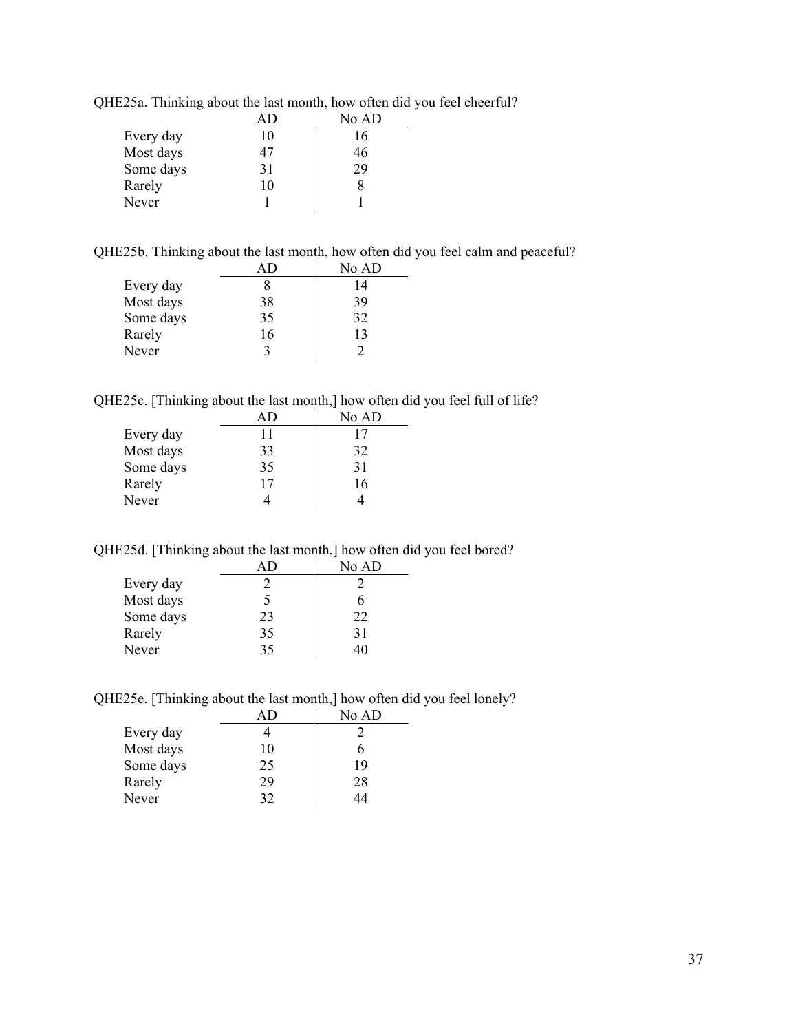QHE25a. Thinking about the last month, how often did you feel cheerful?

| | AD | No AD |
|---|---|---|
| Every day | 10 | 16 |
| Most days | 47 | 46 |
| Some days | 31 | 29 |
| Rarely | 10 | 8 |
| Never | 1 | 1 |

QHE25b. Thinking about the last month, how often did you feel calm and peaceful?

| | AD | No AD |
|---|---|---|
| Every day | 8 | 14 |
| Most days | 38 | 39 |
| Some days | 35 | 32 |
| Rarely | 16 | 13 |
| Never | 3 | 2 |

QHE25c. [Thinking about the last month,] how often did you feel full of life?

| | AD | No AD |
|---|---|---|
| Every day | 11 | 17 |
| Most days | 33 | 32 |
| Some days | 35 | 31 |
| Rarely | 17 | 16 |
| Never | 4 | 4 |

QHE25d. [Thinking about the last month,] how often did you feel bored?

| | AD | No AD |
|---|---|---|
| Every day | 2 | 2 |
| Most days | 5 | 6 |
| Some days | 23 | 22 |
| Rarely | 35 | 31 |
| Never | 35 | 40 |

QHE25e. [Thinking about the last month,] how often did you feel lonely?

| | AD | No AD |
|---|---|---|
| Every day | 4 | 2 |
| Most days | 10 | 6 |
| Some days | 25 | 19 |
| Rarely | 29 | 28 |
| Never | 32 | 44 |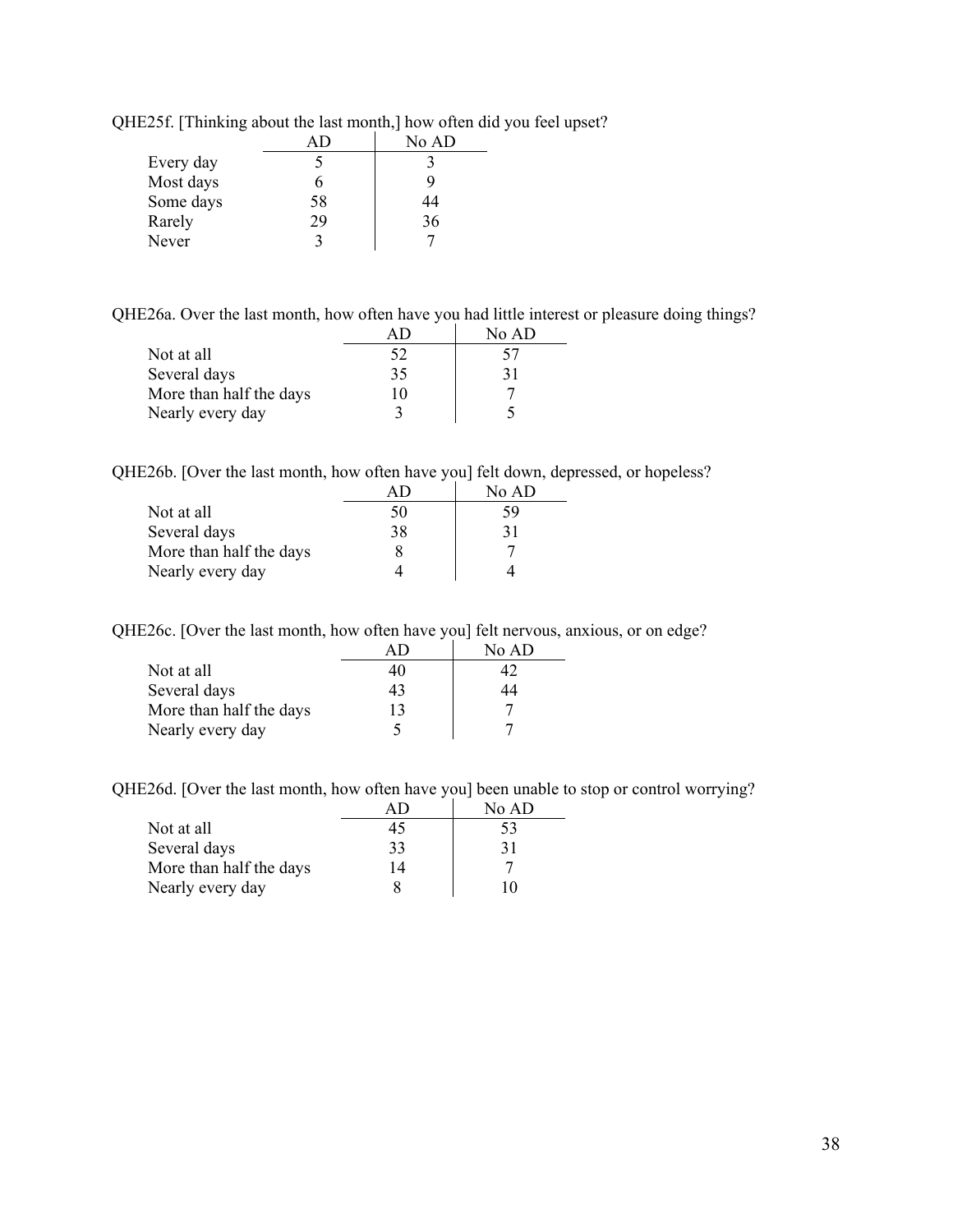QHE25f. [Thinking about the last month,] how often did you feel upset?

| | AD | No AD |
|---|---|---|
| Every day | 5 | 3 |
| Most days | 6 | 9 |
| Some days | 58 | 44 |
| Rarely | 29 | 36 |
| Never | 3 | 7 |

QHE26a. Over the last month, how often have you had little interest or pleasure doing things?

| | AD | No AD |
|---|---|---|
| Not at all | 52 | 57 |
| Several days | 35 | 31 |
| More than half the days | 10 | 7 |
| Nearly every day | 3 | 5 |

QHE26b. [Over the last month, how often have you] felt down, depressed, or hopeless?

| | AD | No AD |
|---|---|---|
| Not at all | 50 | 59 |
| Several days | 38 | 31 |
| More than half the days | 8 | 7 |
| Nearly every day | 4 | 4 |

QHE26c. [Over the last month, how often have you] felt nervous, anxious, or on edge?

| | AD | No AD |
|---|---|---|
| Not at all | 40 | 42 |
| Several days | 43 | 44 |
| More than half the days | 13 | 7 |
| Nearly every day | 5 | 7 |

QHE26d. [Over the last month, how often have you] been unable to stop or control worrying?

| | AD | No AD |
|---|---|---|
| Not at all | 45 | 53 |
| Several days | 33 | 31 |
| More than half the days | 14 | 7 |
| Nearly every day | 8 | 10 |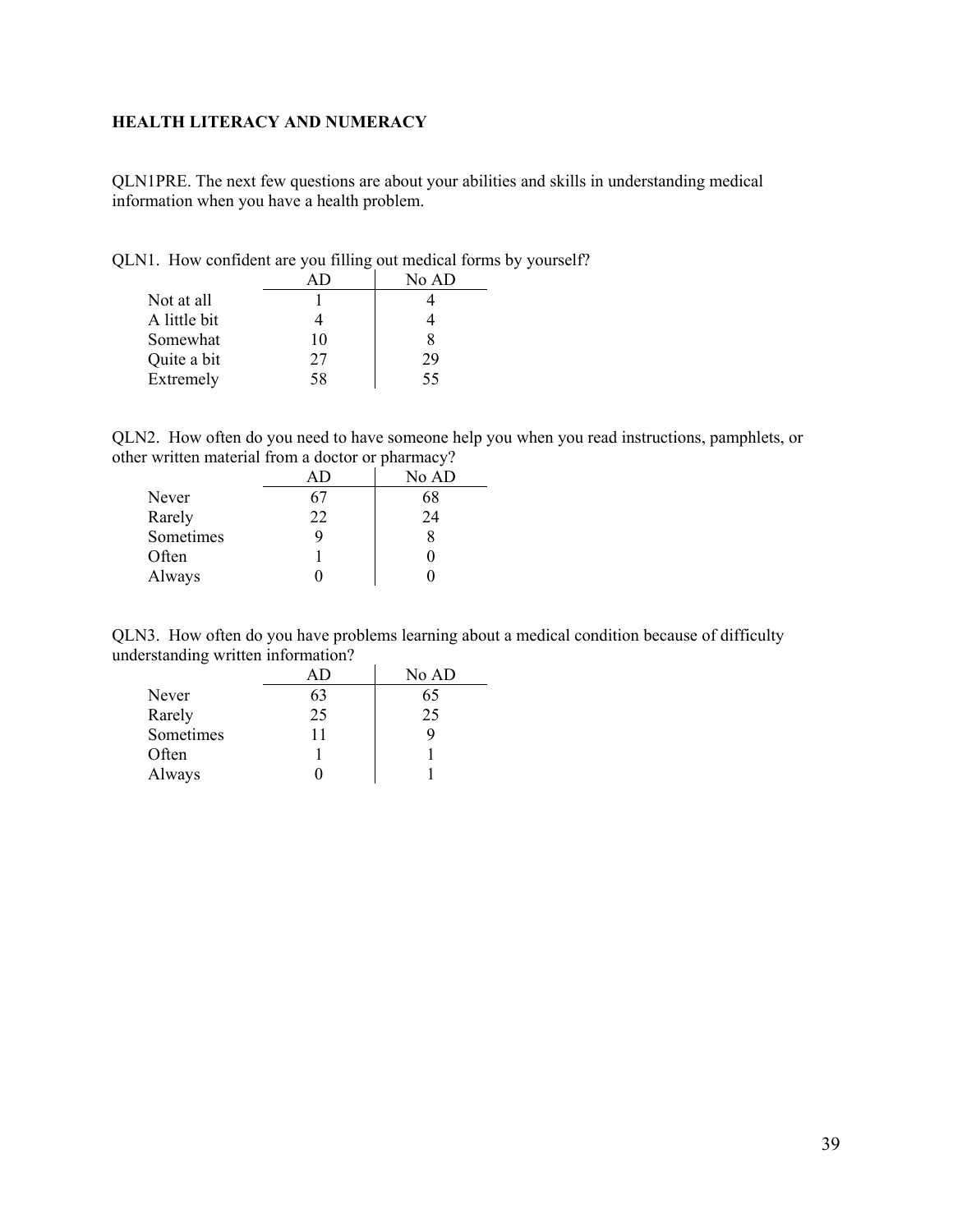**HEALTH LITERACY AND NUMERACY**

QLN1PRE. The next few questions are about your abilities and skills in understanding medical information when you have a health problem.

QLN1. How confident are you filling out medical forms by yourself?

| | AD | No AD |
|---|---|---|
| Not at all | 1 | 4 |
| A little bit | 4 | 4 |
| Somewhat | 10 | 8 |
| Quite a bit | 27 | 29 |
| Extremely | 58 | 55 |

QLN2. How often do you need to have someone help you when you read instructions, pamphlets, or other written material from a doctor or pharmacy?

| | AD | No AD |
|---|---|---|
| Never | 67 | 68 |
| Rarely | 22 | 24 |
| Sometimes | 9 | 8 |
| Often | 1 | 0 |
| Always | 0 | 0 |

QLN3. How often do you have problems learning about a medical condition because of difficulty understanding written information?

| | AD | No AD |
|---|---|---|
| Never | 63 | 65 |
| Rarely | 25 | 25 |
| Sometimes | 11 | 9 |
| Often | 1 | 1 |
| Always | 0 | 1 |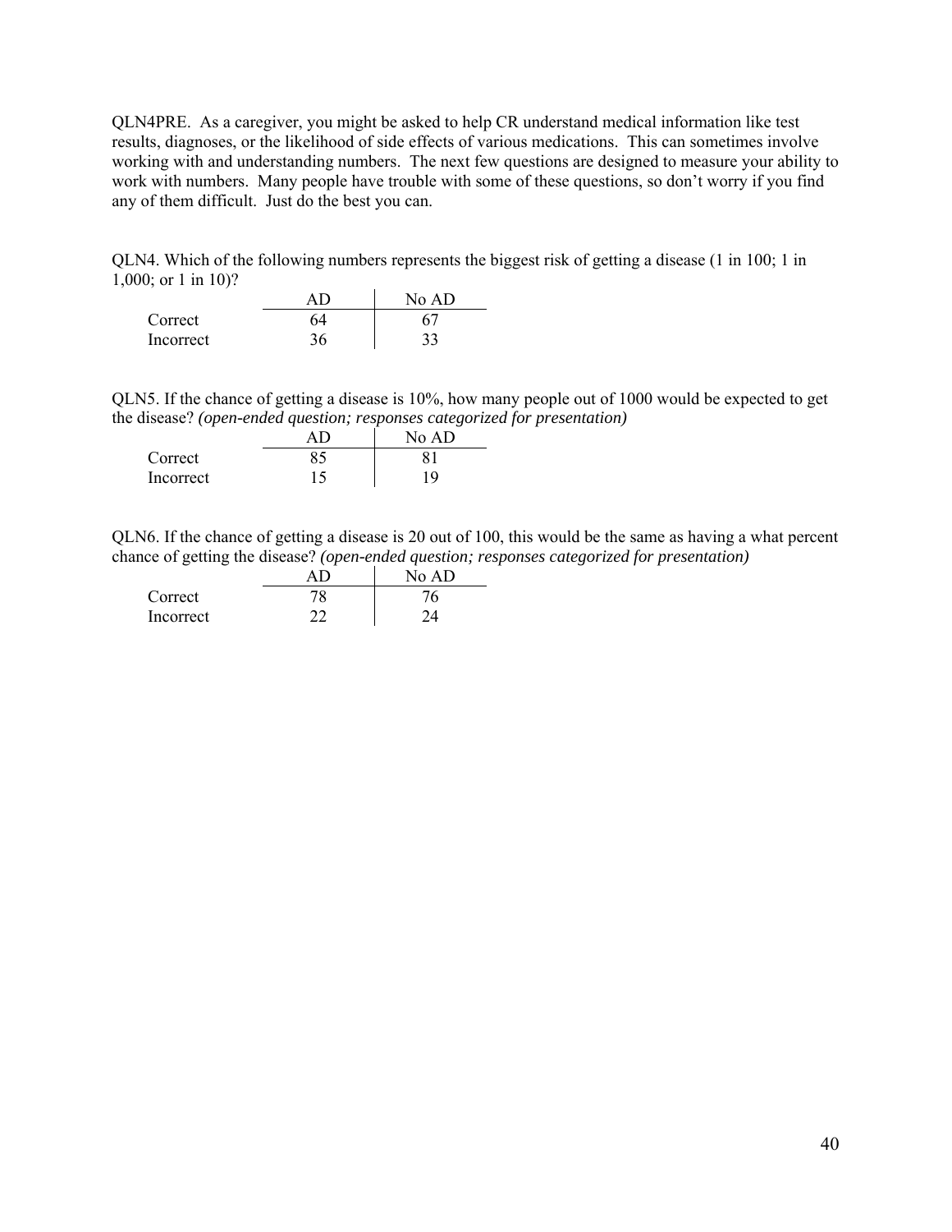QLN4PRE. As a caregiver, you might be asked to help CR understand medical information like test results, diagnoses, or the likelihood of side effects of various medications. This can sometimes involve working with and understanding numbers. The next few questions are designed to measure your ability to work with numbers. Many people have trouble with some of these questions, so don't worry if you find any of them difficult. Just do the best you can.

QLN4. Which of the following numbers represents the biggest risk of getting a disease (1 in 100; 1 in 1,000; or 1 in 10)?

| | AD | No AD |
|---|---|---|
| Correct | 64 | 67 |
| Incorrect | 36 | 33 |

QLN5. If the chance of getting a disease is 10%, how many people out of 1000 would be expected to get the disease? *(open-ended question; responses categorized for presentation)*

| | AD | No AD |
|---|---|---|
| Correct | 85 | 81 |
| Incorrect | 15 | 19 |

QLN6. If the chance of getting a disease is 20 out of 100, this would be the same as having a what percent chance of getting the disease? *(open-ended question; responses categorized for presentation)*

| | AD | No AD |
|---|---|---|
| Correct | 78 | 76 |
| Incorrect | 22 | 24 |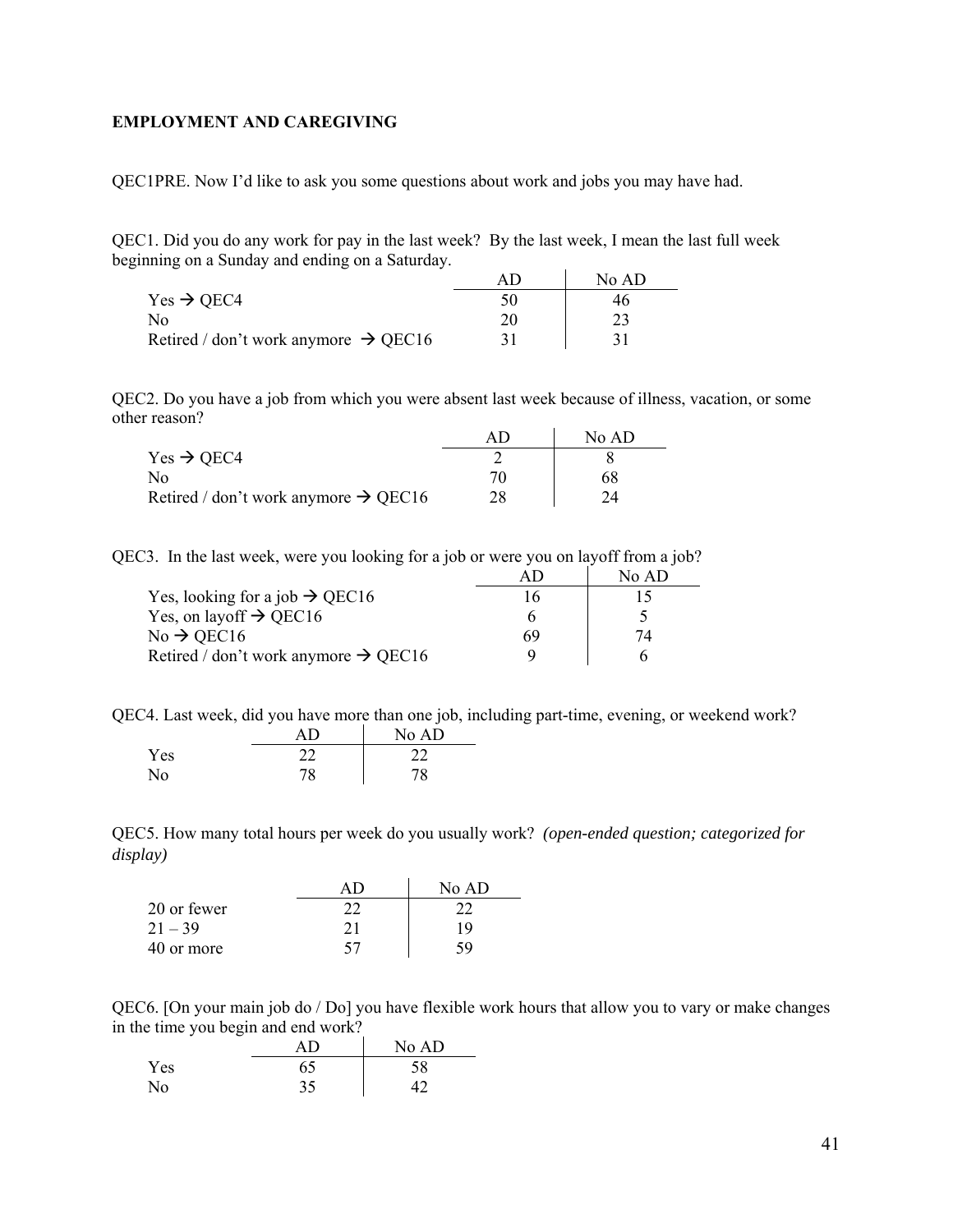**EMPLOYMENT AND CAREGIVING**

QEC1PRE. Now I'd like to ask you some questions about work and jobs you may have had.

QEC1. Did you do any work for pay in the last week? By the last week, I mean the last full week beginning on a Sunday and ending on a Saturday.

| | AD | No AD |
|---|---|---|
| Yes → QEC4 | 50 | 46 |
| No | 20 | 23 |
| Retired / don't work anymore → QEC16 | 31 | 31 |

QEC2. Do you have a job from which you were absent last week because of illness, vacation, or some other reason?

| | AD | No AD |
|---|---|---|
| Yes → QEC4 | 2 | 8 |
| No | 70 | 68 |
| Retired / don't work anymore → QEC16 | 28 | 24 |

QEC3. In the last week, were you looking for a job or were you on layoff from a job?

| | AD | No AD |
|---|---|---|
| Yes, looking for a job → QEC16 | 16 | 15 |
| Yes, on layoff → QEC16 | 6 | 5 |
| No → QEC16 | 69 | 74 |
| Retired / don't work anymore → QEC16 | 9 | 6 |

QEC4. Last week, did you have more than one job, including part-time, evening, or weekend work?

| | AD | No AD |
|---|---|---|
| Yes | 22 | 22 |
| No | 78 | 78 |

QEC5. How many total hours per week do you usually work? *(open-ended question; categorized for display)*

| | AD | No AD |
|---|---|---|
| 20 or fewer | 22 | 22 |
| 21 – 39 | 21 | 19 |
| 40 or more | 57 | 59 |

QEC6. [On your main job do / Do] you have flexible work hours that allow you to vary or make changes in the time you begin and end work?

| | AD | No AD |
|---|---|---|
| Yes | 65 | 58 |
| No | 35 | 42 |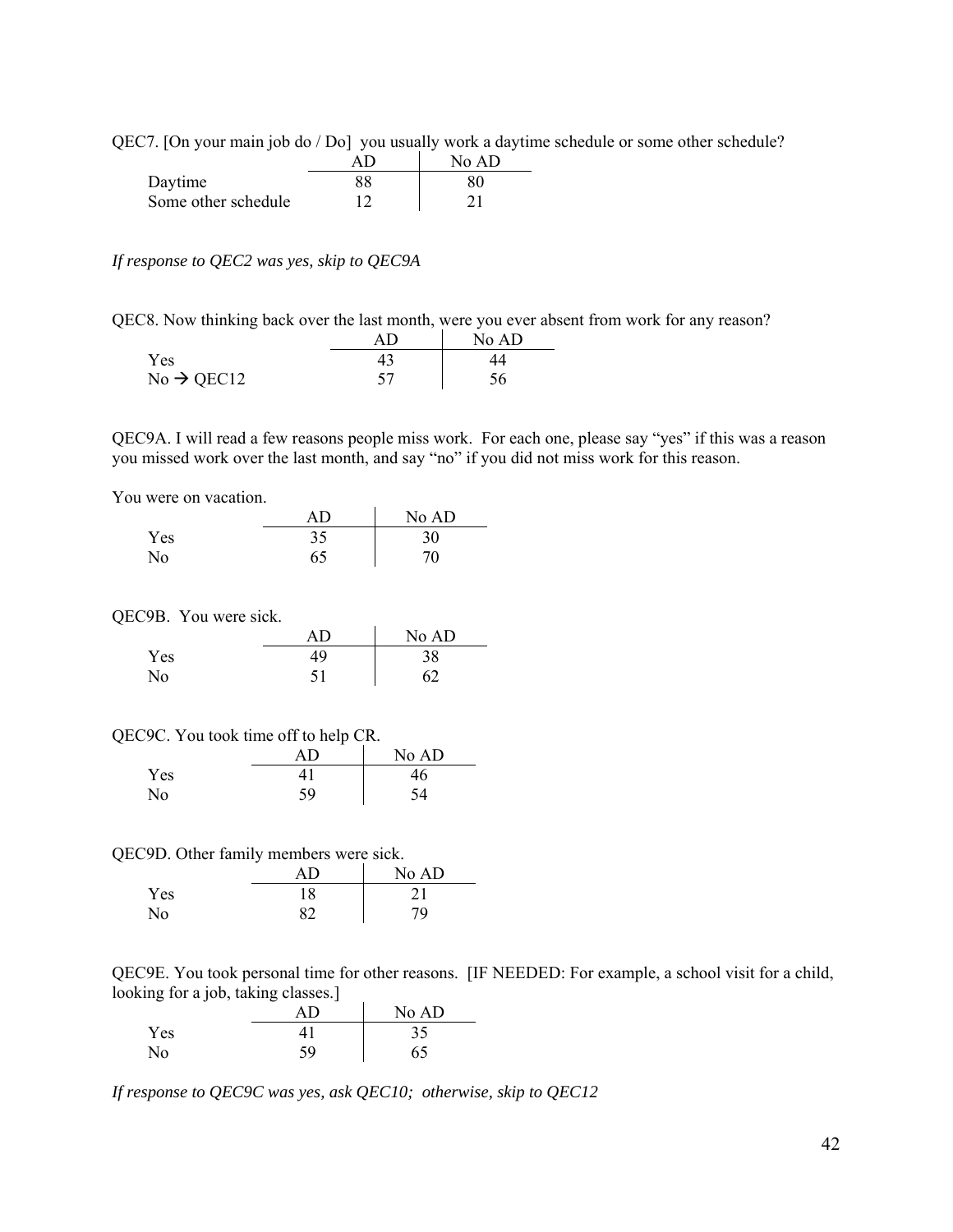QEC7. [On your main job do / Do] you usually work a daytime schedule or some other schedule?

| | AD | No AD |
|---|---|---|
| Daytime | 88 | 80 |
| Some other schedule | 12 | 21 |

*If response to QEC2 was yes, skip to QEC9A*

QEC8. Now thinking back over the last month, were you ever absent from work for any reason?

| | AD | No AD |
|---|---|---|
| Yes | 43 | 44 |
| No → QEC12 | 57 | 56 |

QEC9A. I will read a few reasons people miss work. For each one, please say "yes" if this was a reason you missed work over the last month, and say "no" if you did not miss work for this reason.

You were on vacation.

| | AD | No AD |
|---|---|---|
| Yes | 35 | 30 |
| No | 65 | 70 |

QEC9B. You were sick.

| | AD | No AD |
|---|---|---|
| Yes | 49 | 38 |
| No | 51 | 62 |

QEC9C. You took time off to help CR.

| | AD | No AD |
|---|---|---|
| Yes | 41 | 46 |
| No | 59 | 54 |

QEC9D. Other family members were sick.

| | AD | No AD |
|---|---|---|
| Yes | 18 | 21 |
| No | 82 | 79 |

QEC9E. You took personal time for other reasons. [IF NEEDED: For example, a school visit for a child, looking for a job, taking classes.]

| | AD | No AD |
|---|---|---|
| Yes | 41 | 35 |
| No | 59 | 65 |

*If response to QEC9C was yes, ask QEC10; otherwise, skip to QEC12*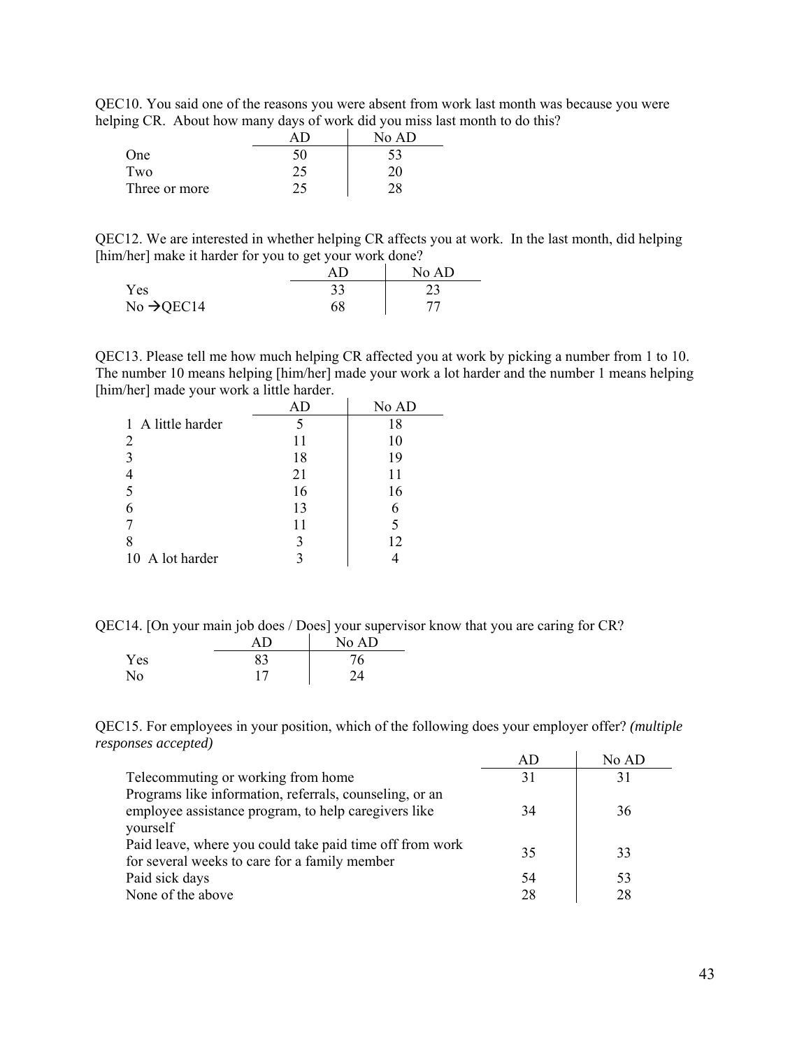QEC10. You said one of the reasons you were absent from work last month was because you were helping CR. About how many days of work did you miss last month to do this?

| | AD | No AD |
|---|---|---|
| One | 50 | 53 |
| Two | 25 | 20 |
| Three or more | 25 | 28 |

QEC12. We are interested in whether helping CR affects you at work. In the last month, did helping [him/her] make it harder for you to get your work done?

| | AD | No AD |
|---|---|---|
| Yes | 33 | 23 |
| No →QEC14 | 68 | 77 |

QEC13. Please tell me how much helping CR affected you at work by picking a number from 1 to 10. The number 10 means helping [him/her] made your work a lot harder and the number 1 means helping [him/her] made your work a little harder.

| | AD | No AD |
|---|---|---|
| 1 A little harder | 5 | 18 |
| 2 | 11 | 10 |
| 3 | 18 | 19 |
| 4 | 21 | 11 |
| 5 | 16 | 16 |
| 6 | 13 | 6 |
| 7 | 11 | 5 |
| 8 | 3 | 12 |
| 10 A lot harder | 3 | 4 |

QEC14. [On your main job does / Does] your supervisor know that you are caring for CR?

| | AD | No AD |
|---|---|---|
| Yes | 83 | 76 |
| No | 17 | 24 |

QEC15. For employees in your position, which of the following does your employer offer? *(multiple responses accepted)*

| | AD | No AD |
|---|---|---|
| Telecommuting or working from home | 31 | 31 |
| Programs like information, referrals, counseling, or an employee assistance program, to help caregivers like yourself | 34 | 36 |
| Paid leave, where you could take paid time off from work for several weeks to care for a family member | 35 | 33 |
| Paid sick days | 54 | 53 |
| None of the above | 28 | 28 |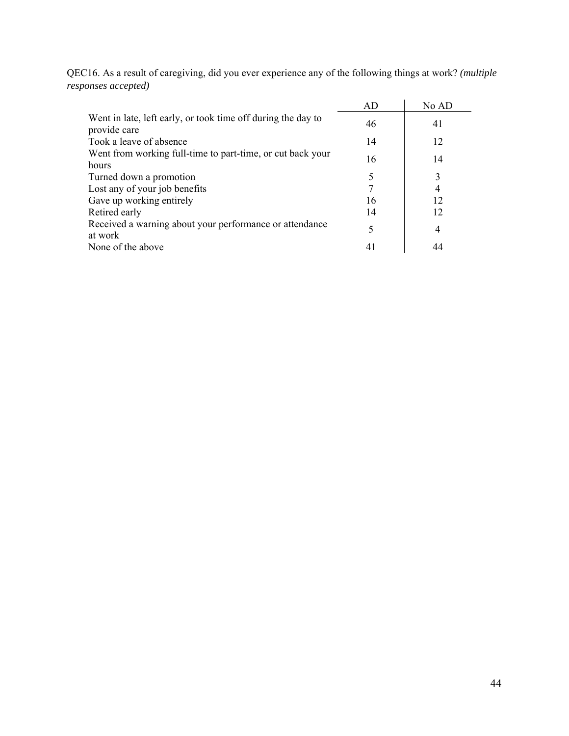QEC16. As a result of caregiving, did you ever experience any of the following things at work? *(multiple responses accepted)*

| | AD | No AD |
|---|---|---|
| Went in late, left early, or took time off during the day to provide care | 46 | 41 |
| Took a leave of absence | 14 | 12 |
| Went from working full-time to part-time, or cut back your hours | 16 | 14 |
| Turned down a promotion | 5 | 3 |
| Lost any of your job benefits | 7 | 4 |
| Gave up working entirely | 16 | 12 |
| Retired early | 14 | 12 |
| Received a warning about your performance or attendance at work | 5 | 4 |
| None of the above | 41 | 44 |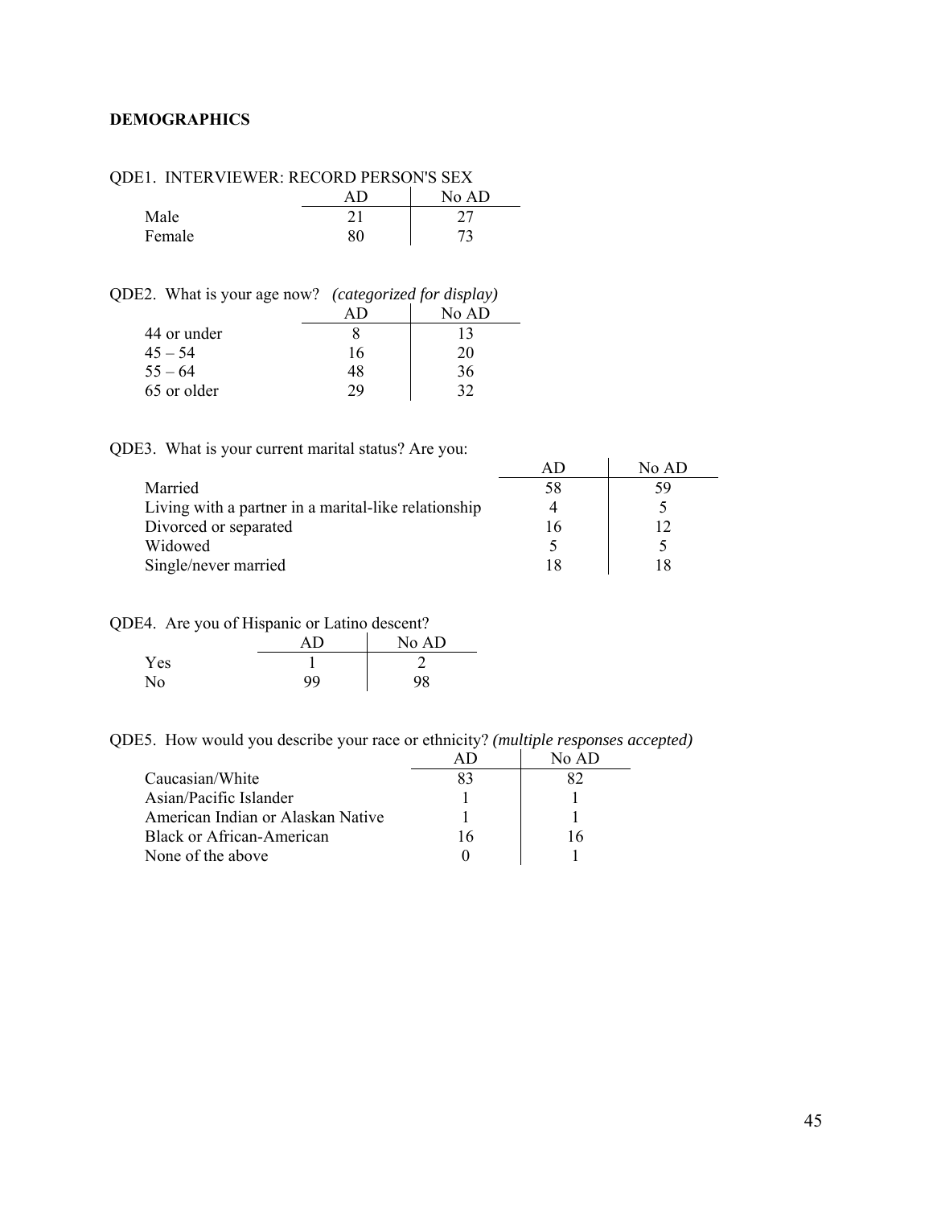**DEMOGRAPHICS**

QDE1. INTERVIEWER: RECORD PERSON'S SEX

| | AD | No AD |
|---|---|---|
| Male | 21 | 27 |
| Female | 80 | 73 |

QDE2. What is your age now? *(categorized for display)*

| | AD | No AD |
|---|---|---|
| 44 or under | 8 | 13 |
| 45 – 54 | 16 | 20 |
| 55 – 64 | 48 | 36 |
| 65 or older | 29 | 32 |

QDE3. What is your current marital status? Are you:

| | AD | No AD |
|---|---|---|
| Married | 58 | 59 |
| Living with a partner in a marital-like relationship | 4 | 5 |
| Divorced or separated | 16 | 12 |
| Widowed | 5 | 5 |
| Single/never married | 18 | 18 |

QDE4. Are you of Hispanic or Latino descent?

| | AD | No AD |
|---|---|---|
| Yes | 1 | 2 |
| No | 99 | 98 |

QDE5. How would you describe your race or ethnicity? *(multiple responses accepted)*

| | AD | No AD |
|---|---|---|
| Caucasian/White | 83 | 82 |
| Asian/Pacific Islander | 1 | 1 |
| American Indian or Alaskan Native | 1 | 1 |
| Black or African-American | 16 | 16 |
| None of the above | 0 | 1 |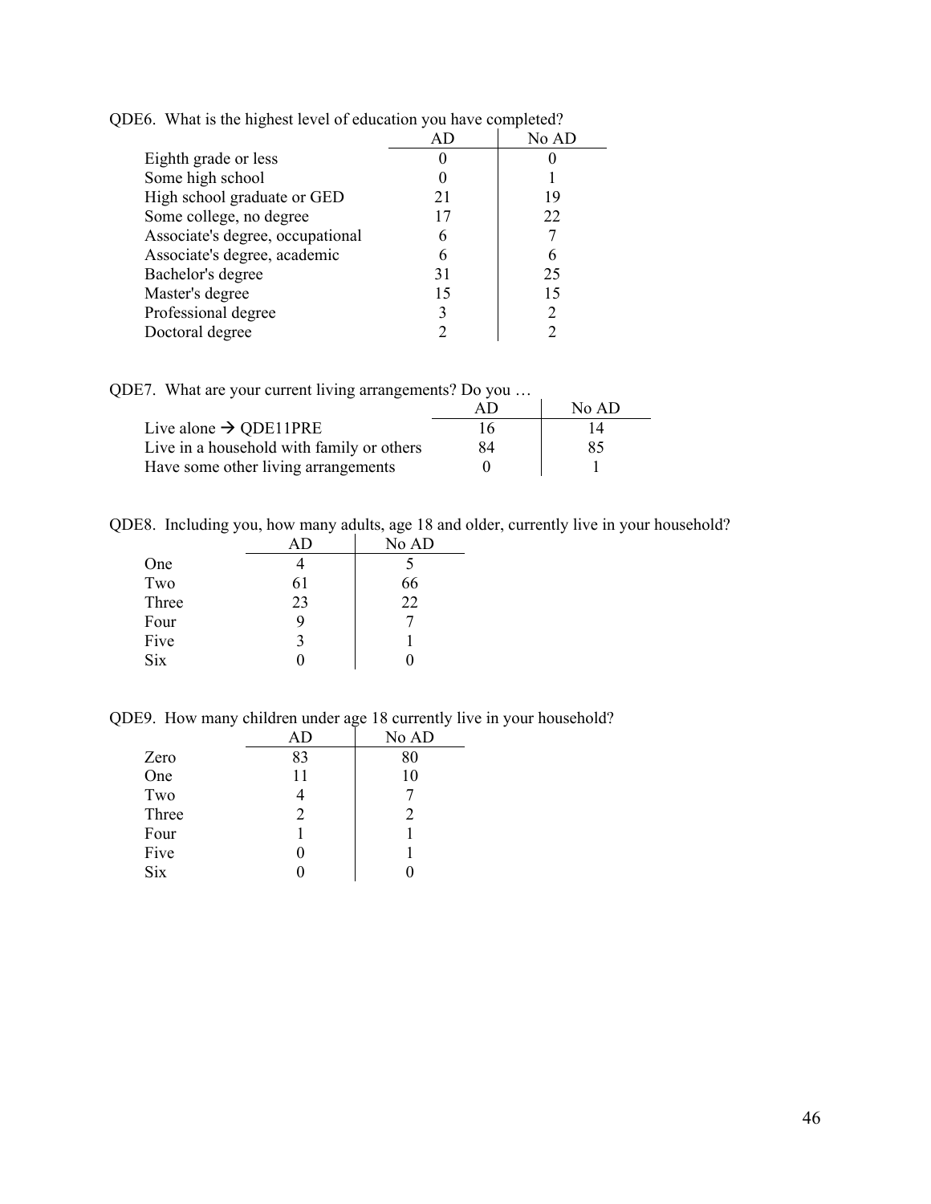QDE6. What is the highest level of education you have completed?

| | AD | No AD |
|---|---|---|
| Eighth grade or less | 0 | 0 |
| Some high school | 0 | 1 |
| High school graduate or GED | 21 | 19 |
| Some college, no degree | 17 | 22 |
| Associate's degree, occupational | 6 | 7 |
| Associate's degree, academic | 6 | 6 |
| Bachelor's degree | 31 | 25 |
| Master's degree | 15 | 15 |
| Professional degree | 3 | 2 |
| Doctoral degree | 2 | 2 |

QDE7. What are your current living arrangements? Do you …

| | AD | No AD |
|---|---|---|
| Live alone → QDE11PRE | 16 | 14 |
| Live in a household with family or others | 84 | 85 |
| Have some other living arrangements | 0 | 1 |

QDE8. Including you, how many adults, age 18 and older, currently live in your household?

| | AD | No AD |
|---|---|---|
| One | 4 | 5 |
| Two | 61 | 66 |
| Three | 23 | 22 |
| Four | 9 | 7 |
| Five | 3 | 1 |
| Six | 0 | 0 |

QDE9. How many children under age 18 currently live in your household?

| | AD | No AD |
|---|---|---|
| Zero | 83 | 80 |
| One | 11 | 10 |
| Two | 4 | 7 |
| Three | 2 | 2 |
| Four | 1 | 1 |
| Five | 0 | 1 |
| Six | 0 | 0 |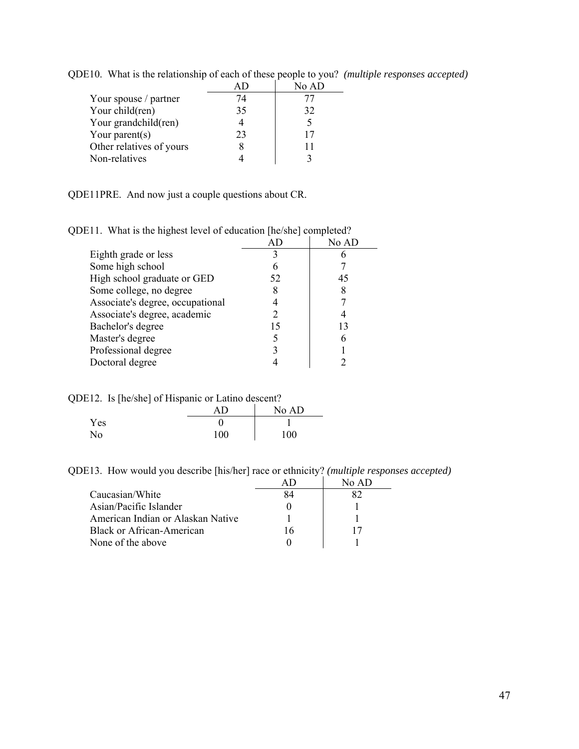QDE10. What is the relationship of each of these people to you? *(multiple responses accepted)*

| | AD | No AD |
|---|---|---|
| Your spouse / partner | 74 | 77 |
| Your child(ren) | 35 | 32 |
| Your grandchild(ren) | 4 | 5 |
| Your parent(s) | 23 | 17 |
| Other relatives of yours | 8 | 11 |
| Non-relatives | 4 | 3 |

QDE11PRE. And now just a couple questions about CR.

QDE11. What is the highest level of education [he/she] completed?

| | AD | No AD |
|---|---|---|
| Eighth grade or less | 3 | 6 |
| Some high school | 6 | 7 |
| High school graduate or GED | 52 | 45 |
| Some college, no degree | 8 | 8 |
| Associate's degree, occupational | 4 | 7 |
| Associate's degree, academic | 2 | 4 |
| Bachelor's degree | 15 | 13 |
| Master's degree | 5 | 6 |
| Professional degree | 3 | 1 |
| Doctoral degree | 4 | 2 |

QDE12. Is [he/she] of Hispanic or Latino descent?

| | AD | No AD |
|---|---|---|
| Yes | 0 | 1 |
| No | 100 | 100 |

QDE13. How would you describe [his/her] race or ethnicity? *(multiple responses accepted)*

| | AD | No AD |
|---|---|---|
| Caucasian/White | 84 | 82 |
| Asian/Pacific Islander | 0 | 1 |
| American Indian or Alaskan Native | 1 | 1 |
| Black or African-American | 16 | 17 |
| None of the above | 0 | 1 |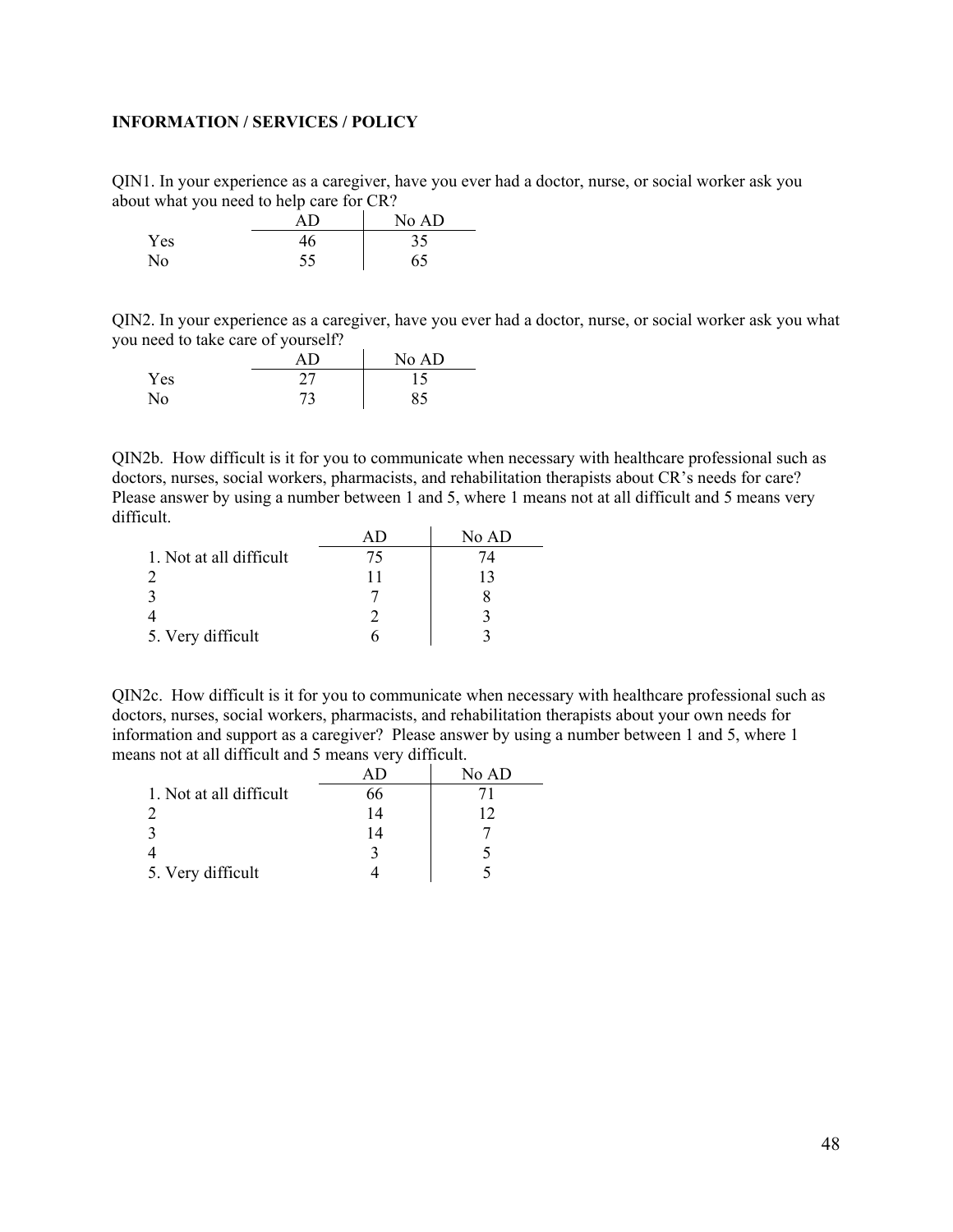**INFORMATION / SERVICES / POLICY**

QIN1. In your experience as a caregiver, have you ever had a doctor, nurse, or social worker ask you about what you need to help care for CR?

| | AD | No AD |
|---|---|---|
| Yes | 46 | 35 |
| No | 55 | 65 |

QIN2. In your experience as a caregiver, have you ever had a doctor, nurse, or social worker ask you what you need to take care of yourself?

| | AD | No AD |
|---|---|---|
| Yes | 27 | 15 |
| No | 73 | 85 |

QIN2b. How difficult is it for you to communicate when necessary with healthcare professional such as doctors, nurses, social workers, pharmacists, and rehabilitation therapists about CR's needs for care? Please answer by using a number between 1 and 5, where 1 means not at all difficult and 5 means very difficult.

| | AD | No AD |
|---|---|---|
| 1. Not at all difficult | 75 | 74 |
| 2 | 11 | 13 |
| 3 | 7 | 8 |
| 4 | 2 | 3 |
| 5. Very difficult | 6 | 3 |

QIN2c. How difficult is it for you to communicate when necessary with healthcare professional such as doctors, nurses, social workers, pharmacists, and rehabilitation therapists about your own needs for information and support as a caregiver? Please answer by using a number between 1 and 5, where 1 means not at all difficult and 5 means very difficult.

| | AD | No AD |
|---|---|---|
| 1. Not at all difficult | 66 | 71 |
| 2 | 14 | 12 |
| 3 | 14 | 7 |
| 4 | 3 | 5 |
| 5. Very difficult | 4 | 5 |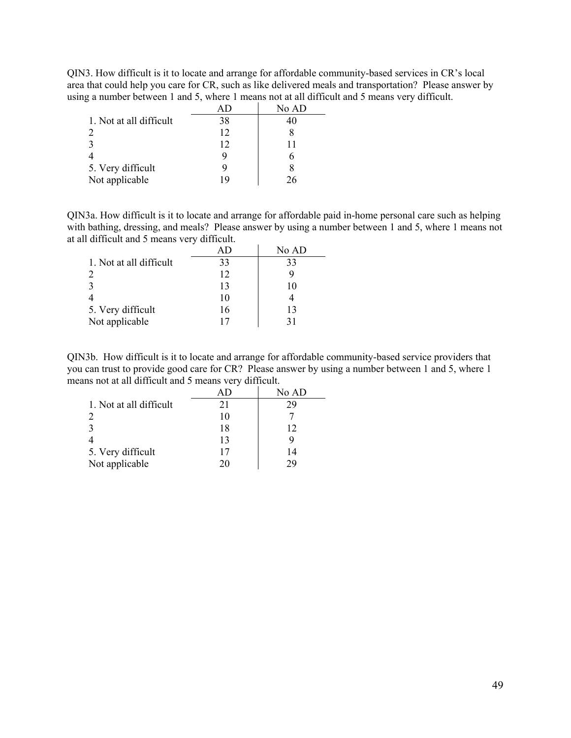QIN3. How difficult is it to locate and arrange for affordable community-based services in CR's local area that could help you care for CR, such as like delivered meals and transportation? Please answer by using a number between 1 and 5, where 1 means not at all difficult and 5 means very difficult.

| | AD | No AD |
|---|---|---|
| 1. Not at all difficult | 38 | 40 |
| 2 | 12 | 8 |
| 3 | 12 | 11 |
| 4 | 9 | 6 |
| 5. Very difficult | 9 | 8 |
| Not applicable | 19 | 26 |

QIN3a. How difficult is it to locate and arrange for affordable paid in-home personal care such as helping with bathing, dressing, and meals? Please answer by using a number between 1 and 5, where 1 means not at all difficult and 5 means very difficult.

| | AD | No AD |
|---|---|---|
| 1. Not at all difficult | 33 | 33 |
| 2 | 12 | 9 |
| 3 | 13 | 10 |
| 4 | 10 | 4 |
| 5. Very difficult | 16 | 13 |
| Not applicable | 17 | 31 |

QIN3b. How difficult is it to locate and arrange for affordable community-based service providers that you can trust to provide good care for CR? Please answer by using a number between 1 and 5, where 1 means not at all difficult and 5 means very difficult.

| | AD | No AD |
|---|---|---|
| 1. Not at all difficult | 21 | 29 |
| 2 | 10 | 7 |
| 3 | 18 | 12 |
| 4 | 13 | 9 |
| 5. Very difficult | 17 | 14 |
| Not applicable | 20 | 29 |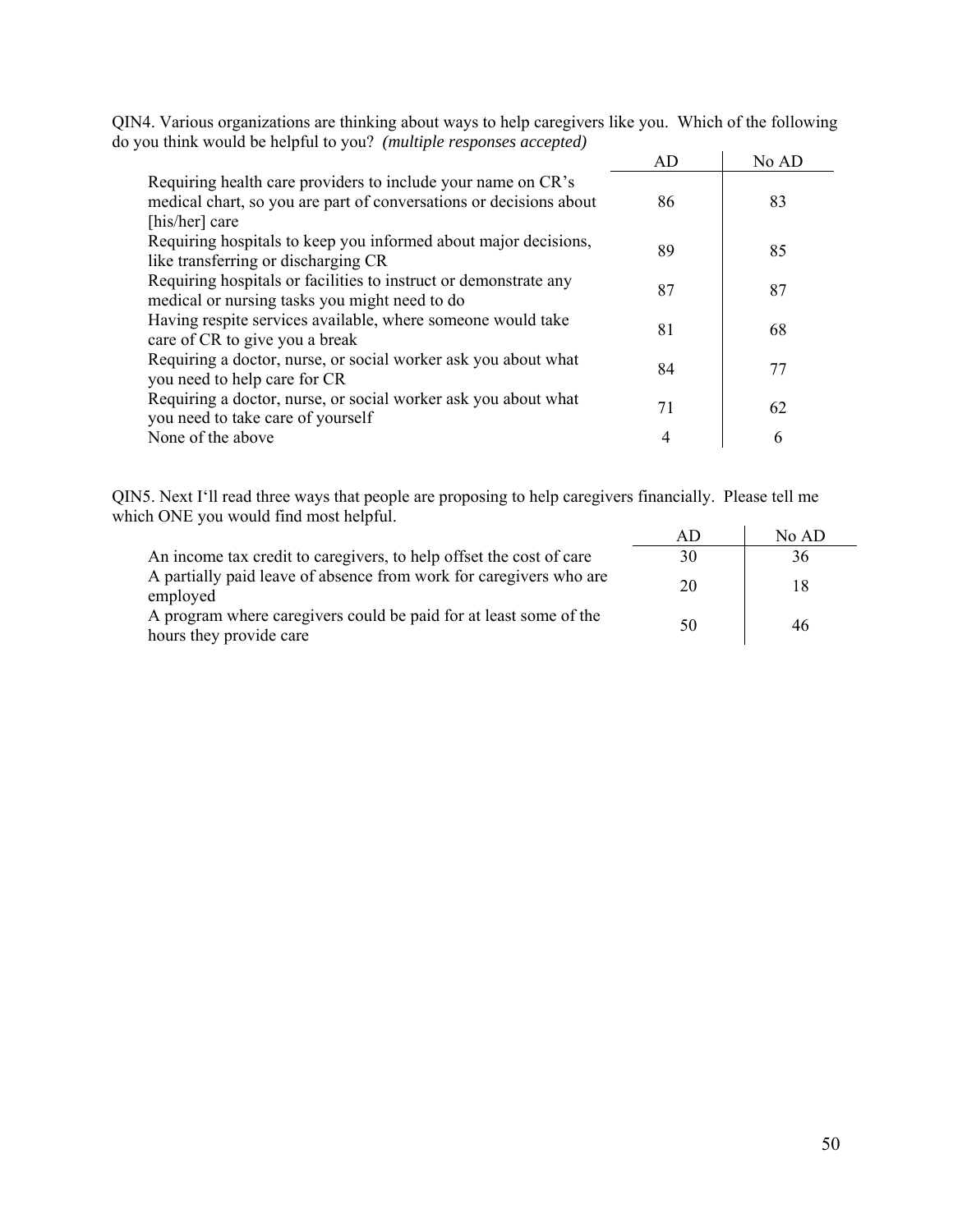QIN4. Various organizations are thinking about ways to help caregivers like you. Which of the following do you think would be helpful to you? *(multiple responses accepted)*

| | AD | No AD |
|---|---|---|
| Requiring health care providers to include your name on CR's medical chart, so you are part of conversations or decisions about [his/her] care | 86 | 83 |
| Requiring hospitals to keep you informed about major decisions, like transferring or discharging CR | 89 | 85 |
| Requiring hospitals or facilities to instruct or demonstrate any medical or nursing tasks you might need to do | 87 | 87 |
| Having respite services available, where someone would take care of CR to give you a break | 81 | 68 |
| Requiring a doctor, nurse, or social worker ask you about what you need to help care for CR | 84 | 77 |
| Requiring a doctor, nurse, or social worker ask you about what you need to take care of yourself | 71 | 62 |
| None of the above | 4 | 6 |

QIN5. Next I'll read three ways that people are proposing to help caregivers financially. Please tell me which ONE you would find most helpful.

| | AD | No AD |
|---|---|---|
| An income tax credit to caregivers, to help offset the cost of care | 30 | 36 |
| A partially paid leave of absence from work for caregivers who are employed | 20 | 18 |
| A program where caregivers could be paid for at least some of the hours they provide care | 50 | 46 |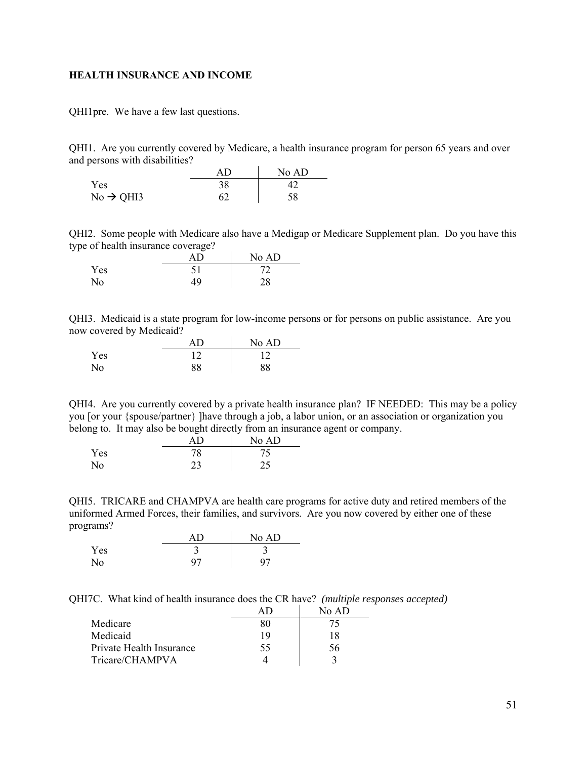**HEALTH INSURANCE AND INCOME**

QHI1pre. We have a few last questions.

QHI1. Are you currently covered by Medicare, a health insurance program for person 65 years and over and persons with disabilities?

| | AD | No AD |
|---|---|---|
| Yes | 38 | 42 |
| No → QHI3 | 62 | 58 |

QHI2. Some people with Medicare also have a Medigap or Medicare Supplement plan. Do you have this type of health insurance coverage?

| | AD | No AD |
|---|---|---|
| Yes | 51 | 72 |
| No | 49 | 28 |

QHI3. Medicaid is a state program for low-income persons or for persons on public assistance. Are you now covered by Medicaid?

| | AD | No AD |
|---|---|---|
| Yes | 12 | 12 |
| No | 88 | 88 |

QHI4. Are you currently covered by a private health insurance plan? IF NEEDED: This may be a policy you [or your {spouse/partner} ]have through a job, a labor union, or an association or organization you belong to. It may also be bought directly from an insurance agent or company.

| | AD | No AD |
|---|---|---|
| Yes | 78 | 75 |
| No | 23 | 25 |

QHI5. TRICARE and CHAMPVA are health care programs for active duty and retired members of the uniformed Armed Forces, their families, and survivors. Are you now covered by either one of these programs?

| | AD | No AD |
|---|---|---|
| Yes | 3 | 3 |
| No | 97 | 97 |

QHI7C. What kind of health insurance does the CR have? *(multiple responses accepted)*

| | AD | No AD |
|---|---|---|
| Medicare | 80 | 75 |
| Medicaid | 19 | 18 |
| Private Health Insurance | 55 | 56 |
| Tricare/CHAMPVA | 4 | 3 |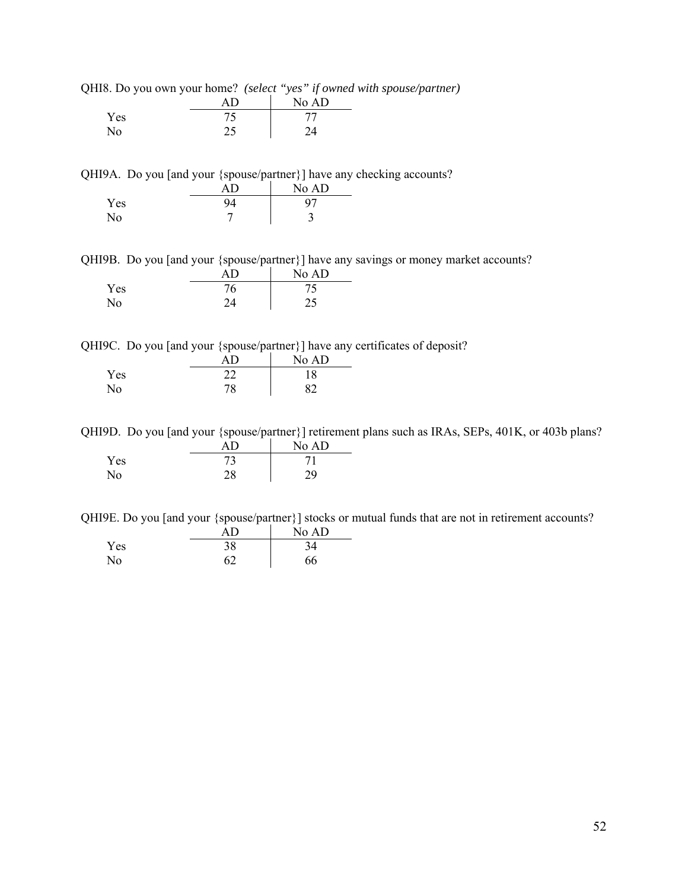QHI8. Do you own your home? *(select "yes" if owned with spouse/partner)*

| | AD | No AD |
|---|---|---|
| Yes | 75 | 77 |
| No | 25 | 24 |

QHI9A. Do you [and your {spouse/partner}] have any checking accounts?

| | AD | No AD |
|---|---|---|
| Yes | 94 | 97 |
| No | 7 | 3 |

QHI9B. Do you [and your {spouse/partner}] have any savings or money market accounts?

| | AD | No AD |
|---|---|---|
| Yes | 76 | 75 |
| No | 24 | 25 |

QHI9C. Do you [and your {spouse/partner}] have any certificates of deposit?

| | AD | No AD |
|---|---|---|
| Yes | 22 | 18 |
| No | 78 | 82 |

QHI9D. Do you [and your {spouse/partner}] retirement plans such as IRAs, SEPs, 401K, or 403b plans?

| | AD | No AD |
|---|---|---|
| Yes | 73 | 71 |
| No | 28 | 29 |

QHI9E. Do you [and your {spouse/partner}] stocks or mutual funds that are not in retirement accounts?

| | AD | No AD |
|---|---|---|
| Yes | 38 | 34 |
| No | 62 | 66 |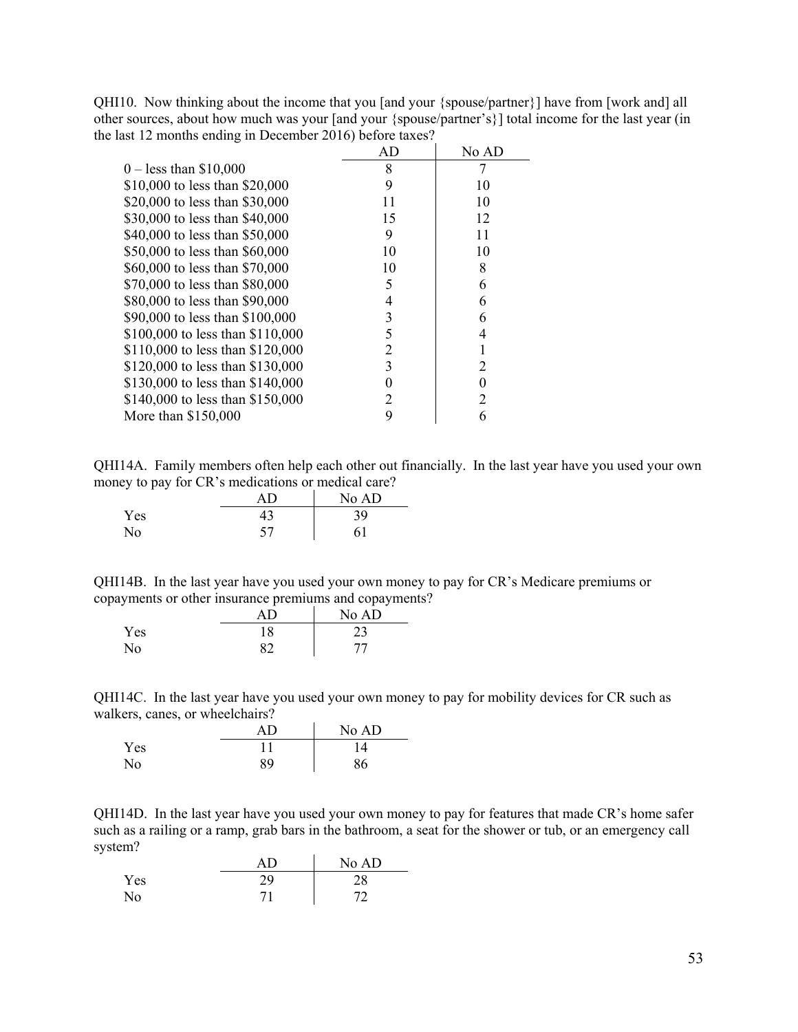QHI10. Now thinking about the income that you [and your {spouse/partner}] have from [work and] all other sources, about how much was your [and your {spouse/partner's}] total income for the last year (in the last 12 months ending in December 2016) before taxes?

| | AD | No AD |
|---|---|---|
| 0 – less than $10,000 | 8 | 7 |
| $10,000 to less than $20,000 | 9 | 10 |
| $20,000 to less than $30,000 | 11 | 10 |
| $30,000 to less than $40,000 | 15 | 12 |
| $40,000 to less than $50,000 | 9 | 11 |
| $50,000 to less than $60,000 | 10 | 10 |
| $60,000 to less than $70,000 | 10 | 8 |
| $70,000 to less than $80,000 | 5 | 6 |
| $80,000 to less than $90,000 | 4 | 6 |
| $90,000 to less than $100,000 | 3 | 6 |
| $100,000 to less than $110,000 | 5 | 4 |
| $110,000 to less than $120,000 | 2 | 1 |
| $120,000 to less than $130,000 | 3 | 2 |
| $130,000 to less than $140,000 | 0 | 0 |
| $140,000 to less than $150,000 | 2 | 2 |
| More than $150,000 | 9 | 6 |

QHI14A. Family members often help each other out financially. In the last year have you used your own money to pay for CR's medications or medical care?

| | AD | No AD |
|---|---|---|
| Yes | 43 | 39 |
| No | 57 | 61 |

QHI14B. In the last year have you used your own money to pay for CR's Medicare premiums or copayments or other insurance premiums and copayments?

| | AD | No AD |
|---|---|---|
| Yes | 18 | 23 |
| No | 82 | 77 |

QHI14C. In the last year have you used your own money to pay for mobility devices for CR such as walkers, canes, or wheelchairs?

| | AD | No AD |
|---|---|---|
| Yes | 11 | 14 |
| No | 89 | 86 |

QHI14D. In the last year have you used your own money to pay for features that made CR's home safer such as a railing or a ramp, grab bars in the bathroom, a seat for the shower or tub, or an emergency call system?

| | AD | No AD |
|---|---|---|
| Yes | 29 | 28 |
| No | 71 | 72 |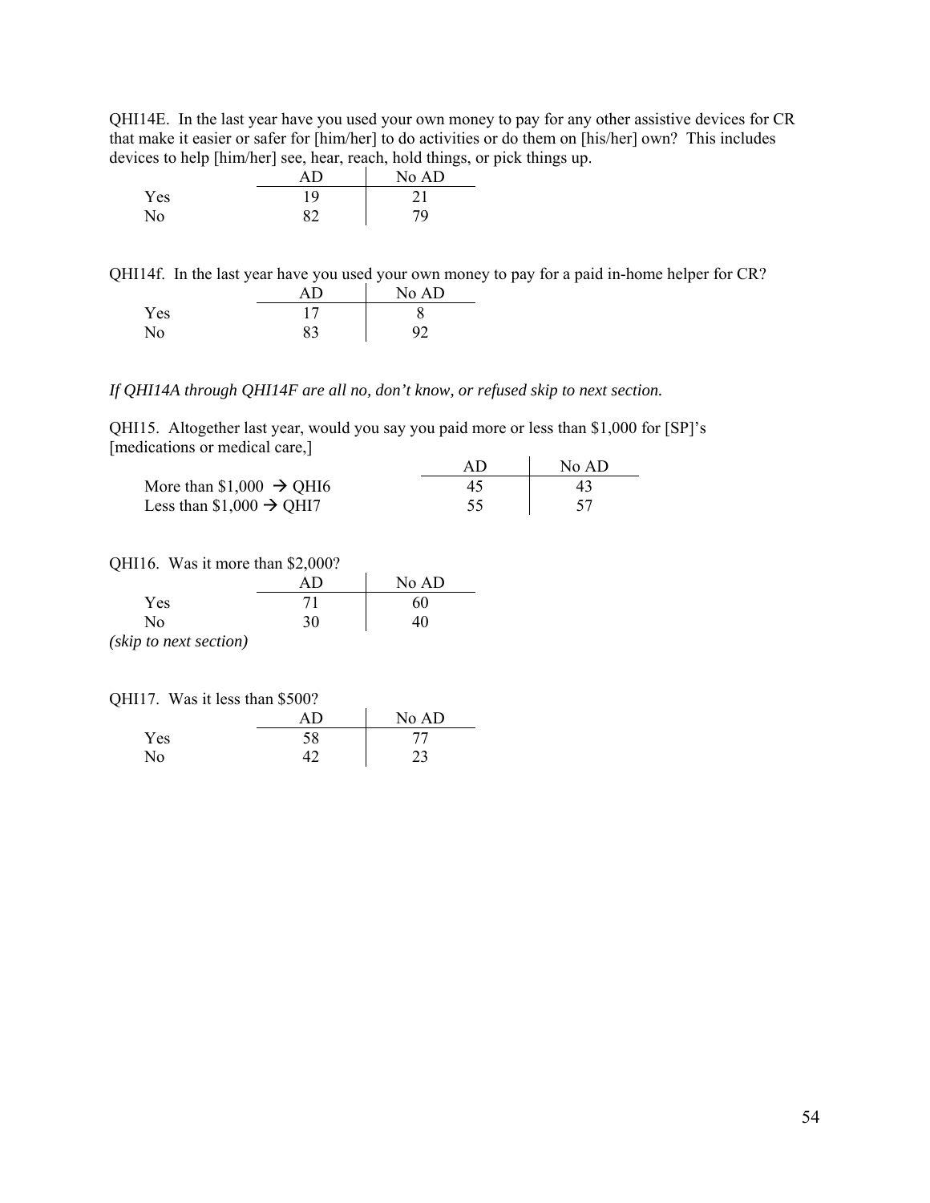QHI14E. In the last year have you used your own money to pay for any other assistive devices for CR that make it easier or safer for [him/her] to do activities or do them on [his/her] own? This includes devices to help [him/her] see, hear, reach, hold things, or pick things up.

| | AD | No AD |
|---|---|---|
| Yes | 19 | 21 |
| No | 82 | 79 |

QHI14f. In the last year have you used your own money to pay for a paid in-home helper for CR?

| | AD | No AD |
|---|---|---|
| Yes | 17 | 8 |
| No | 83 | 92 |

*If QHI14A through QHI14F are all no, don't know, or refused skip to next section.*

QHI15. Altogether last year, would you say you paid more or less than $1,000 for [SP]'s [medications or medical care,]

| | AD | No AD |
|---|---|---|
| More than $1,000 → QHI6 | 45 | 43 |
| Less than $1,000 → QHI7 | 55 | 57 |

QHI16. Was it more than $2,000?

| | AD | No AD |
|---|---|---|
| Yes | 71 | 60 |
| No | 30 | 40 |

*(skip to next section)*

QHI17. Was it less than $500?

| | AD | No AD |
|---|---|---|
| Yes | 58 | 77 |
| No | 42 | 23 |